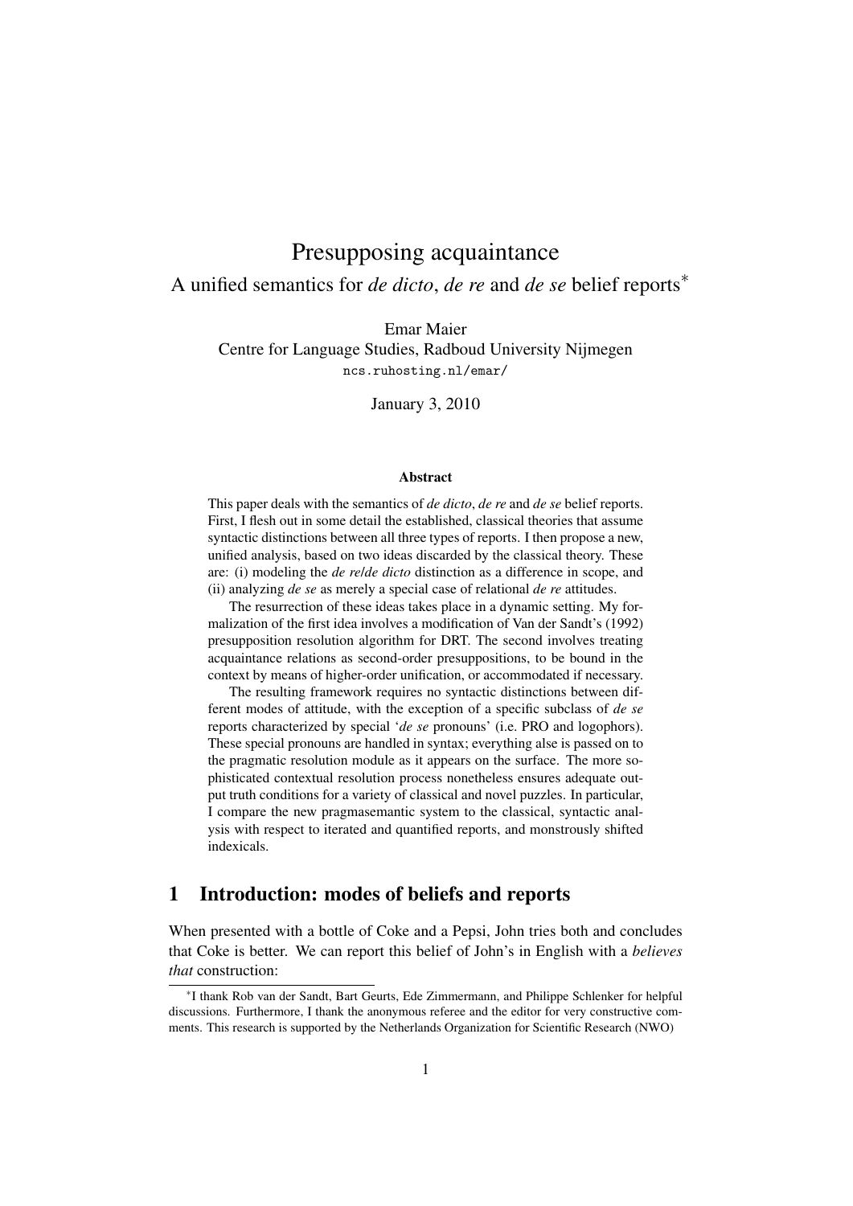# Presupposing acquaintance

A unified semantics for *de dicto*, *de re* and *de se* belief reports*

Emar Maier
Centre for Language Studies, Radboud University Nijmegen
ncs.ruhosting.nl/emar/

January 3, 2010

### Abstract

This paper deals with the semantics of *de dicto*, *de re* and *de se* belief reports. First, I flesh out in some detail the established, classical theories that assume syntactic distinctions between all three types of reports. I then propose a new, unified analysis, based on two ideas discarded by the classical theory. These are: (i) modeling the *de re*/*de dicto* distinction as a difference in scope, and (ii) analyzing *de se* as merely a special case of relational *de re* attitudes.

The resurrection of these ideas takes place in a dynamic setting. My formalization of the first idea involves a modification of Van der Sandt's (1992) presupposition resolution algorithm for DRT. The second involves treating acquaintance relations as second-order presuppositions, to be bound in the context by means of higher-order unification, or accommodated if necessary.

The resulting framework requires no syntactic distinctions between different modes of attitude, with the exception of a specific subclass of *de se* reports characterized by special '*de se* pronouns' (i.e. PRO and logophors). These special pronouns are handled in syntax; everything alse is passed on to the pragmatic resolution module as it appears on the surface. The more sophisticated contextual resolution process nonetheless ensures adequate output truth conditions for a variety of classical and novel puzzles. In particular, I compare the new pragmasemantic system to the classical, syntactic analysis with respect to iterated and quantified reports, and monstrously shifted indexicals.

## 1 Introduction: modes of beliefs and reports

When presented with a bottle of Coke and a Pepsi, John tries both and concludes that Coke is better. We can report this belief of John's in English with a *believes that* construction:

*I thank Rob van der Sandt, Bart Geurts, Ede Zimmermann, and Philippe Schlenker for helpful discussions. Furthermore, I thank the anonymous referee and the editor for very constructive comments. This research is supported by the Netherlands Organization for Scientific Research (NWO)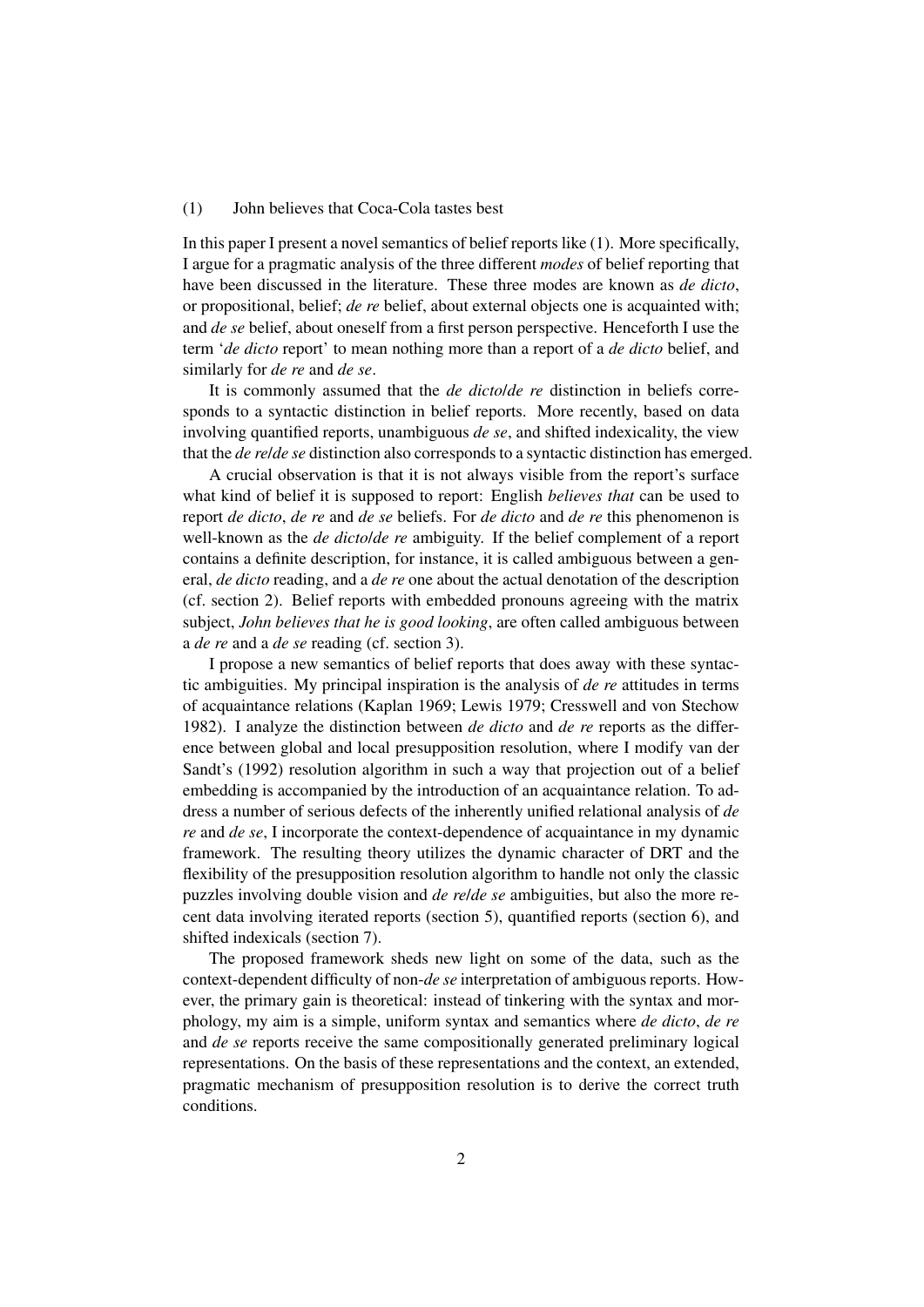(1) John believes that Coca-Cola tastes best

In this paper I present a novel semantics of belief reports like (1). More specifically, I argue for a pragmatic analysis of the three different *modes* of belief reporting that have been discussed in the literature. These three modes are known as *de dicto*, or propositional, belief; *de re* belief, about external objects one is acquainted with; and *de se* belief, about oneself from a first person perspective. Henceforth I use the term '*de dicto* report' to mean nothing more than a report of a *de dicto* belief, and similarly for *de re* and *de se*.

It is commonly assumed that the *de dicto*/*de re* distinction in beliefs corresponds to a syntactic distinction in belief reports. More recently, based on data involving quantified reports, unambiguous *de se*, and shifted indexicality, the view that the *de re*/*de se* distinction also corresponds to a syntactic distinction has emerged.

A crucial observation is that it is not always visible from the report's surface what kind of belief it is supposed to report: English *believes that* can be used to report *de dicto*, *de re* and *de se* beliefs. For *de dicto* and *de re* this phenomenon is well-known as the *de dicto*/*de re* ambiguity. If the belief complement of a report contains a definite description, for instance, it is called ambiguous between a general, *de dicto* reading, and a *de re* one about the actual denotation of the description (cf. section 2). Belief reports with embedded pronouns agreeing with the matrix subject, *John believes that he is good looking*, are often called ambiguous between a *de re* and a *de se* reading (cf. section 3).

I propose a new semantics of belief reports that does away with these syntactic ambiguities. My principal inspiration is the analysis of *de re* attitudes in terms of acquaintance relations (Kaplan 1969; Lewis 1979; Cresswell and von Stechow 1982). I analyze the distinction between *de dicto* and *de re* reports as the difference between global and local presupposition resolution, where I modify van der Sandt's (1992) resolution algorithm in such a way that projection out of a belief embedding is accompanied by the introduction of an acquaintance relation. To address a number of serious defects of the inherently unified relational analysis of *de re* and *de se*, I incorporate the context-dependence of acquaintance in my dynamic framework. The resulting theory utilizes the dynamic character of DRT and the flexibility of the presupposition resolution algorithm to handle not only the classic puzzles involving double vision and *de re*/*de se* ambiguities, but also the more recent data involving iterated reports (section 5), quantified reports (section 6), and shifted indexicals (section 7).

The proposed framework sheds new light on some of the data, such as the context-dependent difficulty of non-*de se* interpretation of ambiguous reports. However, the primary gain is theoretical: instead of tinkering with the syntax and morphology, my aim is a simple, uniform syntax and semantics where *de dicto*, *de re* and *de se* reports receive the same compositionally generated preliminary logical representations. On the basis of these representations and the context, an extended, pragmatic mechanism of presupposition resolution is to derive the correct truth conditions.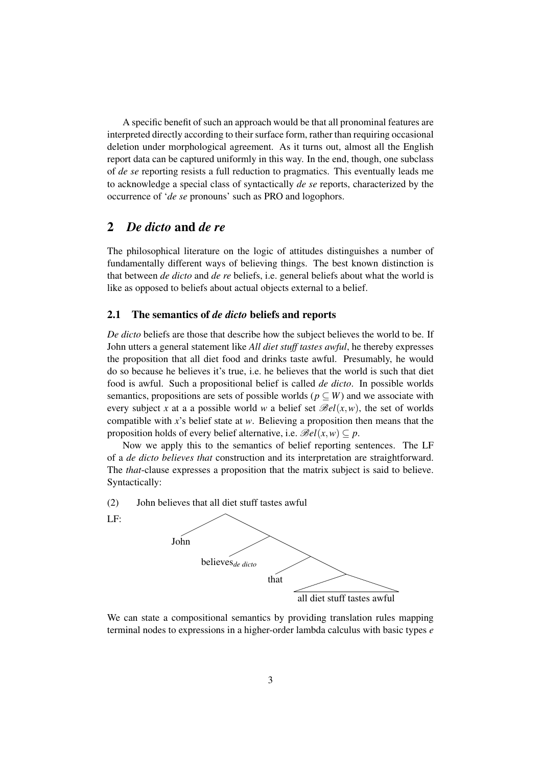A specific benefit of such an approach would be that all pronominal features are interpreted directly according to their surface form, rather than requiring occasional deletion under morphological agreement. As it turns out, almost all the English report data can be captured uniformly in this way. In the end, though, one subclass of *de se* reporting resists a full reduction to pragmatics. This eventually leads me to acknowledge a special class of syntactically *de se* reports, characterized by the occurrence of '*de se* pronouns' such as PRO and logophors.

## 2 *De dicto* and *de re*

The philosophical literature on the logic of attitudes distinguishes a number of fundamentally different ways of believing things. The best known distinction is that between *de dicto* and *de re* beliefs, i.e. general beliefs about what the world is like as opposed to beliefs about actual objects external to a belief.

### 2.1 The semantics of *de dicto* beliefs and reports

*De dicto* beliefs are those that describe how the subject believes the world to be. If John utters a general statement like *All diet stuff tastes awful*, he thereby expresses the proposition that all diet food and drinks taste awful. Presumably, he would do so because he believes it's true, i.e. he believes that the world is such that diet food is awful. Such a propositional belief is called *de dicto*. In possible worlds semantics, propositions are sets of possible worlds ($p \subseteq W$) and we associate with every subject $x$ at a a possible world $w$ a belief set $\mathscr{B}el(x,w)$, the set of worlds compatible with $x$'s belief state at $w$. Believing a proposition then means that the proposition holds of every belief alternative, i.e. $\mathscr{B}el(x,w) \subseteq p$.

Now we apply this to the semantics of belief reporting sentences. The LF of a *de dicto believes that* construction and its interpretation are straightforward. The *that*-clause expresses a proposition that the matrix subject is said to believe. Syntactically:

(2) John believes that all diet stuff tastes awful

LF: [John [believes$_{de\ dicto}$ [that [all diet stuff tastes awful]]]]

We can state a compositional semantics by providing translation rules mapping terminal nodes to expressions in a higher-order lambda calculus with basic types $e$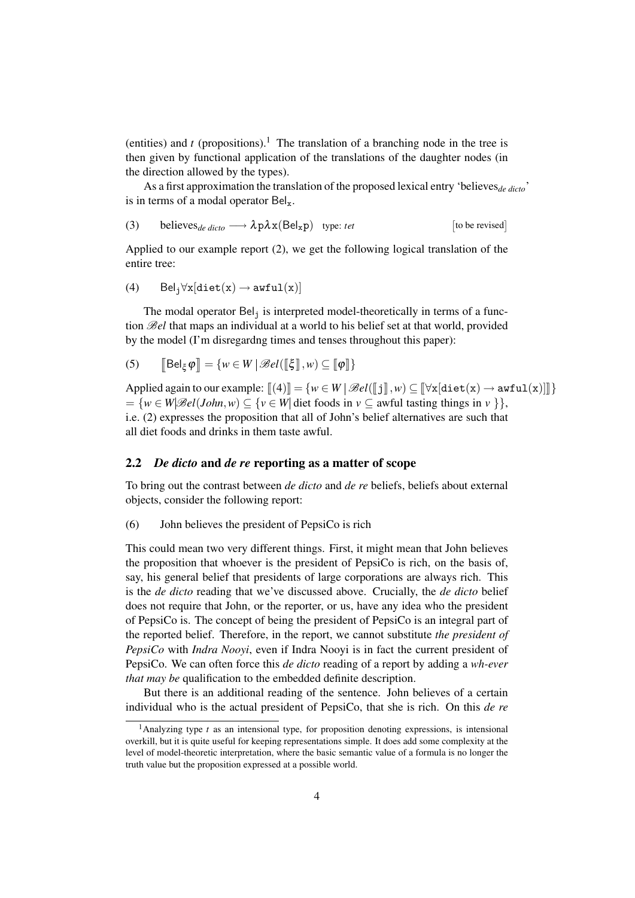(entities) and $t$ (propositions).[1] The translation of a branching node in the tree is then given by functional application of the translations of the daughter nodes (in the direction allowed by the types).

As a first approximation the translation of the proposed lexical entry 'believes$_{de\ dicto}$' is in terms of a modal operator $\mathsf{Bel}_{\mathtt{x}}$.

(3) believes$_{de\ dicto}$ $\longrightarrow \lambda \mathtt{p} \lambda \mathtt{x}(\mathsf{Bel}_{\mathtt{x}}\mathtt{p})$ type: *tet* [to be revised]

Applied to our example report (2), we get the following logical translation of the entire tree:

(4) $\mathsf{Bel}_{\mathtt{j}} \forall \mathtt{x}[\mathtt{diet}(\mathtt{x}) \rightarrow \mathtt{awful}(\mathtt{x})]$

The modal operator $\mathsf{Bel}_{\mathtt{j}}$ is interpreted model-theoretically in terms of a function $\mathscr{B}el$ that maps an individual at a world to his belief set at that world, provided by the model (I'm disregardng times and tenses throughout this paper):

(5) $[\![\mathsf{Bel}_{\xi}\varphi]\!] = \{w \in W \mid \mathscr{B}el([\![\xi]\!], w) \subseteq [\![\varphi]\!]\}$

Applied again to our example: $[\![(4)]\!] = \{w \in W \mid \mathscr{B}el([\![\mathtt{j}]\!], w) \subseteq [\![\forall \mathtt{x}[\mathtt{diet}(\mathtt{x}) \rightarrow \mathtt{awful}(\mathtt{x})]]\!]\}$ $= \{w \in W | \mathscr{B}el(John, w) \subseteq \{v \in W |$ diet foods in $v \subseteq$ awful tasting things in $v\}\}$, i.e. (2) expresses the proposition that all of John's belief alternatives are such that all diet foods and drinks in them taste awful.

## 2.2 *De dicto* and *de re* reporting as a matter of scope

To bring out the contrast between *de dicto* and *de re* beliefs, beliefs about external objects, consider the following report:

(6) John believes the president of PepsiCo is rich

This could mean two very different things. First, it might mean that John believes the proposition that whoever is the president of PepsiCo is rich, on the basis of, say, his general belief that presidents of large corporations are always rich. This is the *de dicto* reading that we've discussed above. Crucially, the *de dicto* belief does not require that John, or the reporter, or us, have any idea who the president of PepsiCo is. The concept of being the president of PepsiCo is an integral part of the reported belief. Therefore, in the report, we cannot substitute *the president of PepsiCo* with *Indra Nooyi*, even if Indra Nooyi is in fact the current president of PepsiCo. We can often force this *de dicto* reading of a report by adding a *wh-ever that may be* qualification to the embedded definite description.

But there is an additional reading of the sentence. John believes of a certain individual who is the actual president of PepsiCo, that she is rich. On this *de re*

[1] Analyzing type $t$ as an intensional type, for proposition denoting expressions, is intensional overkill, but it is quite useful for keeping representations simple. It does add some complexity at the level of model-theoretic interpretation, where the basic semantic value of a formula is no longer the truth value but the proposition expressed at a possible world.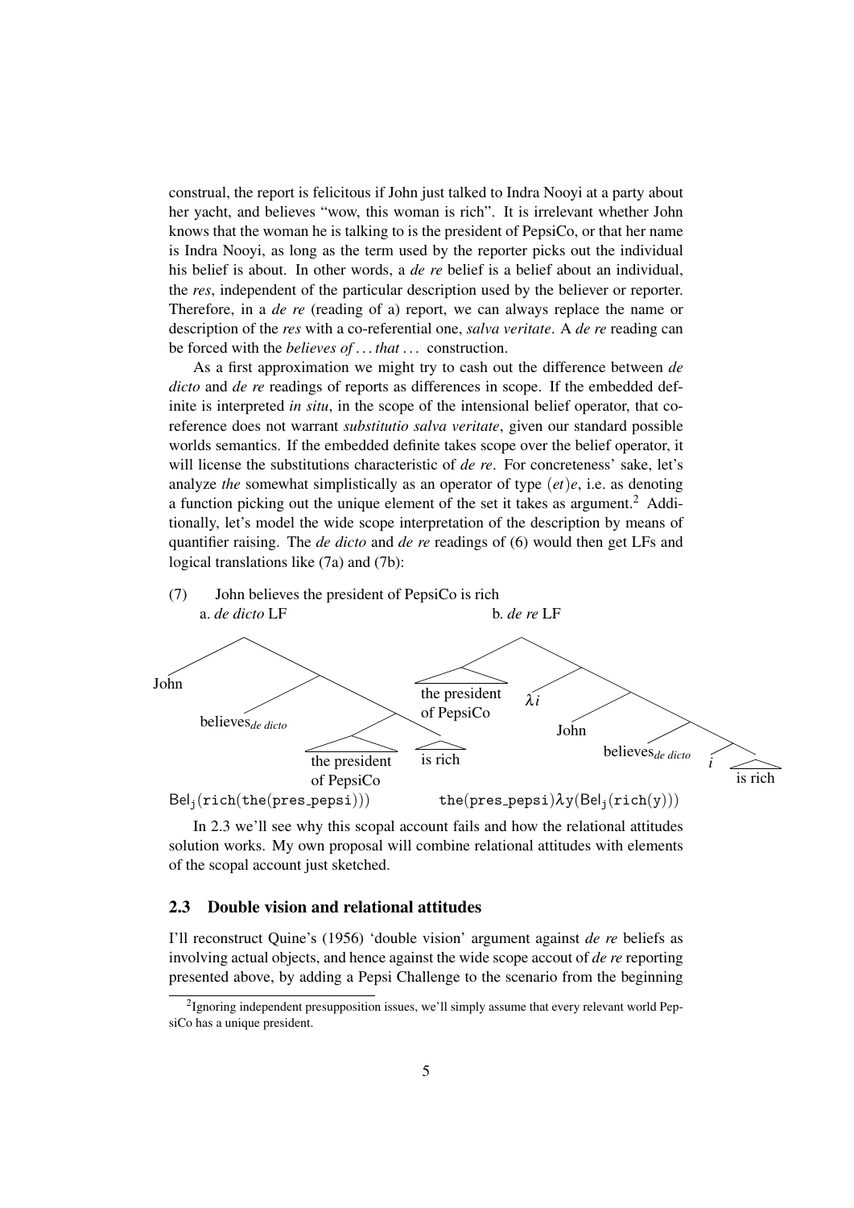construal, the report is felicitous if John just talked to Indra Nooyi at a party about her yacht, and believes "wow, this woman is rich". It is irrelevant whether John knows that the woman he is talking to is the president of PepsiCo, or that her name is Indra Nooyi, as long as the term used by the reporter picks out the individual his belief is about. In other words, a *de re* belief is a belief about an individual, the *res*, independent of the particular description used by the believer or reporter. Therefore, in a *de re* (reading of a) report, we can always replace the name or description of the *res* with a co-referential one, *salva veritate*. A *de re* reading can be forced with the *believes of ... that ...* construction.

As a first approximation we might try to cash out the difference between *de dicto* and *de re* readings of reports as differences in scope. If the embedded definite is interpreted *in situ*, in the scope of the intensional belief operator, that coreference does not warrant *substitutio salva veritate*, given our standard possible worlds semantics. If the embedded definite takes scope over the belief operator, it will license the substitutions characteristic of *de re*. For concreteness' sake, let's analyze *the* somewhat simplistically as an operator of type $(et)e$, i.e. as denoting a function picking out the unique element of the set it takes as argument.[2] Additionally, let's model the wide scope interpretation of the description by means of quantifier raising. The *de dicto* and *de re* readings of (6) would then get LFs and logical translations like (7a) and (7b):

(7) John believes the president of PepsiCo is rich

a. *de dicto* LF

[John [believes$_{de\ dicto}$ [[the president of PepsiCo] [is rich]]]]

$\mathsf{Bel_j}(\mathtt{rich}(\mathtt{the}(\mathtt{pres\_pepsi})))$

b. *de re* LF

[[the president of PepsiCo] [$\lambda i$ [John [believes$_{de\ dicto}$ [$i$ [is rich]]]]]]

$\mathtt{the}(\mathtt{pres\_pepsi})\lambda \mathtt{y}(\mathsf{Bel_j}(\mathtt{rich}(\mathtt{y})))$

In 2.3 we'll see why this scopal account fails and how the relational attitudes solution works. My own proposal will combine relational attitudes with elements of the scopal account just sketched.

### 2.3 Double vision and relational attitudes

I'll reconstruct Quine's (1956) 'double vision' argument against *de re* beliefs as involving actual objects, and hence against the wide scope accout of *de re* reporting presented above, by adding a Pepsi Challenge to the scenario from the beginning

[2] Ignoring independent presupposition issues, we'll simply assume that every relevant world PepsiCo has a unique president.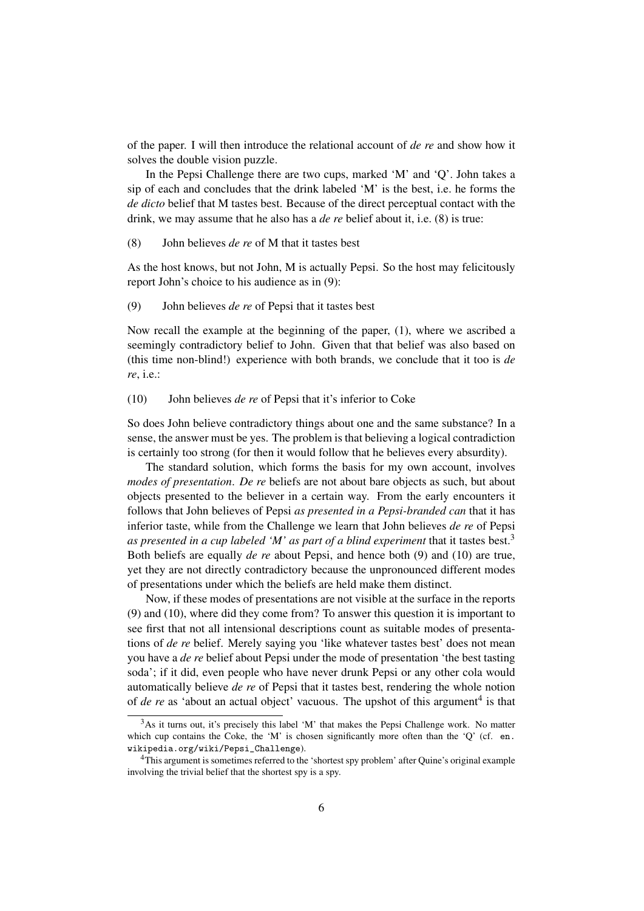of the paper. I will then introduce the relational account of *de re* and show how it solves the double vision puzzle.

In the Pepsi Challenge there are two cups, marked 'M' and 'Q'. John takes a sip of each and concludes that the drink labeled 'M' is the best, i.e. he forms the *de dicto* belief that M tastes best. Because of the direct perceptual contact with the drink, we may assume that he also has a *de re* belief about it, i.e. (8) is true:

(8) John believes *de re* of M that it tastes best

As the host knows, but not John, M is actually Pepsi. So the host may felicitously report John's choice to his audience as in (9):

(9) John believes *de re* of Pepsi that it tastes best

Now recall the example at the beginning of the paper, (1), where we ascribed a seemingly contradictory belief to John. Given that that belief was also based on (this time non-blind!) experience with both brands, we conclude that it too is *de re*, i.e.:

(10) John believes *de re* of Pepsi that it's inferior to Coke

So does John believe contradictory things about one and the same substance? In a sense, the answer must be yes. The problem is that believing a logical contradiction is certainly too strong (for then it would follow that he believes every absurdity).

The standard solution, which forms the basis for my own account, involves *modes of presentation*. *De re* beliefs are not about bare objects as such, but about objects presented to the believer in a certain way. From the early encounters it follows that John believes of Pepsi *as presented in a Pepsi-branded can* that it has inferior taste, while from the Challenge we learn that John believes *de re* of Pepsi *as presented in a cup labeled 'M' as part of a blind experiment* that it tastes best.[3] Both beliefs are equally *de re* about Pepsi, and hence both (9) and (10) are true, yet they are not directly contradictory because the unpronounced different modes of presentations under which the beliefs are held make them distinct.

Now, if these modes of presentations are not visible at the surface in the reports (9) and (10), where did they come from? To answer this question it is important to see first that not all intensional descriptions count as suitable modes of presentations of *de re* belief. Merely saying you 'like whatever tastes best' does not mean you have a *de re* belief about Pepsi under the mode of presentation 'the best tasting soda'; if it did, even people who have never drunk Pepsi or any other cola would automatically believe *de re* of Pepsi that it tastes best, rendering the whole notion of *de re* as 'about an actual object' vacuous. The upshot of this argument[4] is that

[3] As it turns out, it's precisely this label 'M' that makes the Pepsi Challenge work. No matter which cup contains the Coke, the 'M' is chosen significantly more often than the 'Q' (cf. `en.wikipedia.org/wiki/Pepsi_Challenge`).

[4] This argument is sometimes referred to the 'shortest spy problem' after Quine's original example involving the trivial belief that the shortest spy is a spy.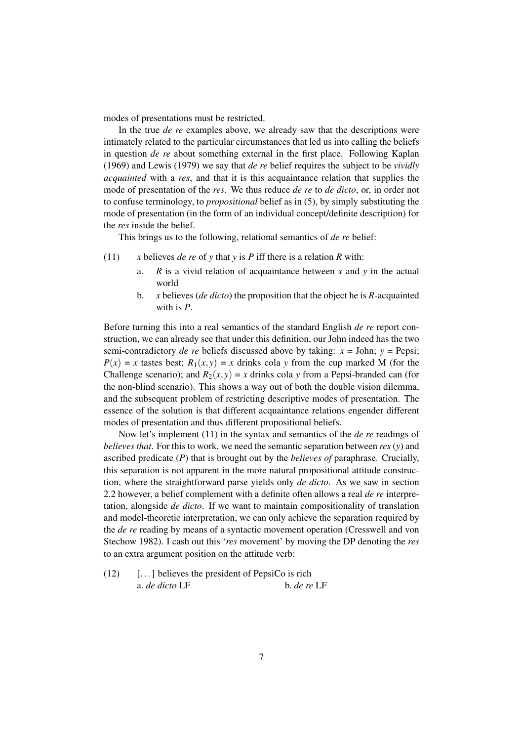modes of presentations must be restricted.

In the true *de re* examples above, we already saw that the descriptions were intimately related to the particular circumstances that led us into calling the beliefs in question *de re* about something external in the first place. Following Kaplan (1969) and Lewis (1979) we say that *de re* belief requires the subject to be *vividly acquainted* with a *res*, and that it is this acquaintance relation that supplies the mode of presentation of the *res*. We thus reduce *de re* to *de dicto*, or, in order not to confuse terminology, to *propositional* belief as in (5), by simply substituting the mode of presentation (in the form of an individual concept/definite description) for the *res* inside the belief.

This brings us to the following, relational semantics of *de re* belief:

(11) *x* believes *de re* of *y* that *y* is *P* iff there is a relation *R* with:

a. *R* is a vivid relation of acquaintance between *x* and *y* in the actual world

b. *x* believes (*de dicto*) the proposition that the object he is *R*-acquainted with is *P*.

Before turning this into a real semantics of the standard English *de re* report construction, we can already see that under this definition, our John indeed has the two semi-contradictory *de re* beliefs discussed above by taking: $x$ = John; $y$ = Pepsi; $P(x)$ = $x$ tastes best; $R_1(x, y)$ = $x$ drinks cola $y$ from the cup marked M (for the Challenge scenario); and $R_2(x, y)$ = $x$ drinks cola $y$ from a Pepsi-branded can (for the non-blind scenario). This shows a way out of both the double vision dilemma, and the subsequent problem of restricting descriptive modes of presentation. The essence of the solution is that different acquaintance relations engender different modes of presentation and thus different propositional beliefs.

Now let's implement (11) in the syntax and semantics of the *de re* readings of *believes that*. For this to work, we need the semantic separation between *res* ($y$) and ascribed predicate ($P$) that is brought out by the *believes of* paraphrase. Crucially, this separation is not apparent in the more natural propositional attitude construction, where the straightforward parse yields only *de dicto*. As we saw in section 2.2 however, a belief complement with a definite often allows a real *de re* interpretation, alongside *de dicto*. If we want to maintain compositionality of translation and model-theoretic interpretation, we can only achieve the separation required by the *de re* reading by means of a syntactic movement operation (Cresswell and von Stechow 1982). I cash out this '*res* movement' by moving the DP denoting the *res* to an extra argument position on the attitude verb:

(12) [...] believes the president of PepsiCo is rich

a. *de dicto* LF b. *de re* LF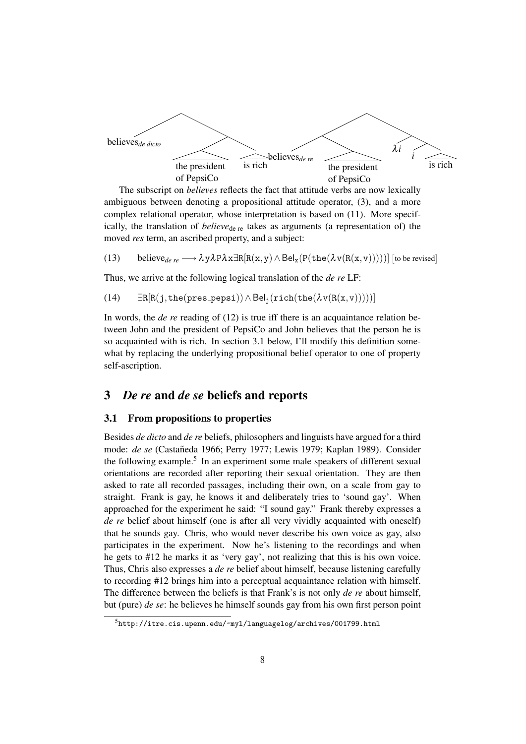believes$_{de\ dicto}$ [the president of PepsiCo] [is rich]    believes$_{de\ re}$ [the president of PepsiCo] [$\lambda i$ [$i$ [is rich]]]

The subscript on *believes* reflects the fact that attitude verbs are now lexically ambiguous between denoting a propositional attitude operator, (3), and a more complex relational operator, whose interpretation is based on (11). More specifically, the translation of *believe*$_{\text{de re}}$ takes as arguments (a representation of) the moved *res* term, an ascribed property, and a subject:

(13) $\text{believe}_{de\ re} \longrightarrow \lambda \mathtt{y} \lambda \mathtt{P} \lambda \mathtt{x} \exists \mathtt{R}[\mathtt{R}(\mathtt{x},\mathtt{y}) \wedge \mathsf{Bel}_{\mathtt{x}}(\mathtt{P}(\mathtt{the}(\lambda \mathtt{v}(\mathtt{R}(\mathtt{x},\mathtt{v})))))]$ [to be revised]

Thus, we arrive at the following logical translation of the *de re* LF:

(14) $\exists \mathtt{R}[\mathtt{R}(\mathtt{j},\mathtt{the}(\mathtt{pres\_pepsi})) \wedge \mathsf{Bel}_{\mathtt{j}}(\mathtt{rich}(\mathtt{the}(\lambda \mathtt{v}(\mathtt{R}(\mathtt{x},\mathtt{v})))))]$

In words, the *de re* reading of (12) is true iff there is an acquaintance relation between John and the president of PepsiCo and John believes that the person he is so acquainted with is rich. In section 3.1 below, I'll modify this definition somewhat by replacing the underlying propositional belief operator to one of property self-ascription.

## 3 *De re* and *de se* beliefs and reports

### 3.1 From propositions to properties

Besides *de dicto* and *de re* beliefs, philosophers and linguists have argued for a third mode: *de se* (Castañeda 1966; Perry 1977; Lewis 1979; Kaplan 1989). Consider the following example.[5] In an experiment some male speakers of different sexual orientations are recorded after reporting their sexual orientation. They are then asked to rate all recorded passages, including their own, on a scale from gay to straight. Frank is gay, he knows it and deliberately tries to 'sound gay'. When approached for the experiment he said: "I sound gay." Frank thereby expresses a *de re* belief about himself (one is after all very vividly acquainted with oneself) that he sounds gay. Chris, who would never describe his own voice as gay, also participates in the experiment. Now he's listening to the recordings and when he gets to #12 he marks it as 'very gay', not realizing that this is his own voice. Thus, Chris also expresses a *de re* belief about himself, because listening carefully to recording #12 brings him into a perceptual acquaintance relation with himself. The difference between the beliefs is that Frank's is not only *de re* about himself, but (pure) *de se*: he believes he himself sounds gay from his own first person point

[5] http://itre.cis.upenn.edu/~myl/languagelog/archives/001799.html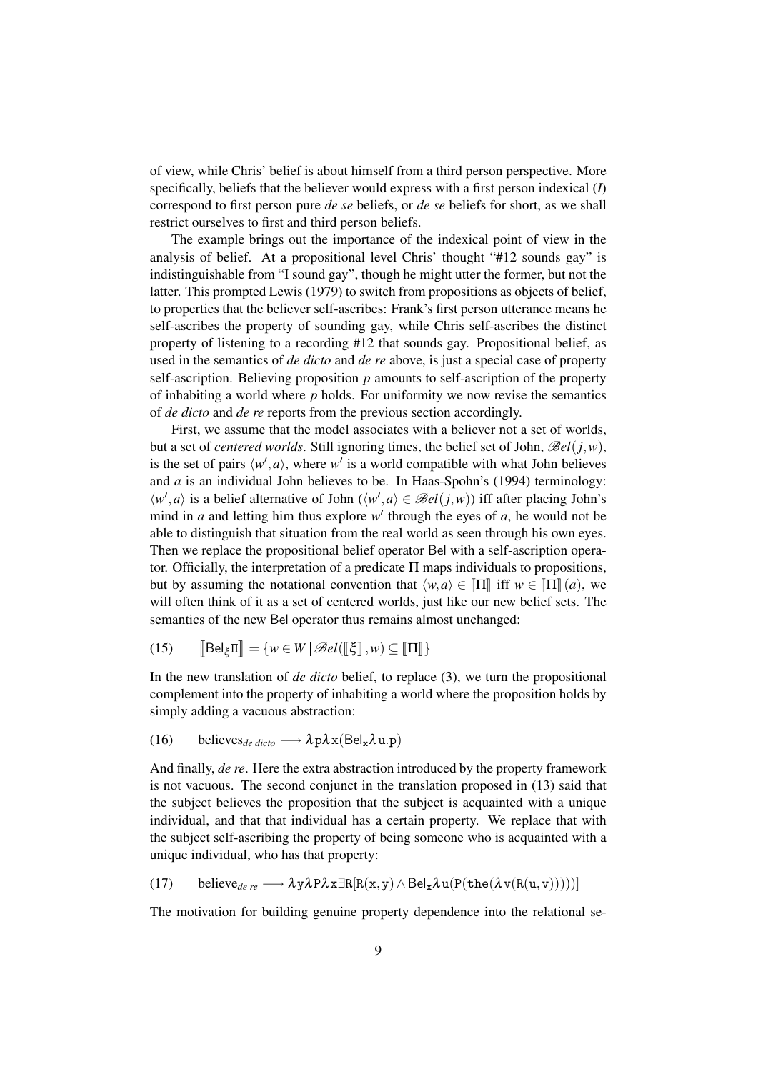of view, while Chris' belief is about himself from a third person perspective. More specifically, beliefs that the believer would express with a first person indexical (*I*) correspond to first person pure *de se* beliefs, or *de se* beliefs for short, as we shall restrict ourselves to first and third person beliefs.

The example brings out the importance of the indexical point of view in the analysis of belief. At a propositional level Chris' thought "#12 sounds gay" is indistinguishable from "I sound gay", though he might utter the former, but not the latter. This prompted Lewis (1979) to switch from propositions as objects of belief, to properties that the believer self-ascribes: Frank's first person utterance means he self-ascribes the property of sounding gay, while Chris self-ascribes the distinct property of listening to a recording #12 that sounds gay. Propositional belief, as used in the semantics of *de dicto* and *de re* above, is just a special case of property self-ascription. Believing proposition $p$ amounts to self-ascription of the property of inhabiting a world where $p$ holds. For uniformity we now revise the semantics of *de dicto* and *de re* reports from the previous section accordingly.

First, we assume that the model associates with a believer not a set of worlds, but a set of *centered worlds*. Still ignoring times, the belief set of John, $\mathscr{B}el(j,w)$, is the set of pairs $\langle w', a\rangle$, where $w'$ is a world compatible with what John believes and $a$ is an individual John believes to be. In Haas-Spohn's (1994) terminology: $\langle w', a\rangle$ is a belief alternative of John ($\langle w', a\rangle \in \mathscr{B}el(j,w)$) iff after placing John's mind in $a$ and letting him thus explore $w'$ through the eyes of $a$, he would not be able to distinguish that situation from the real world as seen through his own eyes. Then we replace the propositional belief operator $\mathsf{Bel}$ with a self-ascription operator. Officially, the interpretation of a predicate $\Pi$ maps individuals to propositions, but by assuming the notational convention that $\langle w, a\rangle \in [\![\Pi]\!]$ iff $w \in [\![\Pi]\!](a)$, we will often think of it as a set of centered worlds, just like our new belief sets. The semantics of the new $\mathsf{Bel}$ operator thus remains almost unchanged:

(15) $$[\![\mathsf{Bel}_{\xi}\Pi]\!] = \{w \in W \mid \mathscr{B}el([\![\xi]\!], w) \subseteq [\![\Pi]\!]\}$$

In the new translation of *de dicto* belief, to replace (3), we turn the propositional complement into the property of inhabiting a world where the proposition holds by simply adding a vacuous abstraction:

(16) $$\text{believes}_{\textit{de dicto}} \longrightarrow \lambda p \lambda x(\mathsf{Bel}_x \lambda u.p)$$

And finally, *de re*. Here the extra abstraction introduced by the property framework is not vacuous. The second conjunct in the translation proposed in (13) said that the subject believes the proposition that the subject is acquainted with a unique individual, and that that individual has a certain property. We replace that with the subject self-ascribing the property of being someone who is acquainted with a unique individual, who has that property:

(17) $$\text{believe}_{\textit{de re}} \longrightarrow \lambda y \lambda P \lambda x \exists R[R(x,y) \wedge \mathsf{Bel}_x \lambda u(P(\mathtt{the}(\lambda v(R(u,v)))))]$$

The motivation for building genuine property dependence into the relational se-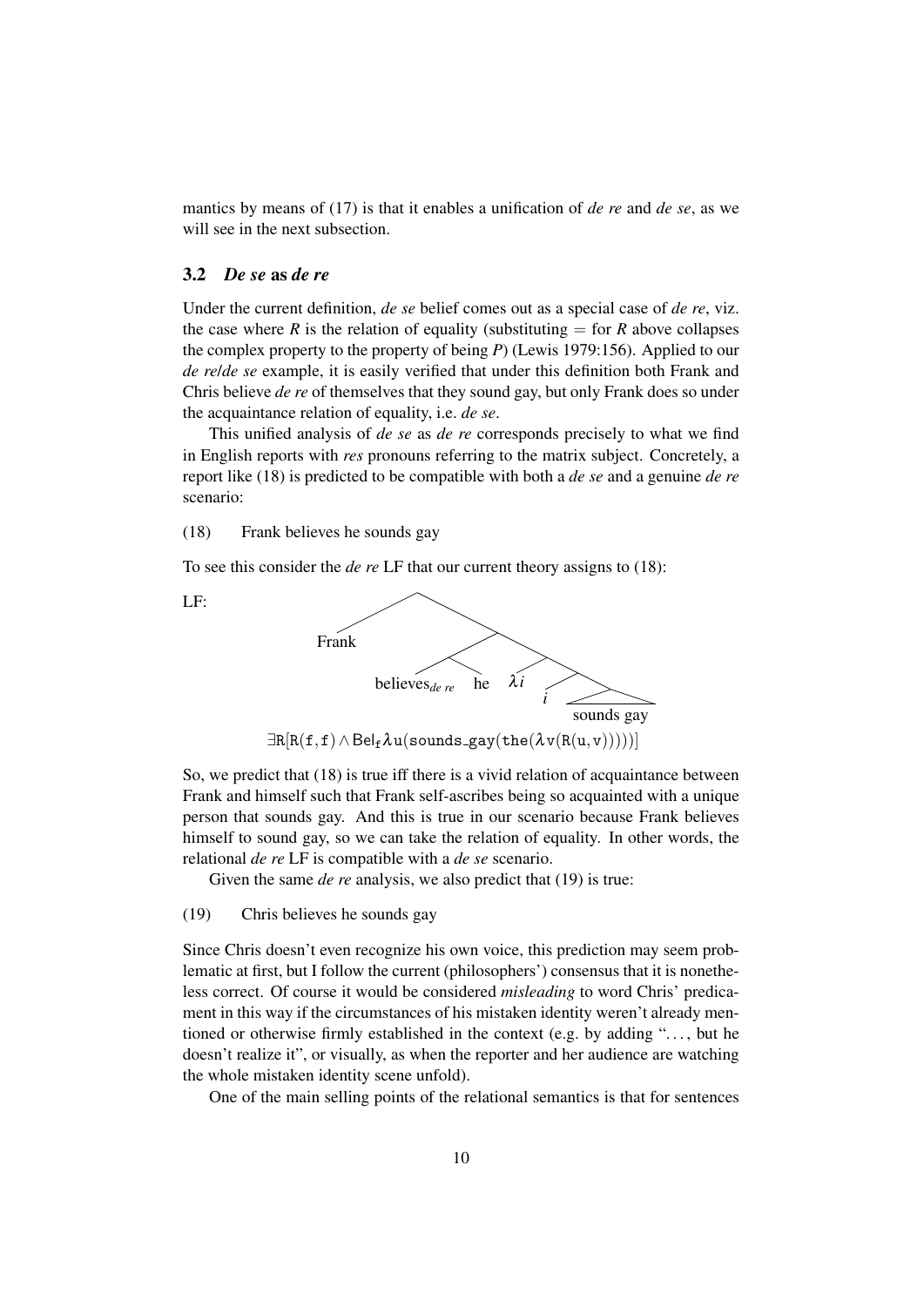mantics by means of (17) is that it enables a unification of *de re* and *de se*, as we will see in the next subsection.

### 3.2 *De se* as *de re*

Under the current definition, *de se* belief comes out as a special case of *de re*, viz. the case where $R$ is the relation of equality (substituting $=$ for $R$ above collapses the complex property to the property of being $P$) (Lewis 1979:156). Applied to our *de re*/*de se* example, it is easily verified that under this definition both Frank and Chris believe *de re* of themselves that they sound gay, but only Frank does so under the acquaintance relation of equality, i.e. *de se*.

This unified analysis of *de se* as *de re* corresponds precisely to what we find in English reports with *res* pronouns referring to the matrix subject. Concretely, a report like (18) is predicted to be compatible with both a *de se* and a genuine *de re* scenario:

(18) Frank believes he sounds gay

To see this consider the *de re* LF that our current theory assigns to (18):

LF: [Frank [[believes$_{de\ re}$ he] [$\lambda i$ [$i$ [sounds gay]]]]]

$$\exists \mathtt{R}[\mathtt{R}(\mathtt{f},\mathtt{f}) \wedge \mathsf{Bel}_{\mathtt{f}} \lambda \mathtt{u}(\mathtt{sounds\_gay}(\mathtt{the}(\lambda \mathtt{v}(\mathtt{R}(\mathtt{u},\mathtt{v})))))]$$

So, we predict that (18) is true iff there is a vivid relation of acquaintance between Frank and himself such that Frank self-ascribes being so acquainted with a unique person that sounds gay. And this is true in our scenario because Frank believes himself to sound gay, so we can take the relation of equality. In other words, the relational *de re* LF is compatible with a *de se* scenario.

Given the same *de re* analysis, we also predict that (19) is true:

(19) Chris believes he sounds gay

Since Chris doesn't even recognize his own voice, this prediction may seem problematic at first, but I follow the current (philosophers') consensus that it is nonetheless correct. Of course it would be considered *misleading* to word Chris' predicament in this way if the circumstances of his mistaken identity weren't already mentioned or otherwise firmly established in the context (e.g. by adding "..., but he doesn't realize it", or visually, as when the reporter and her audience are watching the whole mistaken identity scene unfold).

One of the main selling points of the relational semantics is that for sentences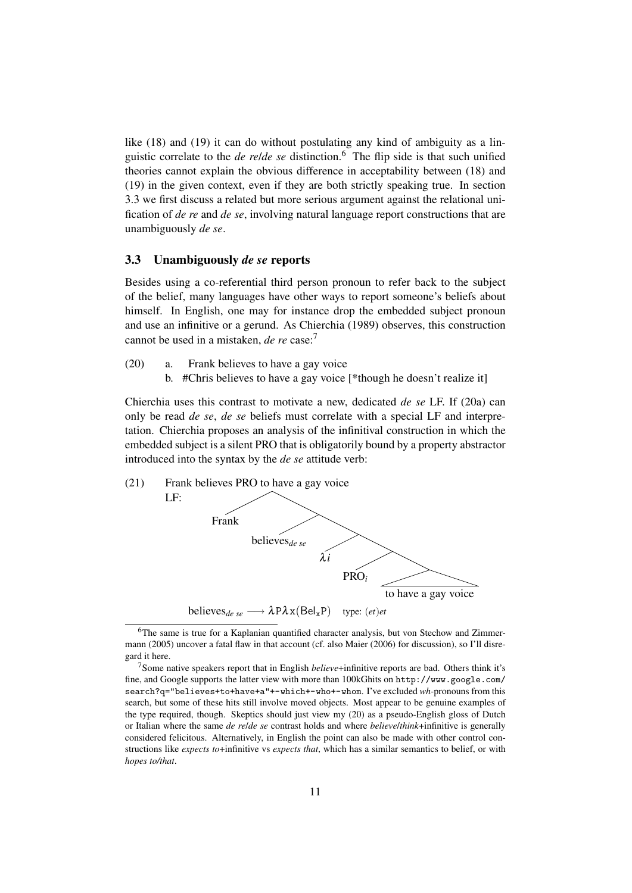like (18) and (19) it can do without postulating any kind of ambiguity as a linguistic correlate to the *de re*/*de se* distinction.[6] The flip side is that such unified theories cannot explain the obvious difference in acceptability between (18) and (19) in the given context, even if they are both strictly speaking true. In section 3.3 we first discuss a related but more serious argument against the relational unification of *de re* and *de se*, involving natural language report constructions that are unambiguously *de se*.

### 3.3 Unambiguously *de se* reports

Besides using a co-referential third person pronoun to refer back to the subject of the belief, many languages have other ways to report someone's beliefs about himself. In English, one may for instance drop the embedded subject pronoun and use an infinitive or a gerund. As Chierchia (1989) observes, this construction cannot be used in a mistaken, *de re* case:[7]

(20) a. Frank believes to have a gay voice
b. #Chris believes to have a gay voice [*though he doesn't realize it]

Chierchia uses this contrast to motivate a new, dedicated *de se* LF. If (20a) can only be read *de se*, *de se* beliefs must correlate with a special LF and interpretation. Chierchia proposes an analysis of the infinitival construction in which the embedded subject is a silent PRO that is obligatorily bound by a property abstractor introduced into the syntax by the *de se* attitude verb:

(21) Frank believes PRO to have a gay voice
LF: [Frank [believes$_{de\ se}$ [$\lambda i$ [PRO$_i$ [to have a gay voice]]]]]

believes$_{de\ se}$ $\longrightarrow \lambda P \lambda x (\mathsf{Bel}_x P)$ type: $(et)et$

---

[6] The same is true for a Kaplanian quantified character analysis, but von Stechow and Zimmermann (2005) uncover a fatal flaw in that account (cf. also Maier (2006) for discussion), so I'll disregard it here.

[7] Some native speakers report that in English *believe*+infinitive reports are bad. Others think it's fine, and Google supports the latter view with more than 100kGhits on `http://www.google.com/search?q="believes+to+have+a"+-which+-who+-whom`. I've excluded *wh*-pronouns from this search, but some of these hits still involve moved objects. Most appear to be genuine examples of the type required, though. Skeptics should just view my (20) as a pseudo-English gloss of Dutch or Italian where the same *de re*/*de se* contrast holds and where *believe*/*think*+infinitive is generally considered felicitous. Alternatively, in English the point can also be made with other control constructions like *expects to*+infinitive vs *expects that*, which has a similar semantics to belief, or with *hopes to/that*.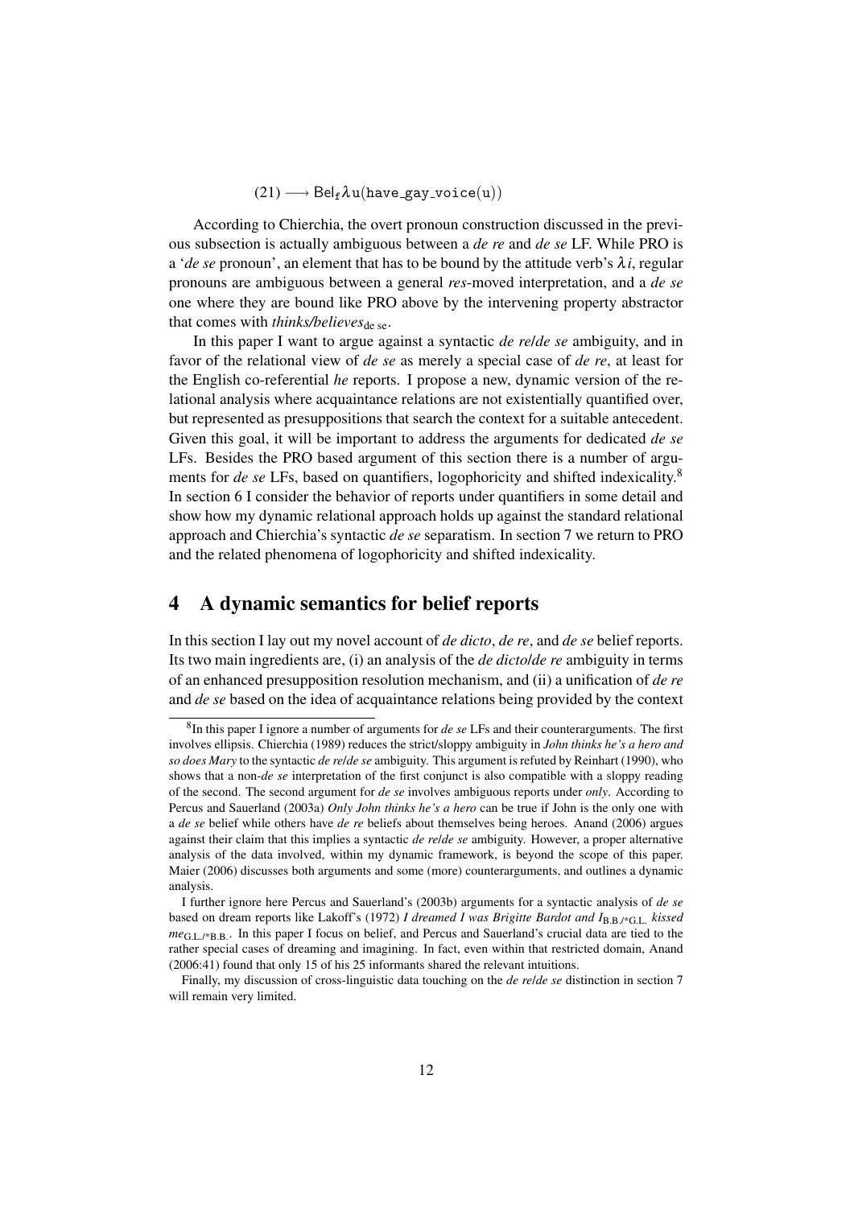$$(21) \longrightarrow \mathsf{Bel}_{\mathfrak{f}}\lambda \mathtt{u}(\mathtt{have\_gay\_voice}(\mathtt{u}))$$

According to Chierchia, the overt pronoun construction discussed in the previous subsection is actually ambiguous between a *de re* and *de se* LF. While PRO is a '*de se* pronoun', an element that has to be bound by the attitude verb's $\lambda i$, regular pronouns are ambiguous between a general *res*-moved interpretation, and a *de se* one where they are bound like PRO above by the intervening property abstractor that comes with *thinks/believes*$_{\text{de se}}$.

In this paper I want to argue against a syntactic *de re/de se* ambiguity, and in favor of the relational view of *de se* as merely a special case of *de re*, at least for the English co-referential *he* reports. I propose a new, dynamic version of the relational analysis where acquaintance relations are not existentially quantified over, but represented as presuppositions that search the context for a suitable antecedent. Given this goal, it will be important to address the arguments for dedicated *de se* LFs. Besides the PRO based argument of this section there is a number of arguments for *de se* LFs, based on quantifiers, logophoricity and shifted indexicality.[8] In section 6 I consider the behavior of reports under quantifiers in some detail and show how my dynamic relational approach holds up against the standard relational approach and Chierchia's syntactic *de se* separatism. In section 7 we return to PRO and the related phenomena of logophoricity and shifted indexicality.

## 4 A dynamic semantics for belief reports

In this section I lay out my novel account of *de dicto*, *de re*, and *de se* belief reports. Its two main ingredients are, (i) an analysis of the *de dicto/de re* ambiguity in terms of an enhanced presupposition resolution mechanism, and (ii) a unification of *de re* and *de se* based on the idea of acquaintance relations being provided by the context

---

[8] In this paper I ignore a number of arguments for *de se* LFs and their counterarguments. The first involves ellipsis. Chierchia (1989) reduces the strict/sloppy ambiguity in *John thinks he's a hero and so does Mary* to the syntactic *de re/de se* ambiguity. This argument is refuted by Reinhart (1990), who shows that a non-*de se* interpretation of the first conjunct is also compatible with a sloppy reading of the second. The second argument for *de se* involves ambiguous reports under *only*. According to Percus and Sauerland (2003a) *Only John thinks he's a hero* can be true if John is the only one with a *de se* belief while others have *de re* beliefs about themselves being heroes. Anand (2006) argues against their claim that this implies a syntactic *de re/de se* ambiguity. However, a proper alternative analysis of the data involved, within my dynamic framework, is beyond the scope of this paper. Maier (2006) discusses both arguments and some (more) counterarguments, and outlines a dynamic analysis.

I further ignore here Percus and Sauerland's (2003b) arguments for a syntactic analysis of *de se* based on dream reports like Lakoff's (1972) *I dreamed I was Brigitte Bardot and I*$_{\text{B.B./*G.L.}}$ *kissed me*$_{\text{G.L./*B.B.}}$. In this paper I focus on belief, and Percus and Sauerland's crucial data are tied to the rather special cases of dreaming and imagining. In fact, even within that restricted domain, Anand (2006:41) found that only 15 of his 25 informants shared the relevant intuitions.

Finally, my discussion of cross-linguistic data touching on the *de re/de se* distinction in section 7 will remain very limited.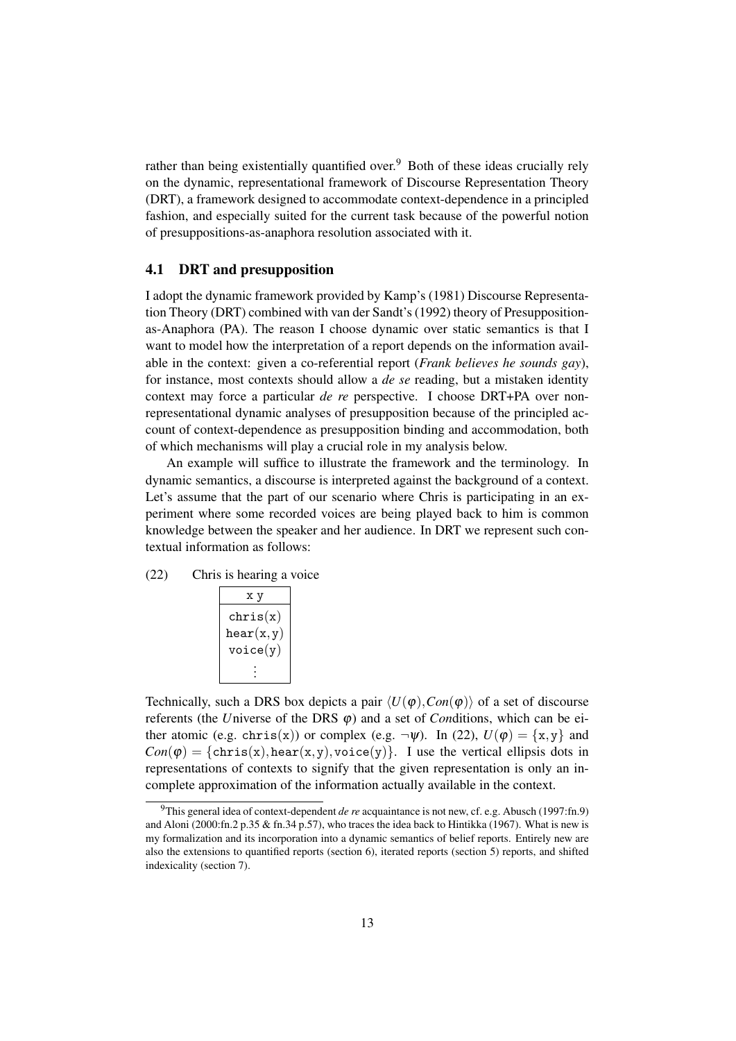rather than being existentially quantified over.[9] Both of these ideas crucially rely on the dynamic, representational framework of Discourse Representation Theory (DRT), a framework designed to accommodate context-dependence in a principled fashion, and especially suited for the current task because of the powerful notion of presuppositions-as-anaphora resolution associated with it.

## 4.1 DRT and presupposition

I adopt the dynamic framework provided by Kamp's (1981) Discourse Representation Theory (DRT) combined with van der Sandt's (1992) theory of Presupposition-as-Anaphora (PA). The reason I choose dynamic over static semantics is that I want to model how the interpretation of a report depends on the information available in the context: given a co-referential report (*Frank believes he sounds gay*), for instance, most contexts should allow a *de se* reading, but a mistaken identity context may force a particular *de re* perspective. I choose DRT+PA over non-representational dynamic analyses of presupposition because of the principled account of context-dependence as presupposition binding and accommodation, both of which mechanisms will play a crucial role in my analysis below.

An example will suffice to illustrate the framework and the terminology. In dynamic semantics, a discourse is interpreted against the background of a context. Let's assume that the part of our scenario where Chris is participating in an experiment where some recorded voices are being played back to him is common knowledge between the speaker and her audience. In DRT we represent such contextual information as follows:

(22) Chris is hearing a voice

| x y |
|---|
| chris(x) <br> hear(x, y) <br> voice(y) <br> ⋮ |

Technically, such a DRS box depicts a pair $\langle U(\varphi), Con(\varphi)\rangle$ of a set of discourse referents (the *U*niverse of the DRS $\varphi$) and a set of *Con*ditions, which can be either atomic (e.g. $\texttt{chris(x)}$) or complex (e.g. $\neg\psi$). In (22), $U(\varphi) = \{\texttt{x}, \texttt{y}\}$ and $Con(\varphi) = \{\texttt{chris(x)}, \texttt{hear(x,y)}, \texttt{voice(y)}\}$. I use the vertical ellipsis dots in representations of contexts to signify that the given representation is only an incomplete approximation of the information actually available in the context.

[9] This general idea of context-dependent *de re* acquaintance is not new, cf. e.g. Abusch (1997:fn.9) and Aloni (2000:fn.2 p.35 & fn.34 p.57), who traces the idea back to Hintikka (1967). What is new is my formalization and its incorporation into a dynamic semantics of belief reports. Entirely new are also the extensions to quantified reports (section 6), iterated reports (section 5) reports, and shifted indexicality (section 7).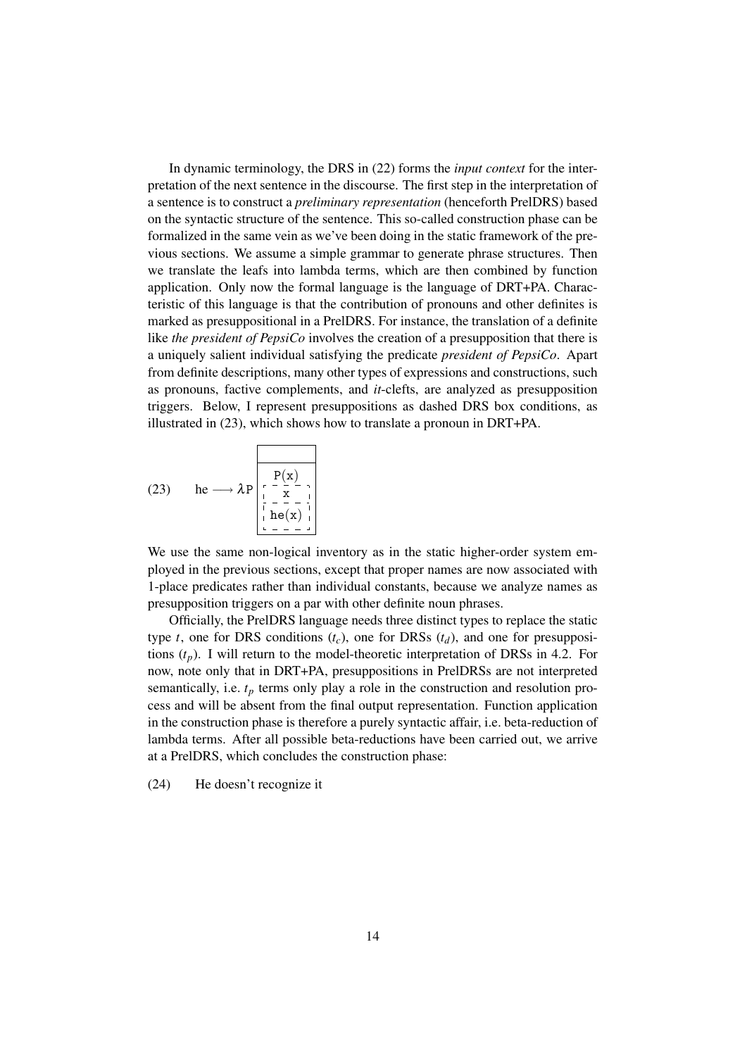In dynamic terminology, the DRS in (22) forms the *input context* for the interpretation of the next sentence in the discourse. The first step in the interpretation of a sentence is to construct a *preliminary representation* (henceforth PrelDRS) based on the syntactic structure of the sentence. This so-called construction phase can be formalized in the same vein as we've been doing in the static framework of the previous sections. We assume a simple grammar to generate phrase structures. Then we translate the leafs into lambda terms, which are then combined by function application. Only now the formal language is the language of DRT+PA. Characteristic of this language is that the contribution of pronouns and other definites is marked as presuppositional in a PrelDRS. For instance, the translation of a definite like *the president of PepsiCo* involves the creation of a presupposition that there is a uniquely salient individual satisfying the predicate *president of PepsiCo*. Apart from definite descriptions, many other types of expressions and constructions, such as pronouns, factive complements, and *it*-clefts, are analyzed as presupposition triggers. Below, I represent presuppositions as dashed DRS box conditions, as illustrated in (23), which shows how to translate a pronoun in DRT+PA.

(23) he $\longrightarrow \lambda$P [ | P(x) [- - x | he(x) - -] ]

We use the same non-logical inventory as in the static higher-order system employed in the previous sections, except that proper names are now associated with 1-place predicates rather than individual constants, because we analyze names as presupposition triggers on a par with other definite noun phrases.

Officially, the PrelDRS language needs three distinct types to replace the static type $t$, one for DRS conditions ($t_c$), one for DRSs ($t_d$), and one for presuppositions ($t_p$). I will return to the model-theoretic interpretation of DRSs in 4.2. For now, note only that in DRT+PA, presuppositions in PrelDRSs are not interpreted semantically, i.e. $t_p$ terms only play a role in the construction and resolution process and will be absent from the final output representation. Function application in the construction phase is therefore a purely syntactic affair, i.e. beta-reduction of lambda terms. After all possible beta-reductions have been carried out, we arrive at a PrelDRS, which concludes the construction phase:

(24) He doesn't recognize it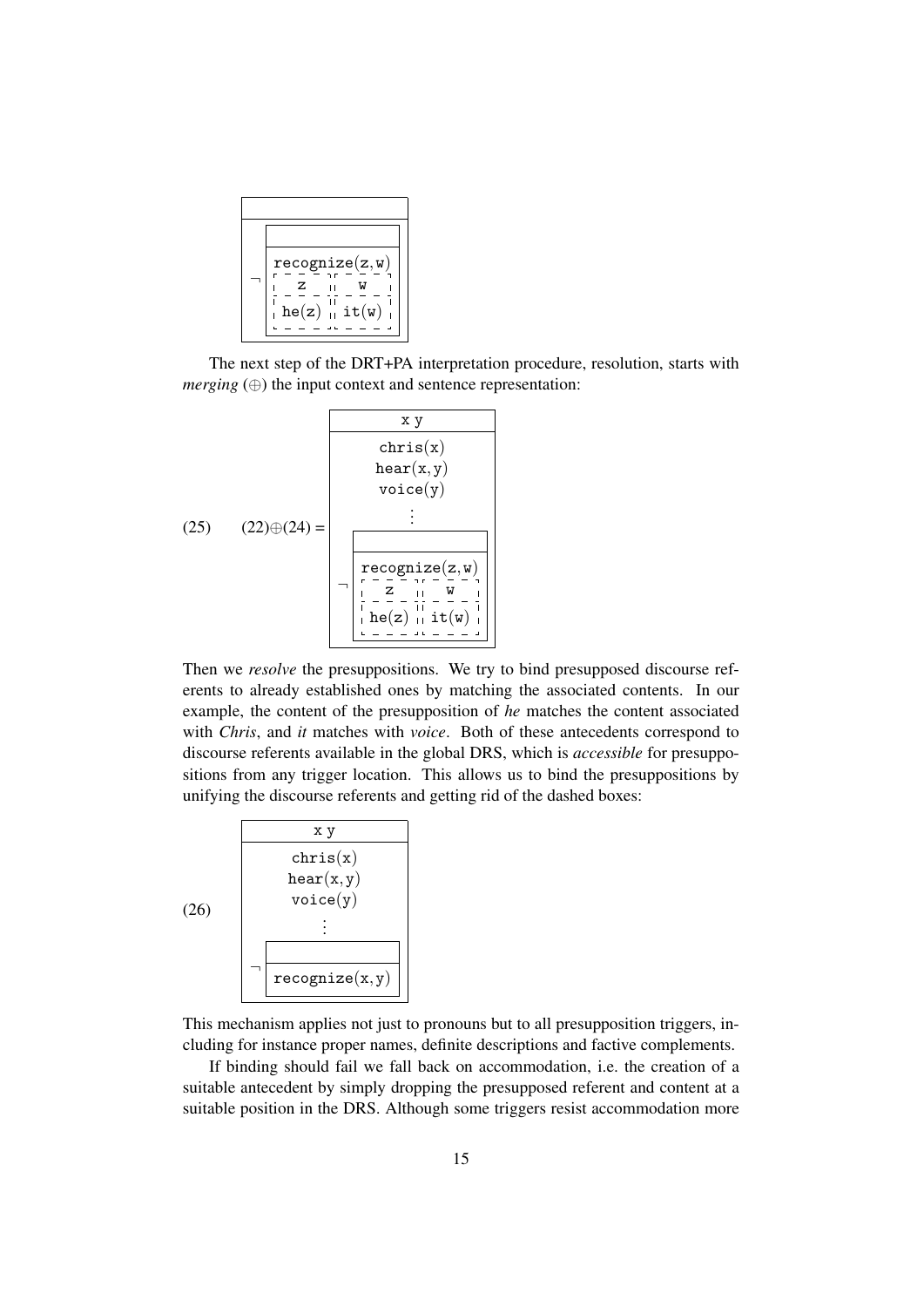```
 ___________________________
|                           |
|___________________________|
|    ______________________ |
|   |                      ||
|   |______________________||
|   | recognize(z,w)       ||
| ¬ | ┌ - - - ┐┌ - - - ┐   ||
|   | ¦  z    ¦¦  w    ¦   ||
|   | ¦- - - -¦¦- - - -¦   ||
|   | ¦ he(z) ¦¦ it(w) ¦   ||
|   | └ - - - ┘└ - - - ┘   ||
|   |______________________||
|___________________________|
```

The next step of the DRT+PA interpretation procedure, resolution, starts with *merging* (⊕) the input context and sentence representation:

(25) (22)⊕(24) =

```
 ___________________________
|            x y            |
|___________________________|
|          chris(x)         |
|          hear(x,y)        |
|          voice(y)         |
|             ⋮             |
|    ______________________ |
|   |                      ||
|   |______________________||
|   | recognize(z,w)       ||
| ¬ | ┌ - - - ┐┌ - - - ┐   ||
|   | ¦  z    ¦¦  w    ¦   ||
|   | ¦- - - -¦¦- - - -¦   ||
|   | ¦ he(z) ¦¦ it(w) ¦   ||
|   | └ - - - ┘└ - - - ┘   ||
|   |______________________||
|___________________________|
```

Then we *resolve* the presuppositions. We try to bind presupposed discourse referents to already established ones by matching the associated contents. In our example, the content of the presupposition of *he* matches the content associated with *Chris*, and *it* matches with *voice*. Both of these antecedents correspond to discourse referents available in the global DRS, which is *accessible* for presuppositions from any trigger location. This allows us to bind the presuppositions by unifying the discourse referents and getting rid of the dashed boxes:

(26)

```
 ___________________________
|            x y            |
|___________________________|
|          chris(x)         |
|          hear(x,y)        |
|          voice(y)         |
|             ⋮             |
|    ______________________ |
|   |                      ||
|   |______________________||
| ¬ | recognize(x,y)       ||
|   |______________________||
|___________________________|
```

This mechanism applies not just to pronouns but to all presupposition triggers, including for instance proper names, definite descriptions and factive complements.

If binding should fail we fall back on accommodation, i.e. the creation of a suitable antecedent by simply dropping the presupposed referent and content at a suitable position in the DRS. Although some triggers resist accommodation more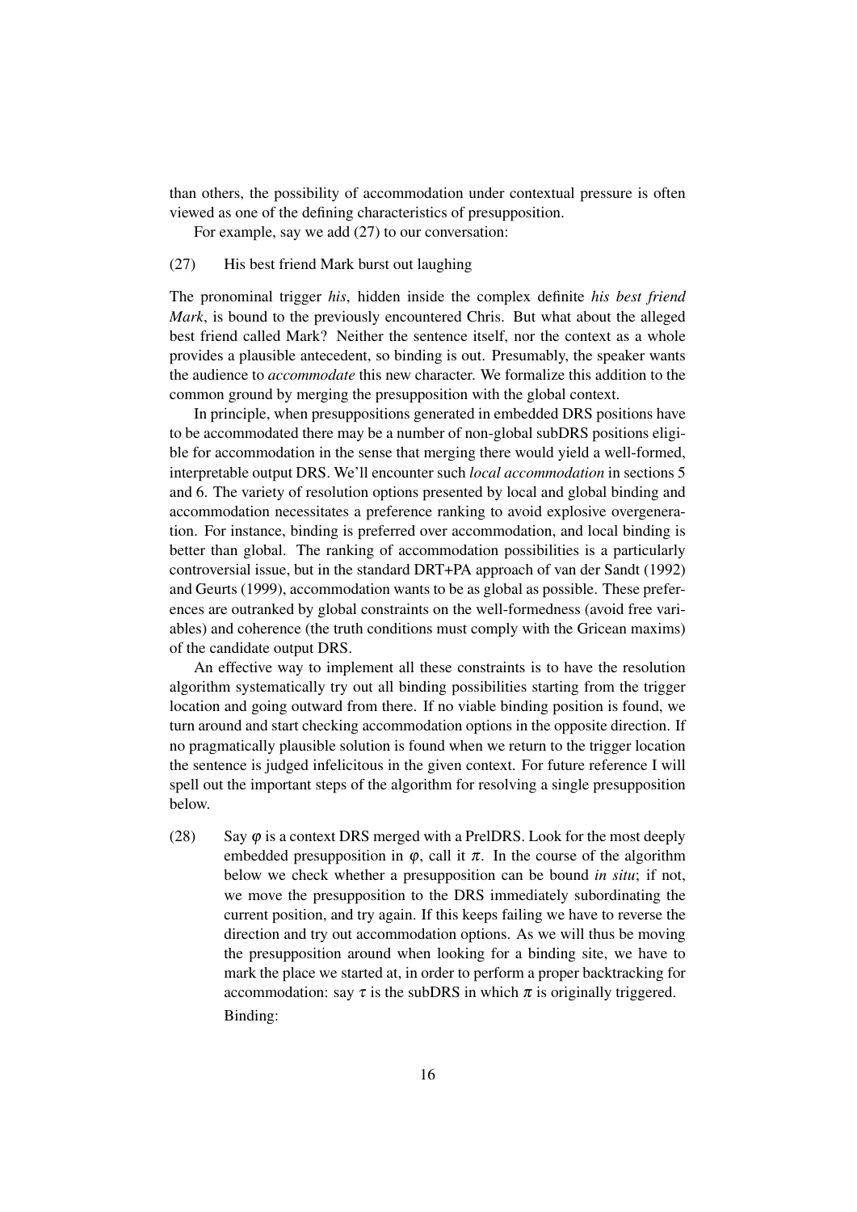than others, the possibility of accommodation under contextual pressure is often viewed as one of the defining characteristics of presupposition.

For example, say we add (27) to our conversation:

(27) His best friend Mark burst out laughing

The pronominal trigger *his*, hidden inside the complex definite *his best friend Mark*, is bound to the previously encountered Chris. But what about the alleged best friend called Mark? Neither the sentence itself, nor the context as a whole provides a plausible antecedent, so binding is out. Presumably, the speaker wants the audience to *accommodate* this new character. We formalize this addition to the common ground by merging the presupposition with the global context.

In principle, when presuppositions generated in embedded DRS positions have to be accommodated there may be a number of non-global subDRS positions eligible for accommodation in the sense that merging there would yield a well-formed, interpretable output DRS. We'll encounter such *local accommodation* in sections 5 and 6. The variety of resolution options presented by local and global binding and accommodation necessitates a preference ranking to avoid explosive overgeneration. For instance, binding is preferred over accommodation, and local binding is better than global. The ranking of accommodation possibilities is a particularly controversial issue, but in the standard DRT+PA approach of van der Sandt (1992) and Geurts (1999), accommodation wants to be as global as possible. These preferences are outranked by global constraints on the well-formedness (avoid free variables) and coherence (the truth conditions must comply with the Gricean maxims) of the candidate output DRS.

An effective way to implement all these constraints is to have the resolution algorithm systematically try out all binding possibilities starting from the trigger location and going outward from there. If no viable binding position is found, we turn around and start checking accommodation options in the opposite direction. If no pragmatically plausible solution is found when we return to the trigger location the sentence is judged infelicitous in the given context. For future reference I will spell out the important steps of the algorithm for resolving a single presupposition below.

(28) Say $\varphi$ is a context DRS merged with a PrelDRS. Look for the most deeply embedded presupposition in $\varphi$, call it $\pi$. In the course of the algorithm below we check whether a presupposition can be bound *in situ*; if not, we move the presupposition to the DRS immediately subordinating the current position, and try again. If this keeps failing we have to reverse the direction and try out accommodation options. As we will thus be moving the presupposition around when looking for a binding site, we have to mark the place we started at, in order to perform a proper backtracking for accommodation: say $\tau$ is the subDRS in which $\pi$ is originally triggered.

Binding: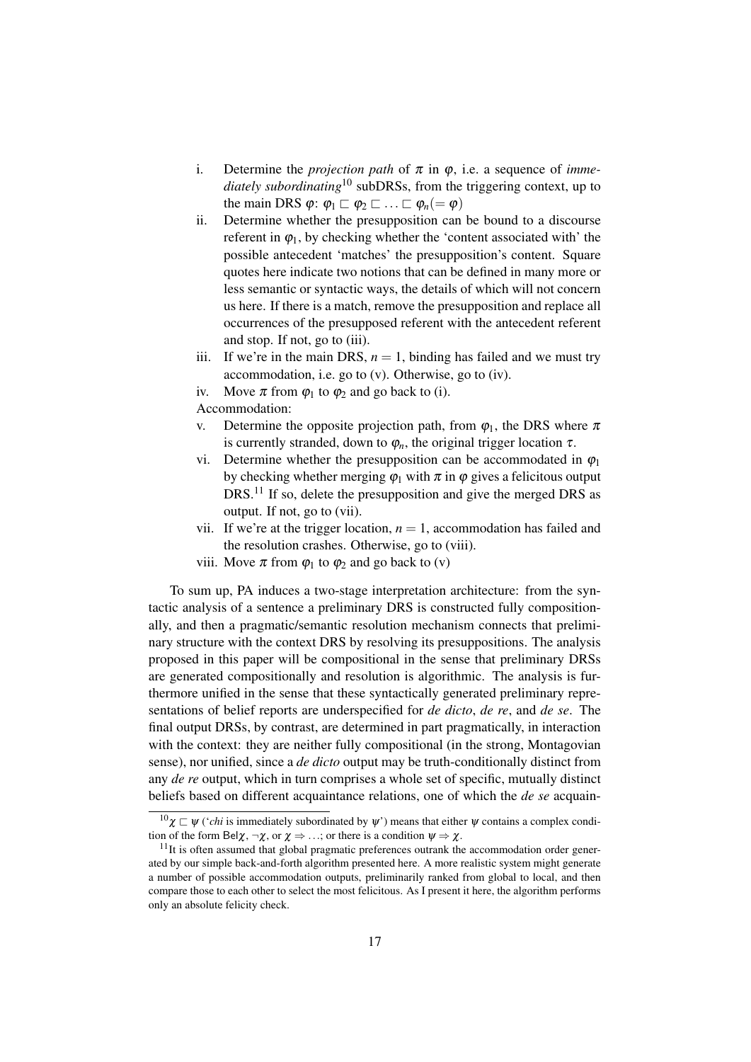i. Determine the *projection path* of $\pi$ in $\varphi$, i.e. a sequence of *immediately subordinating*[10] subDRSs, from the triggering context, up to the main DRS $\varphi$: $\varphi_1 \sqsubset \varphi_2 \sqsubset \ldots \sqsubset \varphi_n (= \varphi)$

ii. Determine whether the presupposition can be bound to a discourse referent in $\varphi_1$, by checking whether the 'content associated with' the possible antecedent 'matches' the presupposition's content. Square quotes here indicate two notions that can be defined in many more or less semantic or syntactic ways, the details of which will not concern us here. If there is a match, remove the presupposition and replace all occurrences of the presupposed referent with the antecedent referent and stop. If not, go to (iii).

iii. If we're in the main DRS, $n = 1$, binding has failed and we must try accommodation, i.e. go to (v). Otherwise, go to (iv).

iv. Move $\pi$ from $\varphi_1$ to $\varphi_2$ and go back to (i).

Accommodation:

v. Determine the opposite projection path, from $\varphi_1$, the DRS where $\pi$ is currently stranded, down to $\varphi_n$, the original trigger location $\tau$.

vi. Determine whether the presupposition can be accommodated in $\varphi_1$ by checking whether merging $\varphi_1$ with $\pi$ in $\varphi$ gives a felicitous output DRS.[11] If so, delete the presupposition and give the merged DRS as output. If not, go to (vii).

vii. If we're at the trigger location, $n = 1$, accommodation has failed and the resolution crashes. Otherwise, go to (viii).

viii. Move $\pi$ from $\varphi_1$ to $\varphi_2$ and go back to (v)

To sum up, PA induces a two-stage interpretation architecture: from the syntactic analysis of a sentence a preliminary DRS is constructed fully compositionally, and then a pragmatic/semantic resolution mechanism connects that preliminary structure with the context DRS by resolving its presuppositions. The analysis proposed in this paper will be compositional in the sense that preliminary DRSs are generated compositionally and resolution is algorithmic. The analysis is furthermore unified in the sense that these syntactically generated preliminary representations of belief reports are underspecified for *de dicto*, *de re*, and *de se*. The final output DRSs, by contrast, are determined in part pragmatically, in interaction with the context: they are neither fully compositional (in the strong, Montagovian sense), nor unified, since a *de dicto* output may be truth-conditionally distinct from any *de re* output, which in turn comprises a whole set of specific, mutually distinct beliefs based on different acquaintance relations, one of which the *de se* acquain-

---

[10] $\chi \sqsubset \psi$ ('*chi* is immediately subordinated by $\psi$') means that either $\psi$ contains a complex condition of the form $\mathsf{Bel}\chi$, $\neg\chi$, or $\chi \Rightarrow \ldots$; or there is a condition $\psi \Rightarrow \chi$.

[11] It is often assumed that global pragmatic preferences outrank the accommodation order generated by our simple back-and-forth algorithm presented here. A more realistic system might generate a number of possible accommodation outputs, preliminarily ranked from global to local, and then compare those to each other to select the most felicitous. As I present it here, the algorithm performs only an absolute felicity check.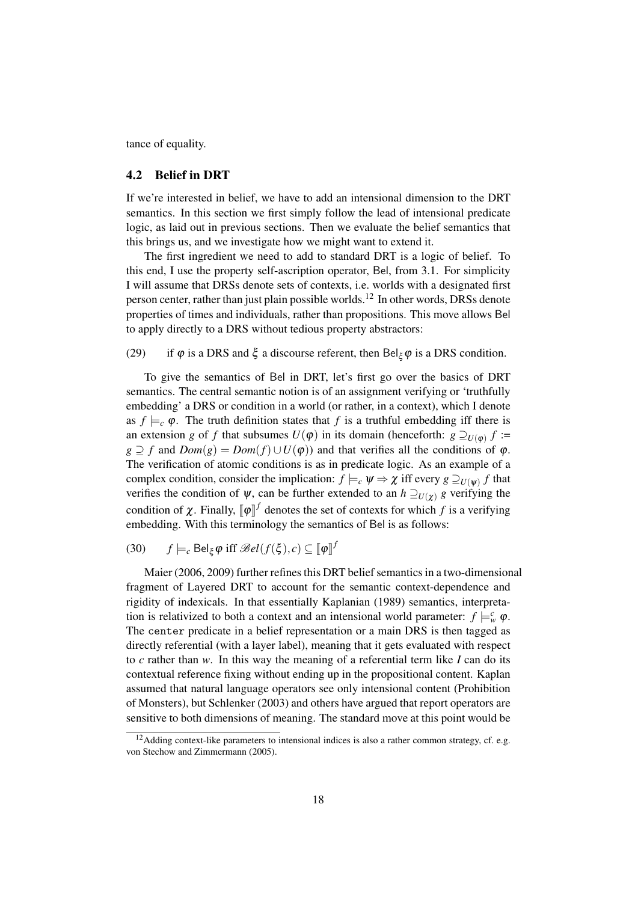tance of equality.

### 4.2 Belief in DRT

If we're interested in belief, we have to add an intensional dimension to the DRT semantics. In this section we first simply follow the lead of intensional predicate logic, as laid out in previous sections. Then we evaluate the belief semantics that this brings us, and we investigate how we might want to extend it.

The first ingredient we need to add to standard DRT is a logic of belief. To this end, I use the property self-ascription operator, Bel, from 3.1. For simplicity I will assume that DRSs denote sets of contexts, i.e. worlds with a designated first person center, rather than just plain possible worlds.[12] In other words, DRSs denote properties of times and individuals, rather than propositions. This move allows Bel to apply directly to a DRS without tedious property abstractors:

(29) if $\varphi$ is a DRS and $\xi$ a discourse referent, then $\mathsf{Bel}_\xi \varphi$ is a DRS condition.

To give the semantics of Bel in DRT, let's first go over the basics of DRT semantics. The central semantic notion is of an assignment verifying or 'truthfully embedding' a DRS or condition in a world (or rather, in a context), which I denote as $f \models_c \varphi$. The truth definition states that $f$ is a truthful embedding iff there is an extension $g$ of $f$ that subsumes $U(\varphi)$ in its domain (henceforth: $g \supseteq_{U(\varphi)} f :=$ $g \supseteq f$ and $Dom(g) = Dom(f) \cup U(\varphi)$) and that verifies all the conditions of $\varphi$. The verification of atomic conditions is as in predicate logic. As an example of a complex condition, consider the implication: $f \models_c \psi \Rightarrow \chi$ iff every $g \supseteq_{U(\psi)} f$ that verifies the condition of $\psi$, can be further extended to an $h \supseteq_{U(\chi)} g$ verifying the condition of $\chi$. Finally, $[\![\varphi]\!]^f$ denotes the set of contexts for which $f$ is a verifying embedding. With this terminology the semantics of Bel is as follows:

(30) $f \models_c \mathsf{Bel}_\xi \varphi$ iff $\mathscr{B}el(f(\xi), c) \subseteq [\![\varphi]\!]^f$

Maier (2006, 2009) further refines this DRT belief semantics in a two-dimensional fragment of Layered DRT to account for the semantic context-dependence and rigidity of indexicals. In that essentially Kaplanian (1989) semantics, interpretation is relativized to both a context and an intensional world parameter: $f \models_w^c \varphi$. The `center` predicate in a belief representation or a main DRS is then tagged as directly referential (with a layer label), meaning that it gets evaluated with respect to $c$ rather than $w$. In this way the meaning of a referential term like *I* can do its contextual reference fixing without ending up in the propositional content. Kaplan assumed that natural language operators see only intensional content (Prohibition of Monsters), but Schlenker (2003) and others have argued that report operators are sensitive to both dimensions of meaning. The standard move at this point would be

[12] Adding context-like parameters to intensional indices is also a rather common strategy, cf. e.g. von Stechow and Zimmermann (2005).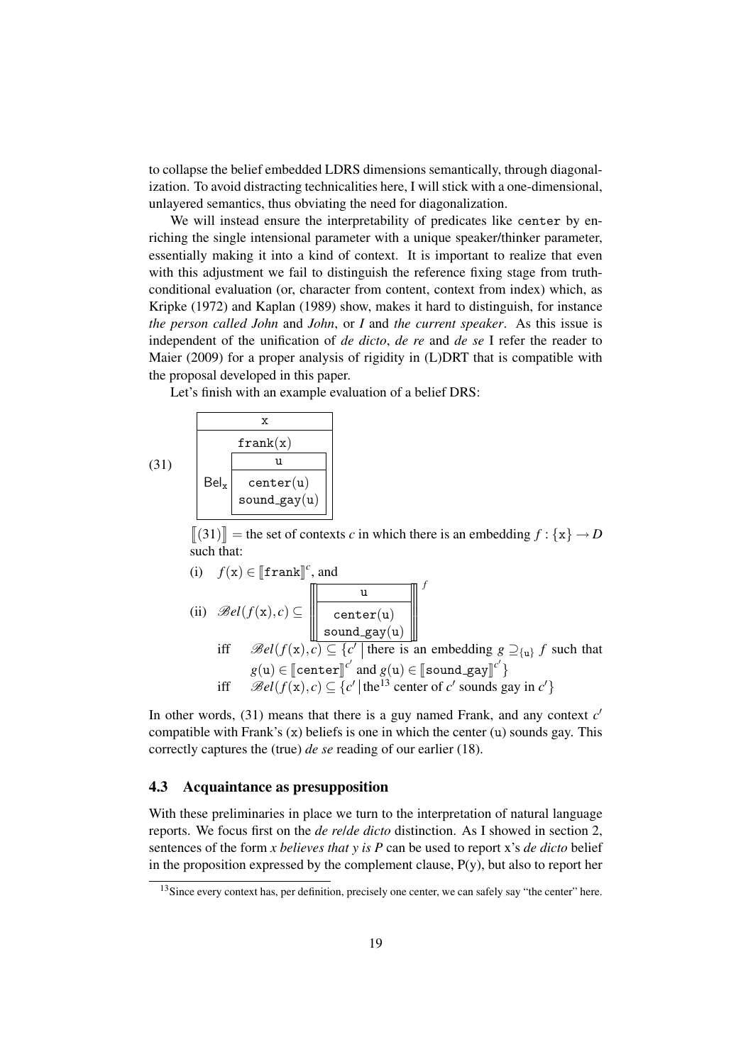to collapse the belief embedded LDRS dimensions semantically, through diagonalization. To avoid distracting technicalities here, I will stick with a one-dimensional, unlayered semantics, thus obviating the need for diagonalization.

We will instead ensure the interpretability of predicates like center by enriching the single intensional parameter with a unique speaker/thinker parameter, essentially making it into a kind of context. It is important to realize that even with this adjustment we fail to distinguish the reference fixing stage from truth-conditional evaluation (or, character from content, context from index) which, as Kripke (1972) and Kaplan (1989) show, makes it hard to distinguish, for instance *the person called John* and *John*, or *I* and *the current speaker*. As this issue is independent of the unification of *de dicto*, *de re* and *de se* I refer the reader to Maier (2009) for a proper analysis of rigidity in (L)DRT that is compatible with the proposal developed in this paper.

Let's finish with an example evaluation of a belief DRS:

(31)

$$\begin{array}{|c|}\hline \mathtt{x} \\ \hline \mathtt{frank(x)} \\ \mathsf{Bel}_{\mathtt{x}} \begin{array}{|c|}\hline \mathtt{u} \\ \hline \mathtt{center(u)} \\ \mathtt{sound\_gay(u)} \\ \hline \end{array} \\ \hline \end{array}$$

$[\![(31)]\!]$ = the set of contexts $c$ in which there is an embedding $f : \{\mathtt{x}\} \rightarrow D$ such that:

(i) $f(\mathtt{x}) \in [\![\mathtt{frank}]\!]^c$, and

(ii) $\mathscr{B}el(f(\mathtt{x}), c) \subseteq \left[\!\!\left[ \begin{array}{|c|}\hline \mathtt{u} \\ \hline \mathtt{center(u)} \\ \mathtt{sound\_gay(u)} \\ \hline \end{array} \right]\!\!\right]^f$

iff $\mathscr{B}el(f(\mathtt{x}), c) \subseteq \{c' \mid$ there is an embedding $g \supseteq_{\{\mathtt{u}\}} f$ such that $g(\mathtt{u}) \in [\![\mathtt{center}]\!]^{c'}$ and $g(\mathtt{u}) \in [\![\mathtt{sound\_gay}]\!]^{c'}\}$

iff $\mathscr{B}el(f(\mathtt{x}), c) \subseteq \{c' \mid$ the[13] center of $c'$ sounds gay in $c'\}$

In other words, (31) means that there is a guy named Frank, and any context $c'$ compatible with Frank's (x) beliefs is one in which the center (u) sounds gay. This correctly captures the (true) *de se* reading of our earlier (18).

### 4.3 Acquaintance as presupposition

With these preliminaries in place we turn to the interpretation of natural language reports. We focus first on the *de re*/*de dicto* distinction. As I showed in section 2, sentences of the form *x believes that y is P* can be used to report x's *de dicto* belief in the proposition expressed by the complement clause, P(y), but also to report her

[13] Since every context has, per definition, precisely one center, we can safely say "the center" here.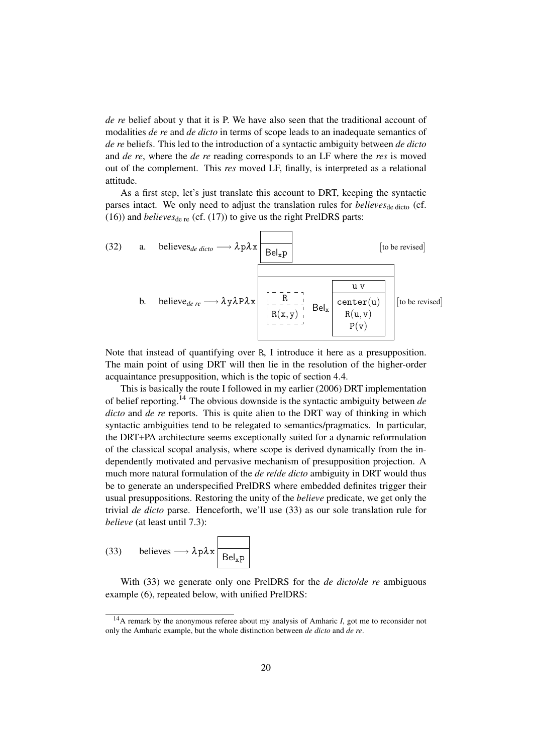*de re* belief about y that it is P. We have also seen that the traditional account of modalities *de re* and *de dicto* in terms of scope leads to an inadequate semantics of *de re* beliefs. This led to the introduction of a syntactic ambiguity between *de dicto* and *de re*, where the *de re* reading corresponds to an LF where the *res* is moved out of the complement. This *res* moved LF, finally, is interpreted as a relational attitude.

As a first step, let's just translate this account to DRT, keeping the syntactic parses intact. We only need to adjust the translation rules for $\textit{believes}_{\text{de dicto}}$ (cf. (16)) and $\textit{believes}_{\text{de re}}$ (cf. (17)) to give us the right PrelDRS parts:

(32) a. $\text{believes}_{de\ dicto} \longrightarrow \lambda p \lambda x \boxed{\begin{array}{c} \\ \hline \mathsf{Bel}_x p \end{array}}$ [to be revised]

b. $\text{believe}_{de\ re} \longrightarrow \lambda y \lambda P \lambda x \boxed{\begin{array}{c} \\ \hline \begin{array}{|c|}\hline R \\ \hline R(x,y) \\ \hline \end{array}\ \mathsf{Bel}_x \begin{array}{|c|}\hline u\ v \\ \hline \text{center}(u) \\ R(u,v) \\ P(v) \\ \hline \end{array} \end{array}}$ [to be revised]

Note that instead of quantifying over R, I introduce it here as a presupposition. The main point of using DRT will then lie in the resolution of the higher-order acquaintance presupposition, which is the topic of section 4.4.

This is basically the route I followed in my earlier (2006) DRT implementation of belief reporting.[14] The obvious downside is the syntactic ambiguity between *de dicto* and *de re* reports. This is quite alien to the DRT way of thinking in which syntactic ambiguities tend to be relegated to semantics/pragmatics. In particular, the DRT+PA architecture seems exceptionally suited for a dynamic reformulation of the classical scopal analysis, where scope is derived dynamically from the independently motivated and pervasive mechanism of presupposition projection. A much more natural formulation of the *de re*/*de dicto* ambiguity in DRT would thus be to generate an underspecified PrelDRS where embedded definites trigger their usual presuppositions. Restoring the unity of the *believe* predicate, we get only the trivial *de dicto* parse. Henceforth, we'll use (33) as our sole translation rule for *believe* (at least until 7.3):

(33) $\text{believes} \longrightarrow \lambda p \lambda x \boxed{\begin{array}{c} \\ \hline \mathsf{Bel}_x p \end{array}}$

With (33) we generate only one PrelDRS for the *de dicto*/*de re* ambiguous example (6), repeated below, with unified PrelDRS:

[14] A remark by the anonymous referee about my analysis of Amharic *I*, got me to reconsider not only the Amharic example, but the whole distinction between *de dicto* and *de re*.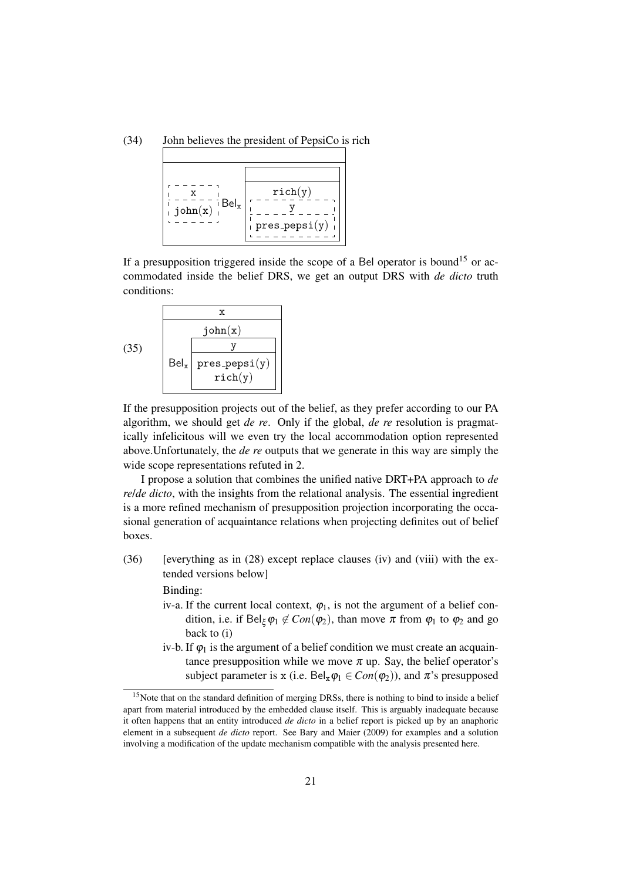(34) John believes the president of PepsiCo is rich

```
┌─────────────────────────────────────┐
│                                     │
├─────────────────────────────────────┤
│                  ┌────────────────┐ │
│                  │                │ │
│ ┌ ─ ─ ─ ┐        ├────────────────┤ │
│    x             │    rich(y)     │ │
│ ├ ─ ─ ─ ┤  Bel_x │ ┌ ─ ─ ─ ─ ─ ─ ┐│ │
│  john(x)         │       y        │ │
│ └ ─ ─ ─ ┘        │ ├ ─ ─ ─ ─ ─ ─ ┤│ │
│                  │  pres_pepsi(y) │ │
│                  │ └ ─ ─ ─ ─ ─ ─ ┘│ │
│                  └────────────────┘ │
└─────────────────────────────────────┘
```

If a presupposition triggered inside the scope of a Bel operator is bound[15] or accommodated inside the belief DRS, we get an output DRS with *de dicto* truth conditions:

(35)

```
┌──────────────────────────┐
│            x             │
├──────────────────────────┤
│         john(x)          │
│       ┌────────────────┐ │
│       │       y        │ │
│       ├────────────────┤ │
│ Bel_x │ pres_pepsi(y)  │ │
│       │    rich(y)     │ │
│       └────────────────┘ │
└──────────────────────────┘
```

If the presupposition projects out of the belief, as they prefer according to our PA algorithm, we should get *de re*. Only if the global, *de re* resolution is pragmatically infelicitous will we even try the local accommodation option represented above.Unfortunately, the *de re* outputs that we generate in this way are simply the wide scope representations refuted in 2.

I propose a solution that combines the unified native DRT+PA approach to *de re*/*de dicto*, with the insights from the relational analysis. The essential ingredient is a more refined mechanism of presupposition projection incorporating the occasional generation of acquaintance relations when projecting definites out of belief boxes.

(36) [everything as in (28) except replace clauses (iv) and (viii) with the extended versions below]

Binding:

iv-a. If the current local context, $\varphi_1$, is not the argument of a belief condition, i.e. if $\mathsf{Bel}_\xi\,\varphi_1 \notin Con(\varphi_2)$, than move $\pi$ from $\varphi_1$ to $\varphi_2$ and go back to (i)

iv-b. If $\varphi_1$ is the argument of a belief condition we must create an acquaintance presupposition while we move $\pi$ up. Say, the belief operator's subject parameter is x (i.e. $\mathsf{Bel}_\mathtt{x}\varphi_1 \in Con(\varphi_2)$), and $\pi$'s presupposed

[15] Note that on the standard definition of merging DRSs, there is nothing to bind to inside a belief apart from material introduced by the embedded clause itself. This is arguably inadequate because it often happens that an entity introduced *de dicto* in a belief report is picked up by an anaphoric element in a subsequent *de dicto* report. See Bary and Maier (2009) for examples and a solution involving a modification of the update mechanism compatible with the analysis presented here.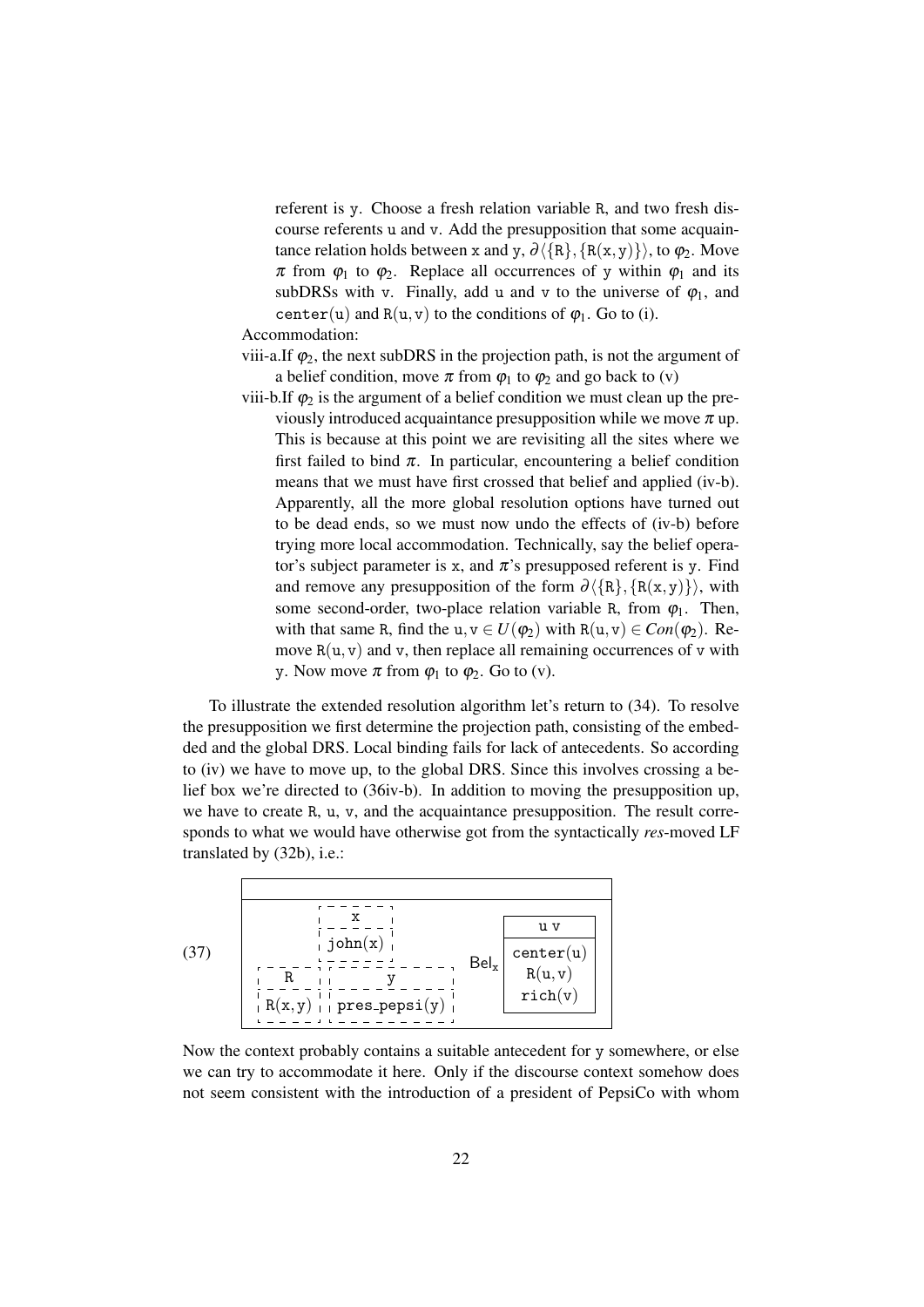referent is y. Choose a fresh relation variable R, and two fresh discourse referents u and v. Add the presupposition that some acquaintance relation holds between x and y, $\partial\langle\{\mathtt{R}\}, \{\mathtt{R(x,y)}\}\rangle$, to $\varphi_2$. Move $\pi$ from $\varphi_1$ to $\varphi_2$. Replace all occurrences of y within $\varphi_1$ and its subDRSs with v. Finally, add u and v to the universe of $\varphi_1$, and center(u) and R(u,v) to the conditions of $\varphi_1$. Go to (i).

Accommodation:

viii-a. If $\varphi_2$, the next subDRS in the projection path, is not the argument of a belief condition, move $\pi$ from $\varphi_1$ to $\varphi_2$ and go back to (v)

viii-b. If $\varphi_2$ is the argument of a belief condition we must clean up the previously introduced acquaintance presupposition while we move $\pi$ up. This is because at this point we are revisiting all the sites where we first failed to bind $\pi$. In particular, encountering a belief condition means that we must have first crossed that belief and applied (iv-b). Apparently, all the more global resolution options have turned out to be dead ends, so we must now undo the effects of (iv-b) before trying more local accommodation. Technically, say the belief operator's subject parameter is x, and $\pi$'s presupposed referent is y. Find and remove any presupposition of the form $\partial\langle\{\mathtt{R}\}, \{\mathtt{R(x,y)}\}\rangle$, with some second-order, two-place relation variable R, from $\varphi_1$. Then, with that same R, find the $\mathtt{u,v} \in U(\varphi_2)$ with $\mathtt{R(u,v)} \in Con(\varphi_2)$. Remove R(u,v) and v, then replace all remaining occurrences of v with y. Now move $\pi$ from $\varphi_1$ to $\varphi_2$. Go to (v).

To illustrate the extended resolution algorithm let's return to (34). To resolve the presupposition we first determine the projection path, consisting of the embedded and the global DRS. Local binding fails for lack of antecedents. So according to (iv) we have to move up, to the global DRS. Since this involves crossing a belief box we're directed to (36iv-b). In addition to moving the presupposition up, we have to create R, u, v, and the acquaintance presupposition. The result corresponds to what we would have otherwise got from the syntactically *res*-moved LF translated by (32b), i.e.:

(37)

```
+--------------------------------------------------------------+
|                                                              |
+--------------------------------------------------------------+
|            [ x       ]                      +-----------+    |
|            [ john(x) ]                      | u v       |    |
|   [ R      ][ y            ]   Bel_x        | center(u) |    |
|   [ R(x,y) ][ pres_pepsi(y) ]              | R(u,v)    |    |
|                                             | rich(v)   |    |
|                                             +-----------+    |
+--------------------------------------------------------------+
```

Now the context probably contains a suitable antecedent for y somewhere, or else we can try to accommodate it here. Only if the discourse context somehow does not seem consistent with the introduction of a president of PepsiCo with whom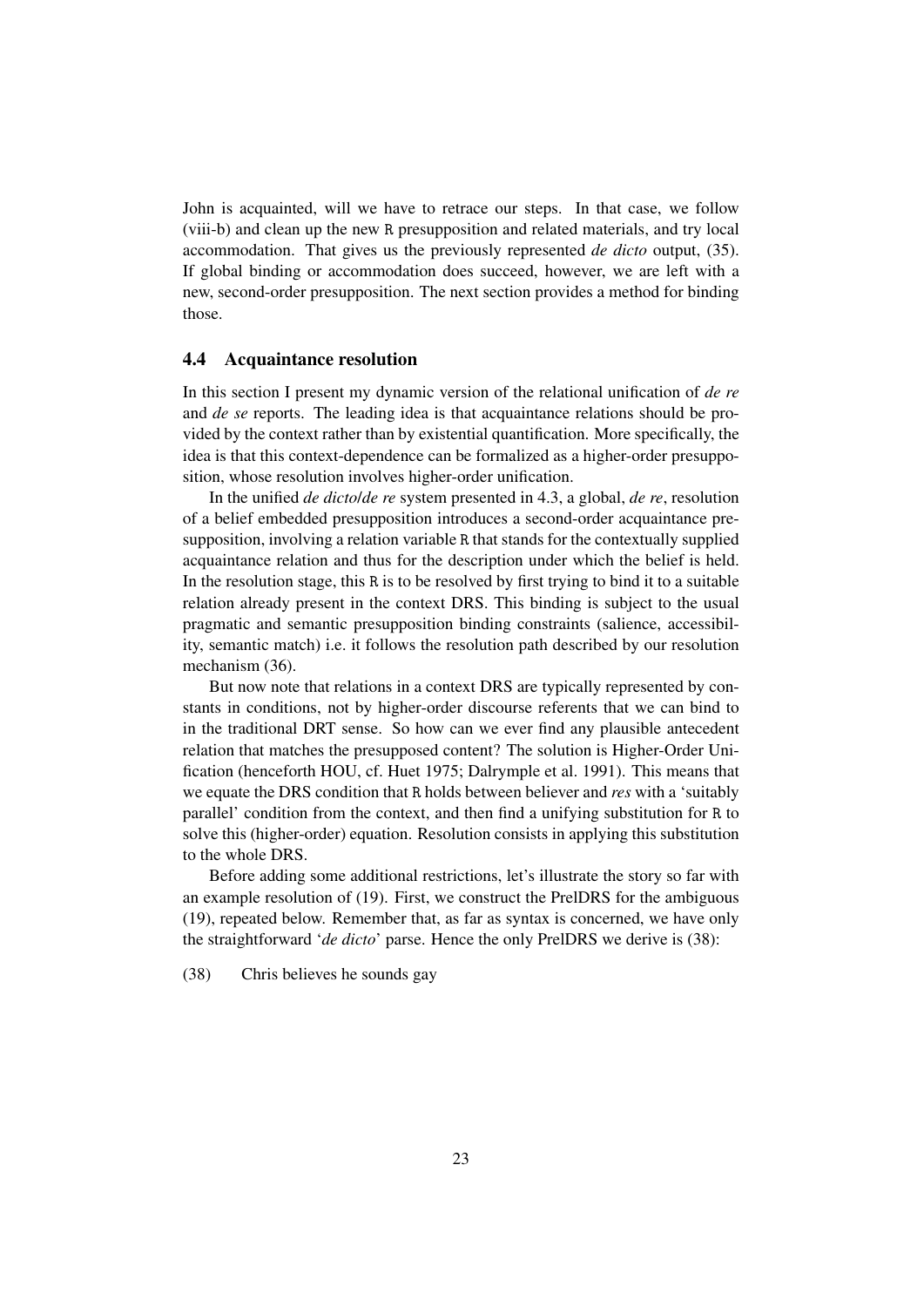John is acquainted, will we have to retrace our steps. In that case, we follow (viii-b) and clean up the new R presupposition and related materials, and try local accommodation. That gives us the previously represented *de dicto* output, (35). If global binding or accommodation does succeed, however, we are left with a new, second-order presupposition. The next section provides a method for binding those.

### 4.4 Acquaintance resolution

In this section I present my dynamic version of the relational unification of *de re* and *de se* reports. The leading idea is that acquaintance relations should be provided by the context rather than by existential quantification. More specifically, the idea is that this context-dependence can be formalized as a higher-order presupposition, whose resolution involves higher-order unification.

In the unified *de dicto*/*de re* system presented in 4.3, a global, *de re*, resolution of a belief embedded presupposition introduces a second-order acquaintance presupposition, involving a relation variable R that stands for the contextually supplied acquaintance relation and thus for the description under which the belief is held. In the resolution stage, this R is to be resolved by first trying to bind it to a suitable relation already present in the context DRS. This binding is subject to the usual pragmatic and semantic presupposition binding constraints (salience, accessibility, semantic match) i.e. it follows the resolution path described by our resolution mechanism (36).

But now note that relations in a context DRS are typically represented by constants in conditions, not by higher-order discourse referents that we can bind to in the traditional DRT sense. So how can we ever find any plausible antecedent relation that matches the presupposed content? The solution is Higher-Order Unification (henceforth HOU, cf. Huet 1975; Dalrymple et al. 1991). This means that we equate the DRS condition that R holds between believer and *res* with a 'suitably parallel' condition from the context, and then find a unifying substitution for R to solve this (higher-order) equation. Resolution consists in applying this substitution to the whole DRS.

Before adding some additional restrictions, let's illustrate the story so far with an example resolution of (19). First, we construct the PrelDRS for the ambiguous (19), repeated below. Remember that, as far as syntax is concerned, we have only the straightforward '*de dicto*' parse. Hence the only PrelDRS we derive is (38):

(38) Chris believes he sounds gay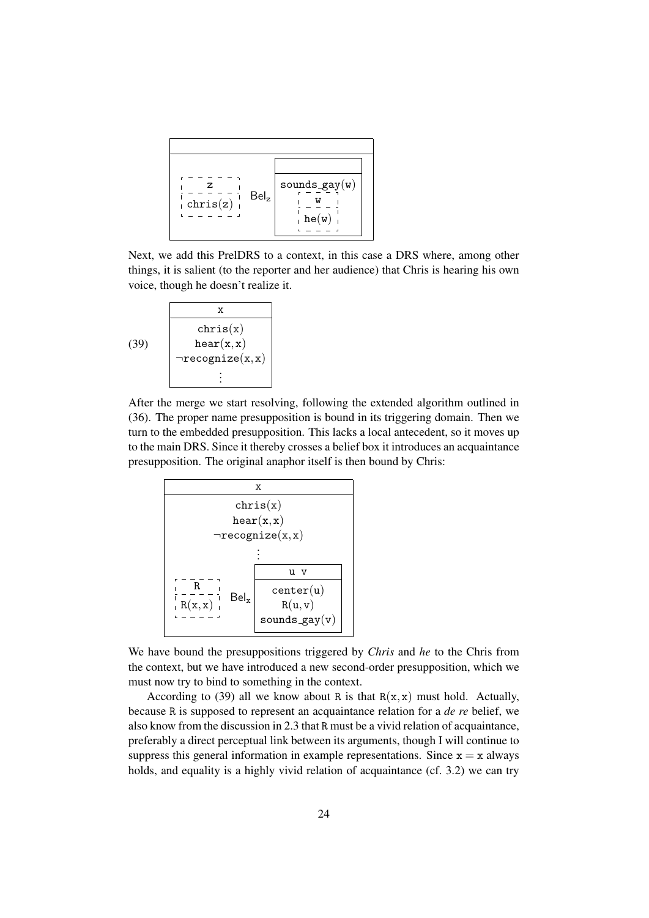```
┌─────────────────────────────────────────┐
│                                         │
├─────────────────────────────────────────┤
│  ┌ ─ ─ ─ ─ ┐        ┌──────────────────┐ │
│     z               │                  │ │
│  ├ ─ ─ ─ ─ ┤  Bel_z ├──────────────────┤ │
│   chris(z)          │  sounds_gay(w)   │ │
│  └ ─ ─ ─ ─ ┘        │   ┌ ─ ─ ┐        │ │
│                     │     w            │ │
│                     │   ├ ─ ─ ┤        │ │
│                     │    he(w)         │ │
│                     │   └ ─ ─ ┘        │ │
│                     └──────────────────┘ │
└─────────────────────────────────────────┘
```

Next, we add this PrelDRS to a context, in this case a DRS where, among other things, it is salient (to the reporter and her audience) that Chris is hearing his own voice, though he doesn't realize it.

(39)

```
┌──────────────────┐
│        x         │
├──────────────────┤
│     chris(x)     │
│     hear(x,x)    │
│ ¬recognize(x,x)  │
│        ⋮         │
└──────────────────┘
```

After the merge we start resolving, following the extended algorithm outlined in (36). The proper name presupposition is bound in its triggering domain. Then we turn to the embedded presupposition. This lacks a local antecedent, so it moves up to the main DRS. Since it thereby crosses a belief box it introduces an acquaintance presupposition. The original anaphor itself is then bound by Chris:

```
┌────────────────────────────────────────┐
│                   x                    │
├────────────────────────────────────────┤
│                chris(x)                │
│                hear(x,x)               │
│             ¬recognize(x,x)            │
│                   ⋮                    │
│                       ┌──────────────┐ │
│                       │     u v      │ │
│  ┌ ─ ─ ─ ┐            ├──────────────┤ │
│      R                │  center(u)   │ │
│  ├ ─ ─ ─ ┤   Bel_x    │   R(u,v)     │ │
│   R(x,x)              │sounds_gay(v) │ │
│  └ ─ ─ ─ ┘            └──────────────┘ │
└────────────────────────────────────────┘
```

We have bound the presuppositions triggered by *Chris* and *he* to the Chris from the context, but we have introduced a new second-order presupposition, which we must now try to bind to something in the context.

According to (39) all we know about R is that $R(x, x)$ must hold. Actually, because R is supposed to represent an acquaintance relation for a *de re* belief, we also know from the discussion in 2.3 that R must be a vivid relation of acquaintance, preferably a direct perceptual link between its arguments, though I will continue to suppress this general information in example representations. Since $x = x$ always holds, and equality is a highly vivid relation of acquaintance (cf. 3.2) we can try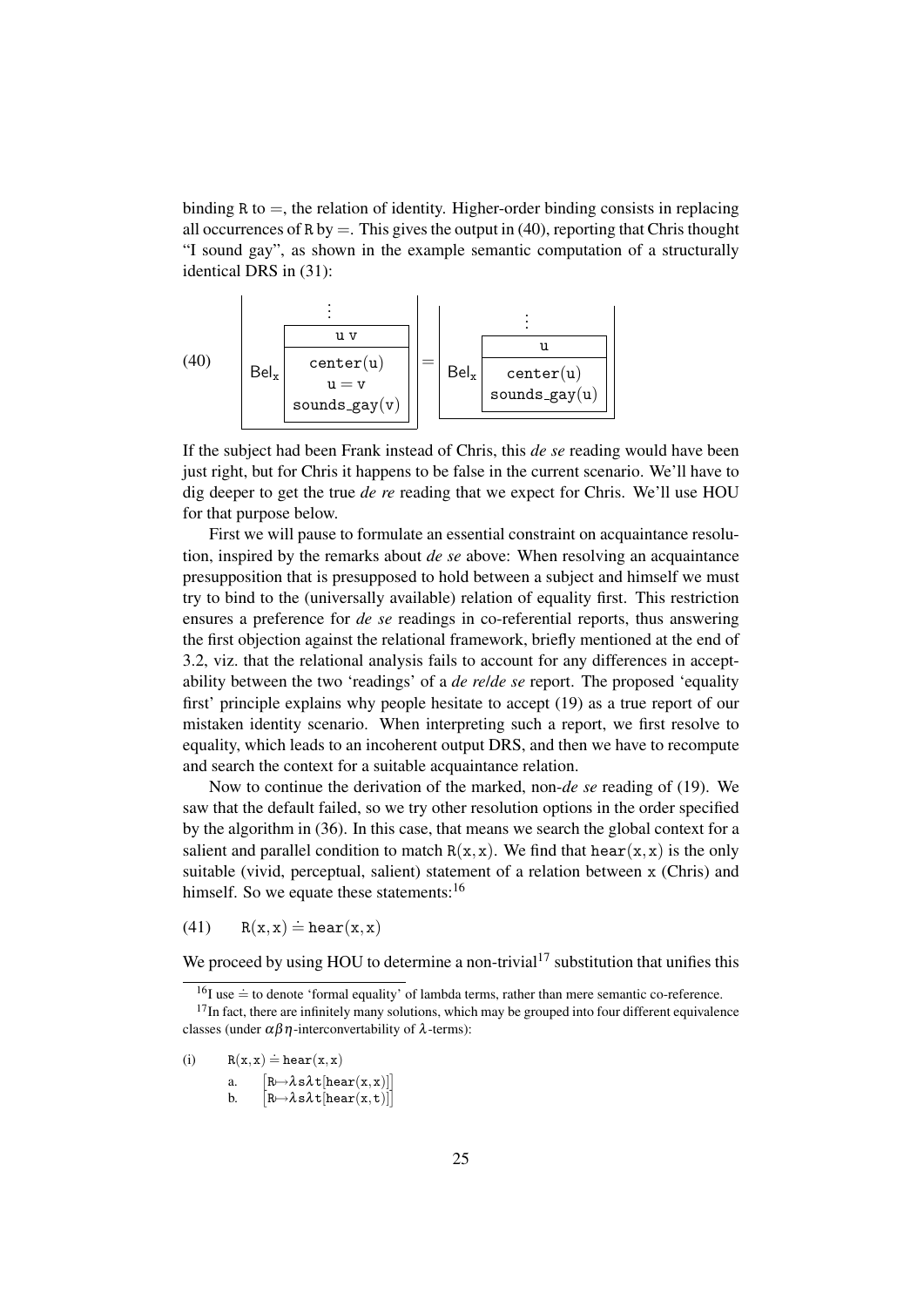binding R to $=$, the relation of identity. Higher-order binding consists in replacing all occurrences of R by $=$. This gives the output in (40), reporting that Chris thought "I sound gay", as shown in the example semantic computation of a structurally identical DRS in (31):

(40)

$$\left[\ \mathsf{Bel_x}\ \begin{array}{|c|}\hline \vdots \\ \hline \mathtt{u\ v} \\ \hline \mathtt{center(u)} \\ \mathtt{u = v} \\ \mathtt{sounds\_gay(v)} \\ \hline \end{array}\ \right] = \left[\ \mathsf{Bel_x}\ \begin{array}{|c|}\hline \vdots \\ \hline \mathtt{u} \\ \hline \mathtt{center(u)} \\ \mathtt{sounds\_gay(u)} \\ \hline \end{array}\ \right]$$

If the subject had been Frank instead of Chris, this *de se* reading would have been just right, but for Chris it happens to be false in the current scenario. We'll have to dig deeper to get the true *de re* reading that we expect for Chris. We'll use HOU for that purpose below.

First we will pause to formulate an essential constraint on acquaintance resolution, inspired by the remarks about *de se* above: When resolving an acquaintance presupposition that is presupposed to hold between a subject and himself we must try to bind to the (universally available) relation of equality first. This restriction ensures a preference for *de se* readings in co-referential reports, thus answering the first objection against the relational framework, briefly mentioned at the end of 3.2, viz. that the relational analysis fails to account for any differences in acceptability between the two 'readings' of a *de re*/*de se* report. The proposed 'equality first' principle explains why people hesitate to accept (19) as a true report of our mistaken identity scenario. When interpreting such a report, we first resolve to equality, which leads to an incoherent output DRS, and then we have to recompute and search the context for a suitable acquaintance relation.

Now to continue the derivation of the marked, non-*de se* reading of (19). We saw that the default failed, so we try other resolution options in the order specified by the algorithm in (36). In this case, that means we search the global context for a salient and parallel condition to match $\mathtt{R(x,x)}$. We find that $\mathtt{hear(x,x)}$ is the only suitable (vivid, perceptual, salient) statement of a relation between $\mathtt{x}$ (Chris) and himself. So we equate these statements:[16]

(41) $\mathtt{R(x,x)} \doteq \mathtt{hear(x,x)}$

We proceed by using HOU to determine a non-trivial[17] substitution that unifies this

---

[16] I use $\doteq$ to denote 'formal equality' of lambda terms, rather than mere semantic co-reference.

[17] In fact, there are infinitely many solutions, which may be grouped into four different equivalence classes (under $\alpha\beta\eta$-interconvertability of $\lambda$-terms):

(i) $\mathtt{R(x,x)} \doteq \mathtt{hear(x,x)}$

a. $[\mathtt{R} \mapsto \lambda \mathtt{s} \lambda \mathtt{t}[\mathtt{hear(x,x)}]]$

b. $[\mathtt{R} \mapsto \lambda \mathtt{s} \lambda \mathtt{t}[\mathtt{hear(x,t)}]]$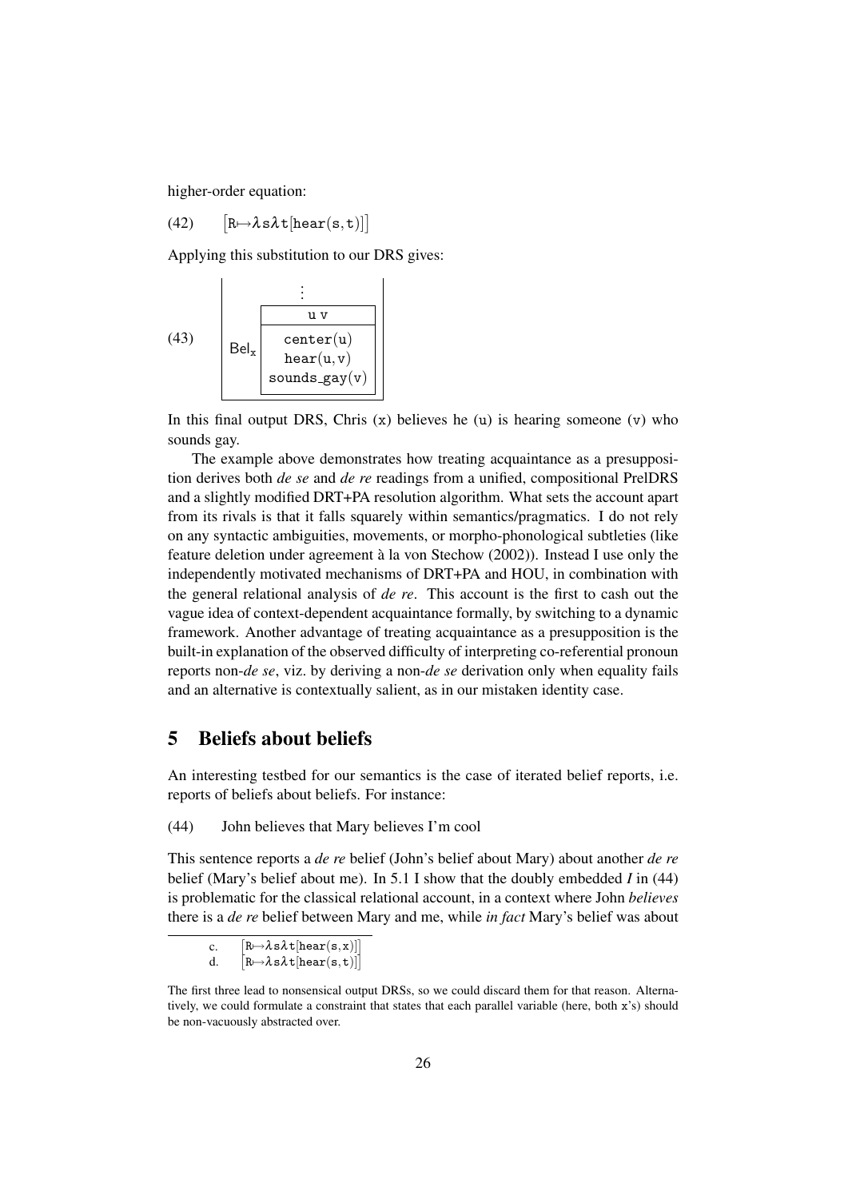higher-order equation:

(42) $\left[\mathtt{R}\mapsto\lambda\mathtt{s}\lambda\mathtt{t}[\mathtt{hear}(\mathtt{s},\mathtt{t})]\right]$

Applying this substitution to our DRS gives:

(43)

$$\mathsf{Bel}_{\mathtt{x}} \begin{array}{|c|} \hline \mathtt{u}\ \mathtt{v} \\ \hline \mathtt{center}(\mathtt{u}) \\ \mathtt{hear}(\mathtt{u},\mathtt{v}) \\ \mathtt{sounds\_gay}(\mathtt{v}) \\ \hline \end{array}$$

In this final output DRS, Chris (x) believes he (u) is hearing someone (v) who sounds gay.

The example above demonstrates how treating acquaintance as a presupposition derives both *de se* and *de re* readings from a unified, compositional PrelDRS and a slightly modified DRT+PA resolution algorithm. What sets the account apart from its rivals is that it falls squarely within semantics/pragmatics. I do not rely on any syntactic ambiguities, movements, or morpho-phonological subtleties (like feature deletion under agreement à la von Stechow (2002)). Instead I use only the independently motivated mechanisms of DRT+PA and HOU, in combination with the general relational analysis of *de re*. This account is the first to cash out the vague idea of context-dependent acquaintance formally, by switching to a dynamic framework. Another advantage of treating acquaintance as a presupposition is the built-in explanation of the observed difficulty of interpreting co-referential pronoun reports non-*de se*, viz. by deriving a non-*de se* derivation only when equality fails and an alternative is contextually salient, as in our mistaken identity case.

# 5 Beliefs about beliefs

An interesting testbed for our semantics is the case of iterated belief reports, i.e. reports of beliefs about beliefs. For instance:

(44) John believes that Mary believes I'm cool

This sentence reports a *de re* belief (John's belief about Mary) about another *de re* belief (Mary's belief about me). In 5.1 I show that the doubly embedded *I* in (44) is problematic for the classical relational account, in a context where John *believes* there is a *de re* belief between Mary and me, while *in fact* Mary's belief was about

---

c. $\left[\mathtt{R}\mapsto\lambda\mathtt{s}\lambda\mathtt{t}[\mathtt{hear}(\mathtt{s},\mathtt{x})]\right]$
d. $\left[\mathtt{R}\mapsto\lambda\mathtt{s}\lambda\mathtt{t}[\mathtt{hear}(\mathtt{s},\mathtt{t})]\right]$

The first three lead to nonsensical output DRSs, so we could discard them for that reason. Alternatively, we could formulate a constraint that states that each parallel variable (here, both x's) should be non-vacuously abstracted over.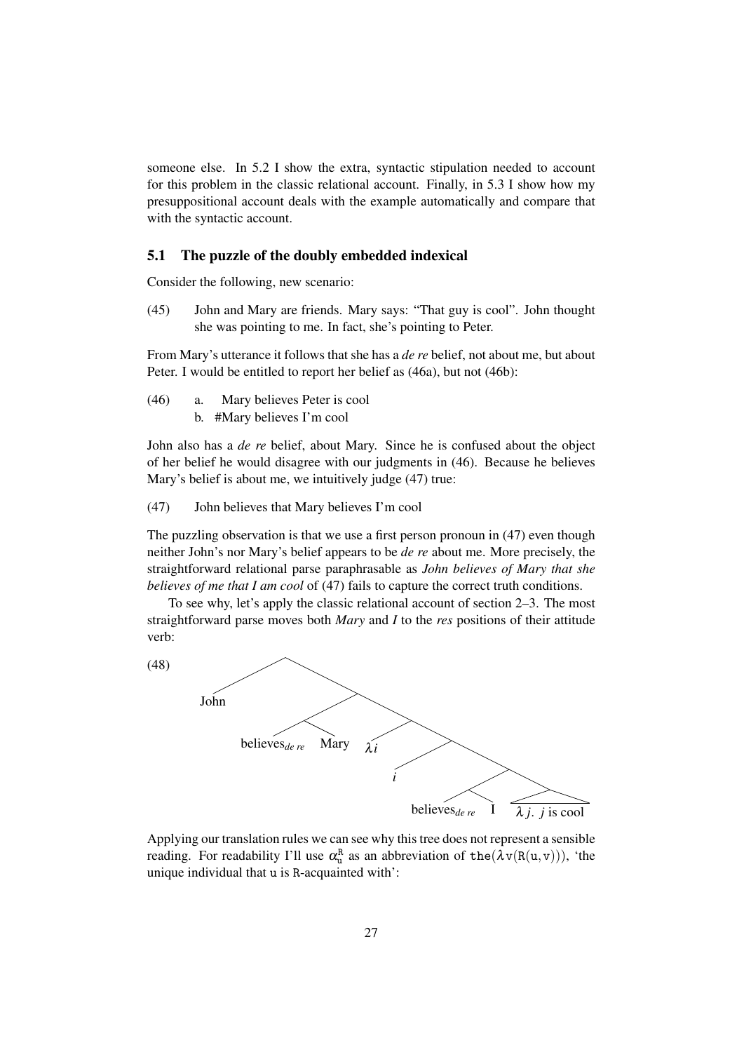someone else. In 5.2 I show the extra, syntactic stipulation needed to account for this problem in the classic relational account. Finally, in 5.3 I show how my presuppositional account deals with the example automatically and compare that with the syntactic account.

### 5.1 The puzzle of the doubly embedded indexical

Consider the following, new scenario:

(45) John and Mary are friends. Mary says: "That guy is cool". John thought she was pointing to me. In fact, she's pointing to Peter.

From Mary's utterance it follows that she has a *de re* belief, not about me, but about Peter. I would be entitled to report her belief as (46a), but not (46b):

(46) a. Mary believes Peter is cool
b. #Mary believes I'm cool

John also has a *de re* belief, about Mary. Since he is confused about the object of her belief he would disagree with our judgments in (46). Because he believes Mary's belief is about me, we intuitively judge (47) true:

(47) John believes that Mary believes I'm cool

The puzzling observation is that we use a first person pronoun in (47) even though neither John's nor Mary's belief appears to be *de re* about me. More precisely, the straightforward relational parse paraphrasable as *John believes of Mary that she believes of me that I am cool* of (47) fails to capture the correct truth conditions.

To see why, let's apply the classic relational account of section 2–3. The most straightforward parse moves both *Mary* and *I* to the *res* positions of their attitude verb:

(48) [John [[believes$_{de\ re}$ Mary] [$\lambda i$ [$i$ [[believes$_{de\ re}$ I] [$\lambda j$. $j$ is cool]]]]]]

Applying our translation rules we can see why this tree does not represent a sensible reading. For readability I'll use $\alpha_{\mathtt{u}}^{\mathtt{R}}$ as an abbreviation of $\mathtt{the}(\lambda \mathtt{v}(\mathtt{R}(\mathtt{u},\mathtt{v})))$, 'the unique individual that u is R-acquainted with':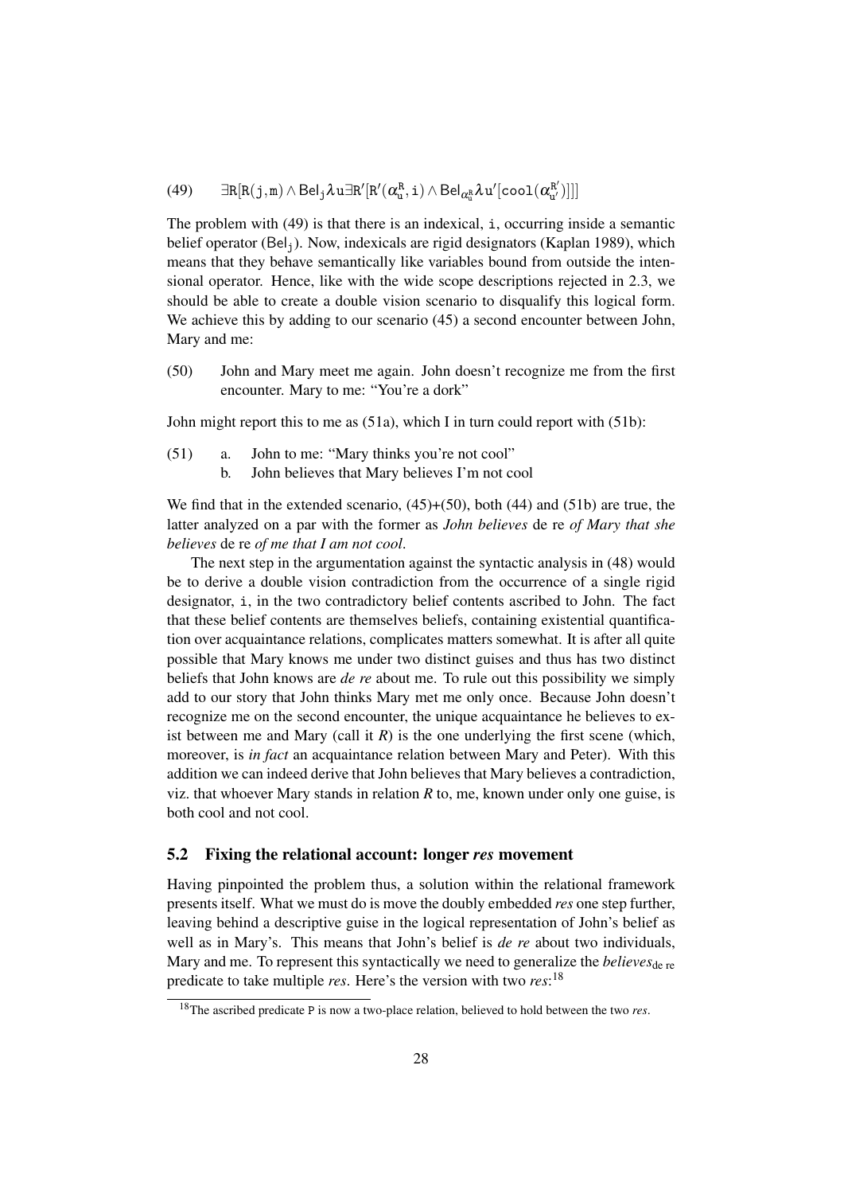(49) $\exists \mathtt{R}[\mathtt{R}(\mathtt{j},\mathtt{m}) \wedge \mathsf{Bel}_{\mathtt{j}} \lambda \mathtt{u} \exists \mathtt{R}'[\mathtt{R}'(\alpha^{\mathtt{R}}_{\mathtt{u}}, \mathtt{i}) \wedge \mathsf{Bel}_{\alpha^{\mathtt{R}}_{\mathtt{u}}} \lambda \mathtt{u}'[\mathtt{cool}(\alpha^{\mathtt{R}'}_{\mathtt{u}'})]]]$

The problem with (49) is that there is an indexical, i, occurring inside a semantic belief operator ($\mathsf{Bel}_{\mathtt{j}}$). Now, indexicals are rigid designators (Kaplan 1989), which means that they behave semantically like variables bound from outside the intensional operator. Hence, like with the wide scope descriptions rejected in 2.3, we should be able to create a double vision scenario to disqualify this logical form. We achieve this by adding to our scenario (45) a second encounter between John, Mary and me:

(50) John and Mary meet me again. John doesn't recognize me from the first encounter. Mary to me: "You're a dork"

John might report this to me as (51a), which I in turn could report with (51b):

(51) a. John to me: "Mary thinks you're not cool"
b. John believes that Mary believes I'm not cool

We find that in the extended scenario, (45)+(50), both (44) and (51b) are true, the latter analyzed on a par with the former as *John believes* de re *of Mary that she believes* de re *of me that I am not cool*.

The next step in the argumentation against the syntactic analysis in (48) would be to derive a double vision contradiction from the occurrence of a single rigid designator, i, in the two contradictory belief contents ascribed to John. The fact that these belief contents are themselves beliefs, containing existential quantification over acquaintance relations, complicates matters somewhat. It is after all quite possible that Mary knows me under two distinct guises and thus has two distinct beliefs that John knows are *de re* about me. To rule out this possibility we simply add to our story that John thinks Mary met me only once. Because John doesn't recognize me on the second encounter, the unique acquaintance he believes to exist between me and Mary (call it *R*) is the one underlying the first scene (which, moreover, is *in fact* an acquaintance relation between Mary and Peter). With this addition we can indeed derive that John believes that Mary believes a contradiction, viz. that whoever Mary stands in relation *R* to, me, known under only one guise, is both cool and not cool.

## 5.2 Fixing the relational account: longer *res* movement

Having pinpointed the problem thus, a solution within the relational framework presents itself. What we must do is move the doubly embedded *res* one step further, leaving behind a descriptive guise in the logical representation of John's belief as well as in Mary's. This means that John's belief is *de re* about two individuals, Mary and me. To represent this syntactically we need to generalize the *believes*$_{\text{de re}}$ predicate to take multiple *res*. Here's the version with two *res*:[18]

[18] The ascribed predicate P is now a two-place relation, believed to hold between the two *res*.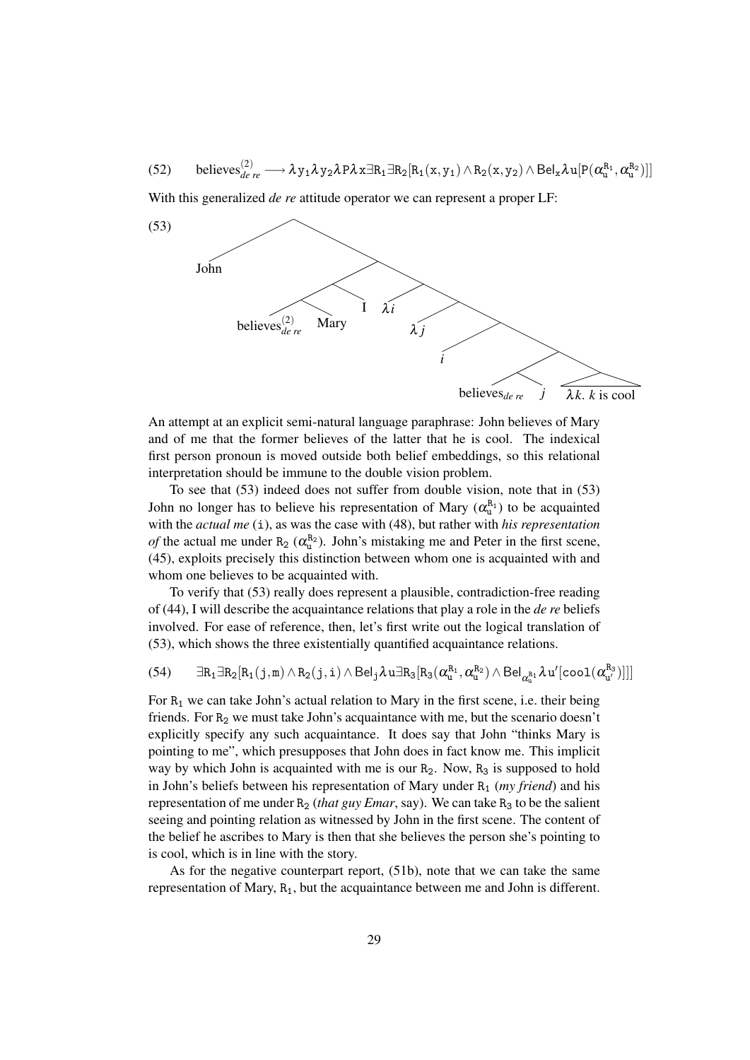(52) $\text{believes}^{(2)}_{de\ re} \longrightarrow \lambda \mathtt{y}_1 \lambda \mathtt{y}_2 \lambda \mathtt{P} \lambda \mathtt{x} \exists \mathtt{R}_1 \exists \mathtt{R}_2 [\mathtt{R}_1(\mathtt{x}, \mathtt{y}_1) \wedge \mathtt{R}_2(\mathtt{x}, \mathtt{y}_2) \wedge \mathsf{Bel}_{\mathtt{x}} \lambda \mathtt{u} [\mathtt{P}(\alpha^{\mathtt{R}_1}_{\mathtt{u}}, \alpha^{\mathtt{R}_2}_{\mathtt{u}})]]$

With this generalized *de re* attitude operator we can represent a proper LF:

(53) [John [[[believes$^{(2)}_{de\ re}$ Mary] I] [$\lambda i$ [$\lambda j$ [$i$ [[believes$_{de\ re}$ $j$] [$\lambda k.\ k$ is cool]]]]]]]

An attempt at an explicit semi-natural language paraphrase: John believes of Mary and of me that the former believes of the latter that he is cool. The indexical first person pronoun is moved outside both belief embeddings, so this relational interpretation should be immune to the double vision problem.

To see that (53) indeed does not suffer from double vision, note that in (53) John no longer has to believe his representation of Mary ($\alpha^{\mathtt{R}_1}_{\mathtt{u}}$) to be acquainted with the *actual me* (i), as was the case with (48), but rather with *his representation of* the actual me under $\mathtt{R}_2$ ($\alpha^{\mathtt{R}_2}_{\mathtt{u}}$). John's mistaking me and Peter in the first scene, (45), exploits precisely this distinction between whom one is acquainted with and whom one believes to be acquainted with.

To verify that (53) really does represent a plausible, contradiction-free reading of (44), I will describe the acquaintance relations that play a role in the *de re* beliefs involved. For ease of reference, then, let's first write out the logical translation of (53), which shows the three existentially quantified acquaintance relations.

(54) $\exists \mathtt{R}_1 \exists \mathtt{R}_2 [\mathtt{R}_1(\mathtt{j}, \mathtt{m}) \wedge \mathtt{R}_2(\mathtt{j}, \mathtt{i}) \wedge \mathsf{Bel}_{\mathtt{j}} \lambda \mathtt{u} \exists \mathtt{R}_3 [\mathtt{R}_3(\alpha^{\mathtt{R}_1}_{\mathtt{u}}, \alpha^{\mathtt{R}_2}_{\mathtt{u}}) \wedge \mathsf{Bel}_{\alpha^{\mathtt{R}_1}_{\mathtt{u}}} \lambda \mathtt{u}' [\mathtt{cool}(\alpha^{\mathtt{R}_3}_{\mathtt{u}'})]]]$

For $\mathtt{R}_1$ we can take John's actual relation to Mary in the first scene, i.e. their being friends. For $\mathtt{R}_2$ we must take John's acquaintance with me, but the scenario doesn't explicitly specify any such acquaintance. It does say that John "thinks Mary is pointing to me", which presupposes that John does in fact know me. This implicit way by which John is acquainted with me is our $\mathtt{R}_2$. Now, $\mathtt{R}_3$ is supposed to hold in John's beliefs between his representation of Mary under $\mathtt{R}_1$ (*my friend*) and his representation of me under $\mathtt{R}_2$ (*that guy Emar*, say). We can take $\mathtt{R}_3$ to be the salient seeing and pointing relation as witnessed by John in the first scene. The content of the belief he ascribes to Mary is then that she believes the person she's pointing to is cool, which is in line with the story.

As for the negative counterpart report, (51b), note that we can take the same representation of Mary, $\mathtt{R}_1$, but the acquaintance between me and John is different.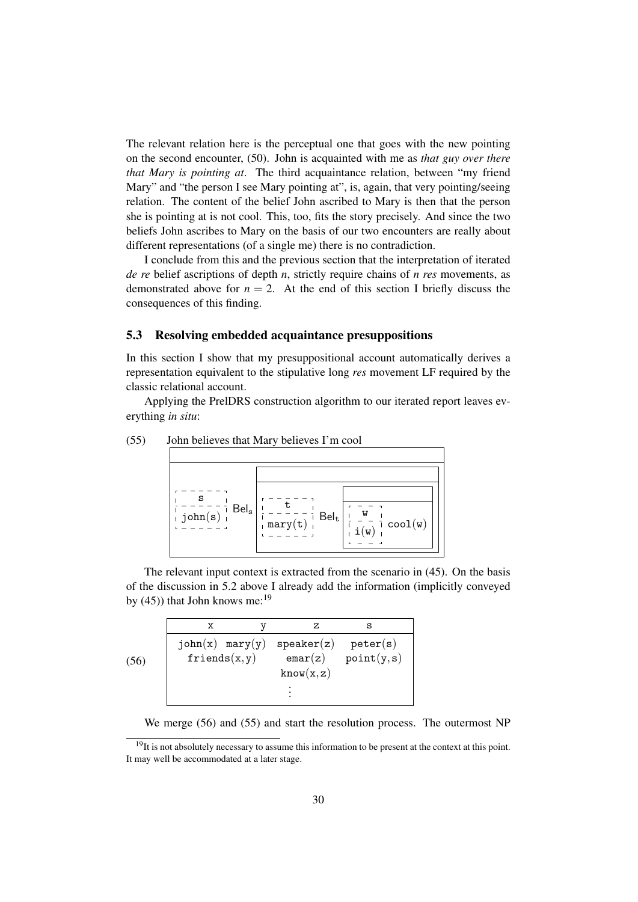The relevant relation here is the perceptual one that goes with the new pointing on the second encounter, (50). John is acquainted with me as *that guy over there that Mary is pointing at*. The third acquaintance relation, between "my friend Mary" and "the person I see Mary pointing at", is, again, that very pointing/seeing relation. The content of the belief John ascribed to Mary is then that the person she is pointing at is not cool. This, too, fits the story precisely. And since the two beliefs John ascribes to Mary on the basis of our two encounters are really about different representations (of a single me) there is no contradiction.

I conclude from this and the previous section that the interpretation of iterated *de re* belief ascriptions of depth $n$, strictly require chains of $n$ *res* movements, as demonstrated above for $n = 2$. At the end of this section I briefly discuss the consequences of this finding.

### 5.3 Resolving embedded acquaintance presuppositions

In this section I show that my presuppositional account automatically derives a representation equivalent to the stipulative long *res* movement LF required by the classic relational account.

Applying the PrelDRS construction algorithm to our iterated report leaves everything *in situ*:

(55) John believes that Mary believes I'm cool

```
┌──────────────────────────────────────────────────────────────┐
│                                                              │
├──────────────────────────────────────────────────────────────┤
│            ┌─────────────────────────────────────────────┐   │
│            │                                             │   │
│            ├─────────────────────────────────────────────┤   │
│ ┌ - - - -┐ │ ┌ - - - -┐      ┌──────────────────────┐    │   │
│ ┆   s    ┆ │ ┆   t    ┆      │                      │    │   │
│ ┆- - - - ┆ │ ┆- - - - ┆      ├──────────────────────┤    │   │
│ ┆john(s) ┆ Bel_s ┆mary(t) ┆ Bel_t │ ┌ - - ┐              │    │   │
│ └ - - - -┘ │ └ - - - -┘      │ ┆  w  ┆              │    │   │
│            │                 │ ┆- - -┆ cool(w)      │    │   │
│            │                 │ ┆i(w) ┆              │    │   │
│            │                 │ └ - - ┘              │    │   │
│            │                 └──────────────────────┘    │   │
│            └─────────────────────────────────────────────┘   │
└──────────────────────────────────────────────────────────────┘
```

The relevant input context is extracted from the scenario in (45). On the basis of the discussion in 5.2 above I already add the information (implicitly conveyed by (45)) that John knows me:[19]

(56)

```
┌──────────────────────────────────────────────────┐
│    x       y          z             s            │
├──────────────────────────────────────────────────┤
│ john(x)  mary(y)   speaker(z)    peter(s)        │
│   friends(x,y)      emar(z)     point(y,s)       │
│                    know(x,z)                     │
│                        ⋮                         │
└──────────────────────────────────────────────────┘
```

We merge (56) and (55) and start the resolution process. The outermost NP

[19] It is not absolutely necessary to assume this information to be present at the context at this point. It may well be accommodated at a later stage.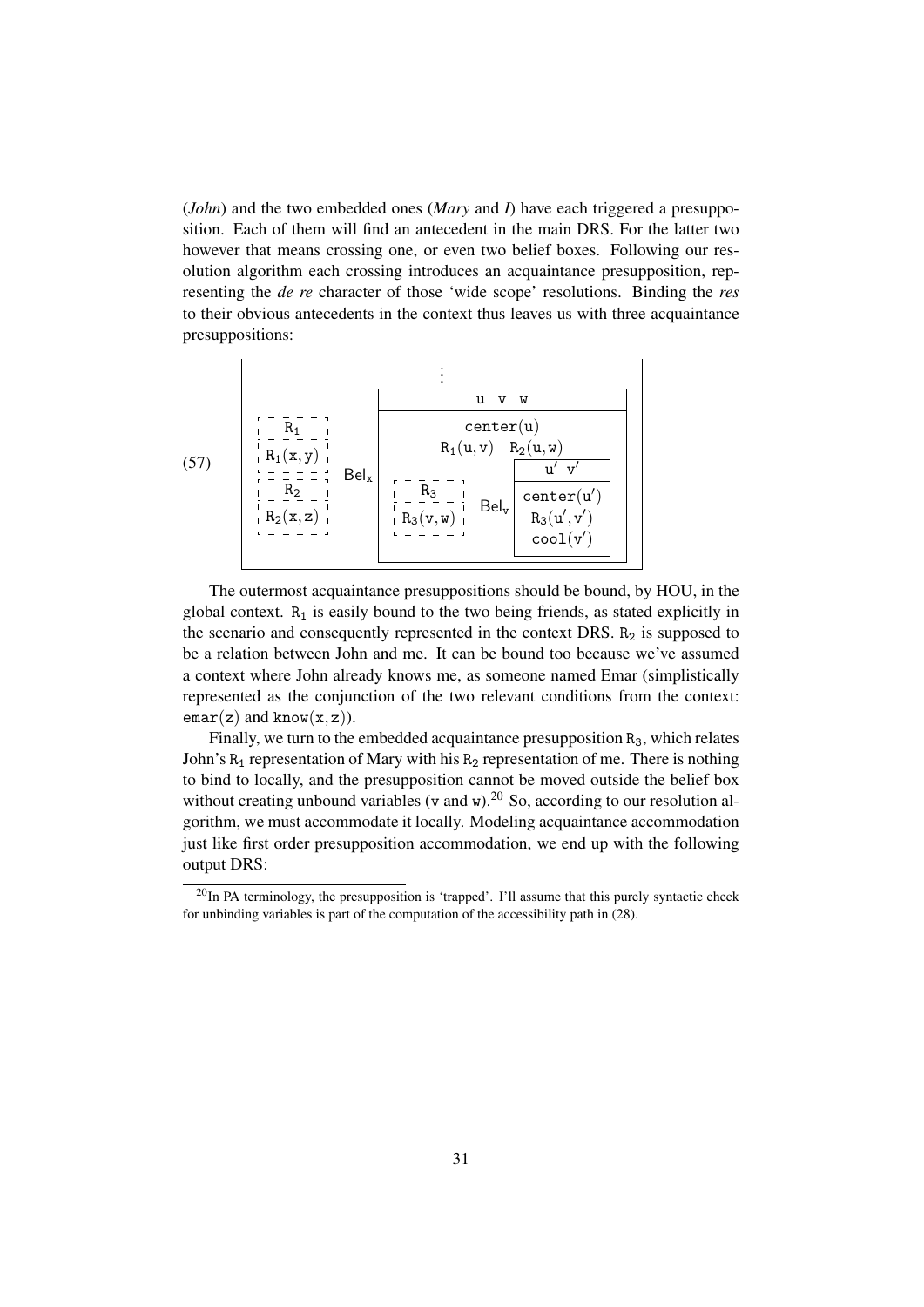(*John*) and the two embedded ones (*Mary* and *I*) have each triggered a presupposition. Each of them will find an antecedent in the main DRS. For the latter two however that means crossing one, or even two belief boxes. Following our resolution algorithm each crossing introduces an acquaintance presupposition, representing the *de re* character of those 'wide scope' resolutions. Binding the *res* to their obvious antecedents in the context thus leaves us with three acquaintance presuppositions:

(57)

```
 ----------------------------------------------------------------
|                              ⋮                                 |
|                  ---------------------------------             |
|                 |            u  v  w              |            |
| - - - - - -     |---------------------------------|            |
| :  R1     :     |          center(u)              |            |
| : R1(x,y) :     |      R1(u,v)   R2(u,w)          |            |
| - - - - - -     |                 -------------   |            |
| :  R2     : Belx| - - - - - -     |   u'  v'    |  |            |
| : R2(x,z) :     | :  R3     :     |-------------|  |            |
| - - - - - -     | : R3(v,w) : Belv| center(u')  |  |            |
|                 | - - - - - -     | R3(u',v')   |  |            |
|                 |                 | cool(v')    |  |            |
|                 |                  -------------   |            |
|                  ---------------------------------             |
 ----------------------------------------------------------------
```

The outermost acquaintance presuppositions should be bound, by HOU, in the global context. $R_1$ is easily bound to the two being friends, as stated explicitly in the scenario and consequently represented in the context DRS. $R_2$ is supposed to be a relation between John and me. It can be bound too because we've assumed a context where John already knows me, as someone named Emar (simplistically represented as the conjunction of the two relevant conditions from the context: $\mathtt{emar}(z)$ and $\mathtt{know}(x,z)$).

Finally, we turn to the embedded acquaintance presupposition $R_3$, which relates John's $R_1$ representation of Mary with his $R_2$ representation of me. There is nothing to bind to locally, and the presupposition cannot be moved outside the belief box without creating unbound variables ($v$ and $w$).[20] So, according to our resolution algorithm, we must accommodate it locally. Modeling acquaintance accommodation just like first order presupposition accommodation, we end up with the following output DRS:

[20] In PA terminology, the presupposition is 'trapped'. I'll assume that this purely syntactic check for unbinding variables is part of the computation of the accessibility path in (28).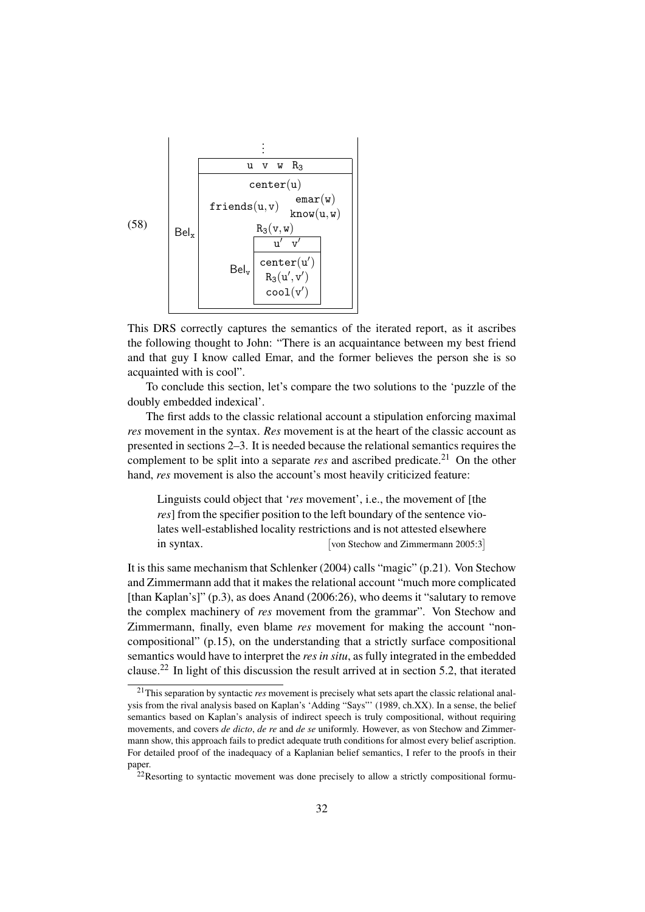(58)

```
      ⋮
 ┌───────────────────────────────┐
 │        u  v  w  R3            │
 ├───────────────────────────────┤
 │        center(u)              │
 │                  emar(w)      │
 │ friends(u,v)     know(u,w)    │
 │        R3(v,w)                │
Belx│        ┌──────────┐           │
 │        │  u'  v'  │           │
 │        ├──────────┤           │
 │  Belv  │center(u')│           │
 │        │ R3(u',v')│           │
 │        │ cool(v') │           │
 │        └──────────┘           │
 └───────────────────────────────┘
```

This DRS correctly captures the semantics of the iterated report, as it ascribes the following thought to John: "There is an acquaintance between my best friend and that guy I know called Emar, and the former believes the person she is so acquainted with is cool".

To conclude this section, let's compare the two solutions to the 'puzzle of the doubly embedded indexical'.

The first adds to the classic relational account a stipulation enforcing maximal *res* movement in the syntax. *Res* movement is at the heart of the classic account as presented in sections 2–3. It is needed because the relational semantics requires the complement to be split into a separate *res* and ascribed predicate.[21] On the other hand, *res* movement is also the account's most heavily criticized feature:

> Linguists could object that '*res* movement', i.e., the movement of [the *res*] from the specifier position to the left boundary of the sentence violates well-established locality restrictions and is not attested elsewhere in syntax. [von Stechow and Zimmermann 2005:3]

It is this same mechanism that Schlenker (2004) calls "magic" (p.21). Von Stechow and Zimmermann add that it makes the relational account "much more complicated [than Kaplan's]" (p.3), as does Anand (2006:26), who deems it "salutary to remove the complex machinery of *res* movement from the grammar". Von Stechow and Zimmermann, finally, even blame *res* movement for making the account "non-compositional" (p.15), on the understanding that a strictly surface compositional semantics would have to interpret the *res in situ*, as fully integrated in the embedded clause.[22] In light of this discussion the result arrived at in section 5.2, that iterated

[21] This separation by syntactic *res* movement is precisely what sets apart the classic relational analysis from the rival analysis based on Kaplan's 'Adding "Says"' (1989, ch.XX). In a sense, the belief semantics based on Kaplan's analysis of indirect speech is truly compositional, without requiring movements, and covers *de dicto*, *de re* and *de se* uniformly. However, as von Stechow and Zimmermann show, this approach fails to predict adequate truth conditions for almost every belief ascription. For detailed proof of the inadequacy of a Kaplanian belief semantics, I refer to the proofs in their paper.

[22] Resorting to syntactic movement was done precisely to allow a strictly compositional formu-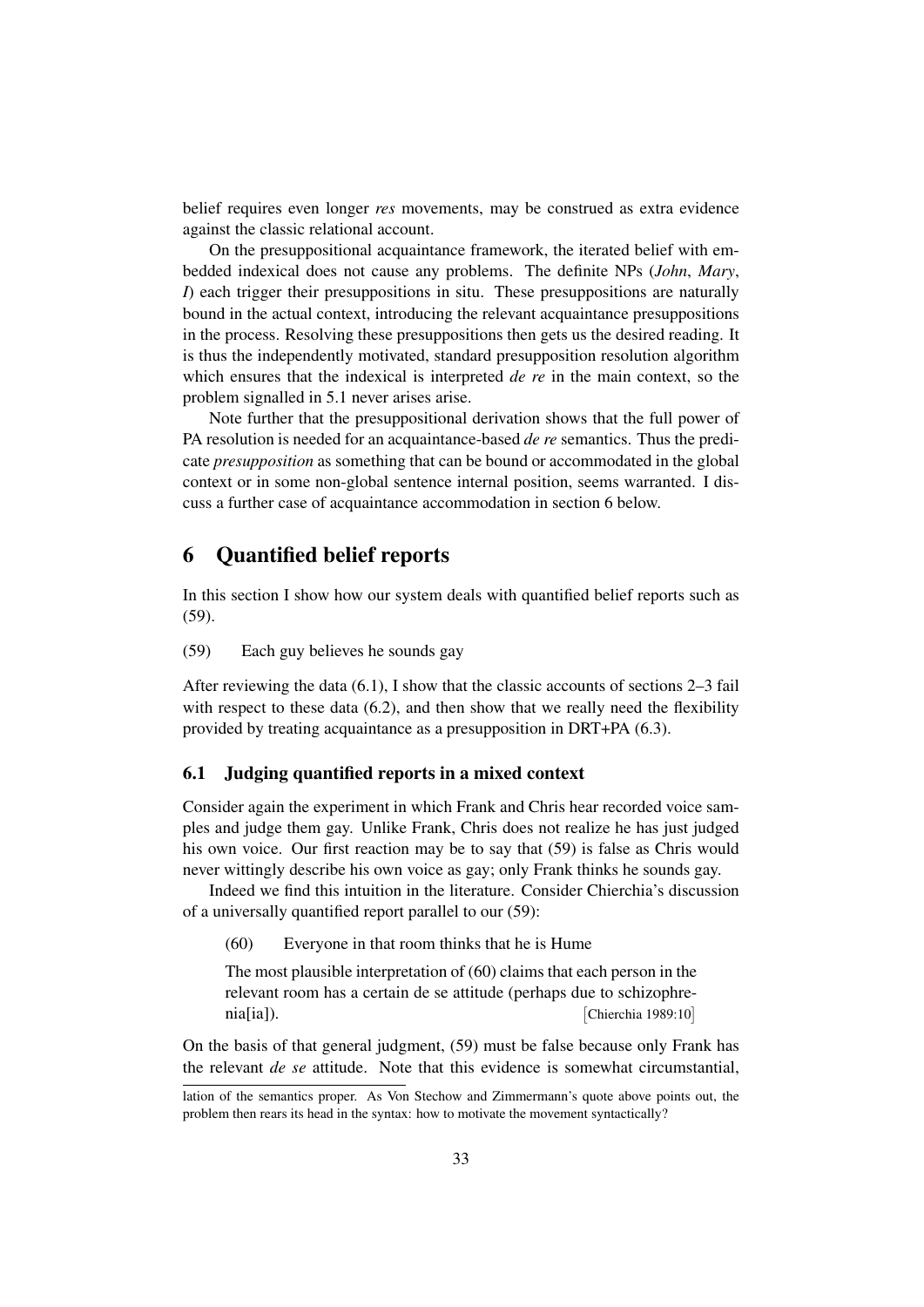belief requires even longer *res* movements, may be construed as extra evidence against the classic relational account.

On the presuppositional acquaintance framework, the iterated belief with embedded indexical does not cause any problems. The definite NPs (*John*, *Mary*, *I*) each trigger their presuppositions in situ. These presuppositions are naturally bound in the actual context, introducing the relevant acquaintance presuppositions in the process. Resolving these presuppositions then gets us the desired reading. It is thus the independently motivated, standard presupposition resolution algorithm which ensures that the indexical is interpreted *de re* in the main context, so the problem signalled in 5.1 never arises arise.

Note further that the presuppositional derivation shows that the full power of PA resolution is needed for an acquaintance-based *de re* semantics. Thus the predicate *presupposition* as something that can be bound or accommodated in the global context or in some non-global sentence internal position, seems warranted. I discuss a further case of acquaintance accommodation in section 6 below.

# 6 Quantified belief reports

In this section I show how our system deals with quantified belief reports such as (59).

(59) Each guy believes he sounds gay

After reviewing the data (6.1), I show that the classic accounts of sections 2–3 fail with respect to these data (6.2), and then show that we really need the flexibility provided by treating acquaintance as a presupposition in DRT+PA (6.3).

## 6.1 Judging quantified reports in a mixed context

Consider again the experiment in which Frank and Chris hear recorded voice samples and judge them gay. Unlike Frank, Chris does not realize he has just judged his own voice. Our first reaction may be to say that (59) is false as Chris would never wittingly describe his own voice as gay; only Frank thinks he sounds gay.

Indeed we find this intuition in the literature. Consider Chierchia's discussion of a universally quantified report parallel to our (59):

> (60) Everyone in that room thinks that he is Hume
>
> The most plausible interpretation of (60) claims that each person in the relevant room has a certain de se attitude (perhaps due to schizophrenia[ia]). [Chierchia 1989:10]

On the basis of that general judgment, (59) must be false because only Frank has the relevant *de se* attitude. Note that this evidence is somewhat circumstantial,

---

lation of the semantics proper. As Von Stechow and Zimmermann's quote above points out, the problem then rears its head in the syntax: how to motivate the movement syntactically?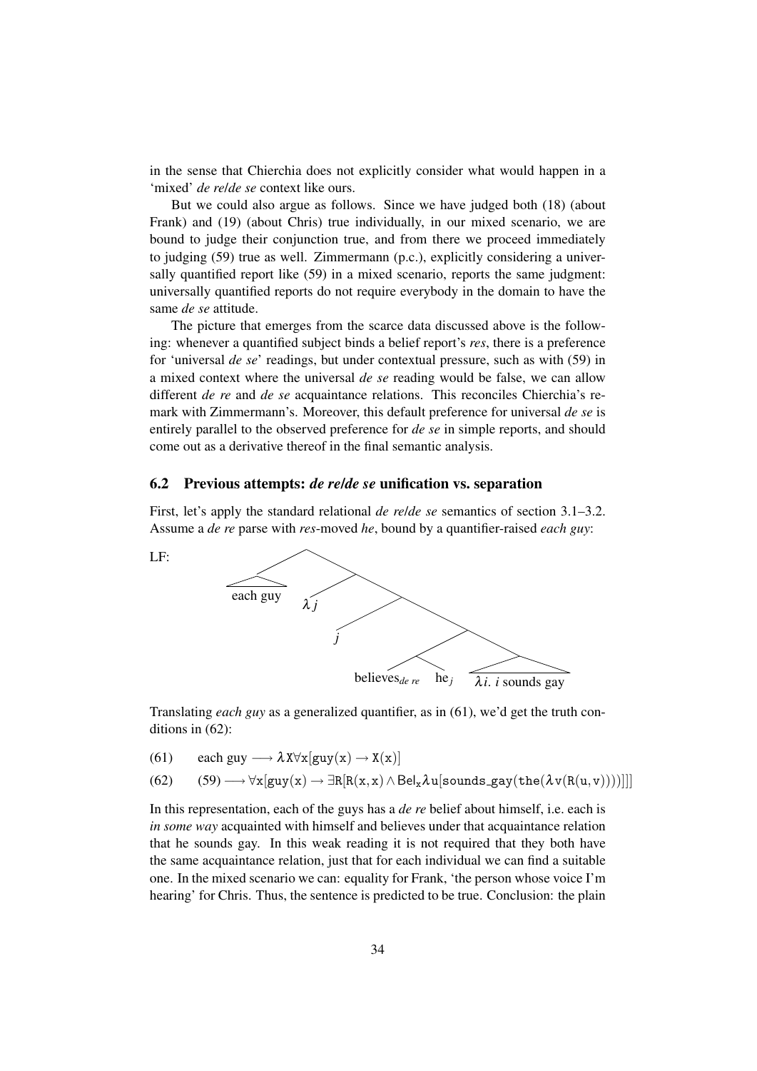in the sense that Chierchia does not explicitly consider what would happen in a 'mixed' *de re*/*de se* context like ours.

But we could also argue as follows. Since we have judged both (18) (about Frank) and (19) (about Chris) true individually, in our mixed scenario, we are bound to judge their conjunction true, and from there we proceed immediately to judging (59) true as well. Zimmermann (p.c.), explicitly considering a universally quantified report like (59) in a mixed scenario, reports the same judgment: universally quantified reports do not require everybody in the domain to have the same *de se* attitude.

The picture that emerges from the scarce data discussed above is the following: whenever a quantified subject binds a belief report's *res*, there is a preference for 'universal *de se*' readings, but under contextual pressure, such as with (59) in a mixed context where the universal *de se* reading would be false, we can allow different *de re* and *de se* acquaintance relations. This reconciles Chierchia's remark with Zimmermann's. Moreover, this default preference for universal *de se* is entirely parallel to the observed preference for *de se* in simple reports, and should come out as a derivative thereof in the final semantic analysis.

## 6.2 Previous attempts: *de re*/*de se* unification vs. separation

First, let's apply the standard relational *de re*/*de se* semantics of section 3.1–3.2. Assume a *de re* parse with *res*-moved *he*, bound by a quantifier-raised *each guy*:

LF: [ [each guy] [ $\lambda j$ [ $j$ [ [ believes$_{de\ re}$ he$_j$ ] [ $\lambda i.\ i$ sounds gay ] ] ] ] ]

Translating *each guy* as a generalized quantifier, as in (61), we'd get the truth conditions in (62):

(61) each guy $\longrightarrow \lambda X \forall x[\mathtt{guy}(x) \rightarrow X(x)]$

(62) (59) $\longrightarrow \forall x[\mathtt{guy}(x) \rightarrow \exists R[R(x,x) \wedge \mathsf{Bel}_x \lambda u[\mathtt{sounds\_gay}(\mathtt{the}(\lambda v(R(u,v))))]]]$

In this representation, each of the guys has a *de re* belief about himself, i.e. each is *in some way* acquainted with himself and believes under that acquaintance relation that he sounds gay. In this weak reading it is not required that they both have the same acquaintance relation, just that for each individual we can find a suitable one. In the mixed scenario we can: equality for Frank, 'the person whose voice I'm hearing' for Chris. Thus, the sentence is predicted to be true. Conclusion: the plain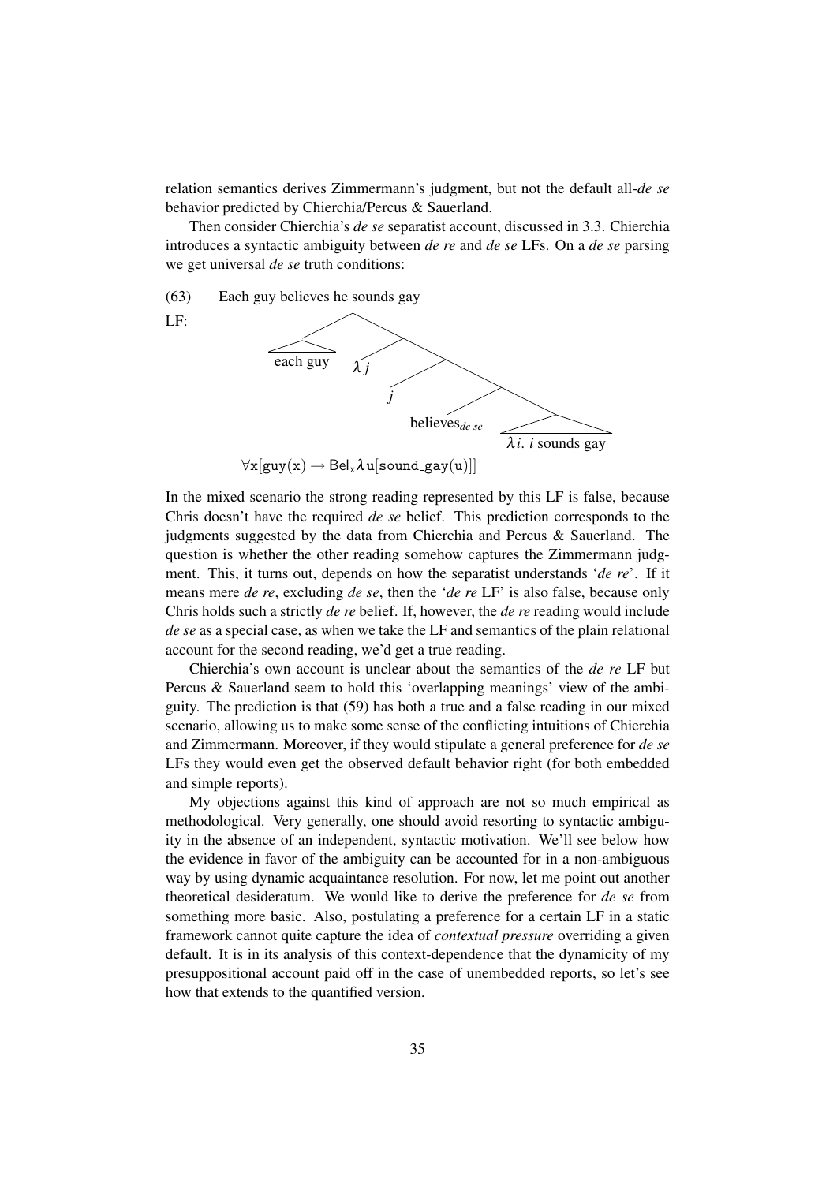relation semantics derives Zimmermann's judgment, but not the default all-*de se* behavior predicted by Chierchia/Percus & Sauerland.

Then consider Chierchia's *de se* separatist account, discussed in 3.3. Chierchia introduces a syntactic ambiguity between *de re* and *de se* LFs. On a *de se* parsing we get universal *de se* truth conditions:

(63) Each guy believes he sounds gay

LF: [ [each guy] [ $\lambda j$ [ $j$ [ believes$_{de\ se}$ [ $\lambda i.\ i$ sounds gay ] ] ] ] ]

$$\forall x[\text{guy}(x) \rightarrow \text{Bel}_x \lambda u[\text{sound\_gay}(u)]]$$

In the mixed scenario the strong reading represented by this LF is false, because Chris doesn't have the required *de se* belief. This prediction corresponds to the judgments suggested by the data from Chierchia and Percus & Sauerland. The question is whether the other reading somehow captures the Zimmermann judgment. This, it turns out, depends on how the separatist understands '*de re*'. If it means mere *de re*, excluding *de se*, then the '*de re* LF' is also false, because only Chris holds such a strictly *de re* belief. If, however, the *de re* reading would include *de se* as a special case, as when we take the LF and semantics of the plain relational account for the second reading, we'd get a true reading.

Chierchia's own account is unclear about the semantics of the *de re* LF but Percus & Sauerland seem to hold this 'overlapping meanings' view of the ambiguity. The prediction is that (59) has both a true and a false reading in our mixed scenario, allowing us to make some sense of the conflicting intuitions of Chierchia and Zimmermann. Moreover, if they would stipulate a general preference for *de se* LFs they would even get the observed default behavior right (for both embedded and simple reports).

My objections against this kind of approach are not so much empirical as methodological. Very generally, one should avoid resorting to syntactic ambiguity in the absence of an independent, syntactic motivation. We'll see below how the evidence in favor of the ambiguity can be accounted for in a non-ambiguous way by using dynamic acquaintance resolution. For now, let me point out another theoretical desideratum. We would like to derive the preference for *de se* from something more basic. Also, postulating a preference for a certain LF in a static framework cannot quite capture the idea of *contextual pressure* overriding a given default. It is in its analysis of this context-dependence that the dynamicity of my presuppositional account paid off in the case of unembedded reports, so let's see how that extends to the quantified version.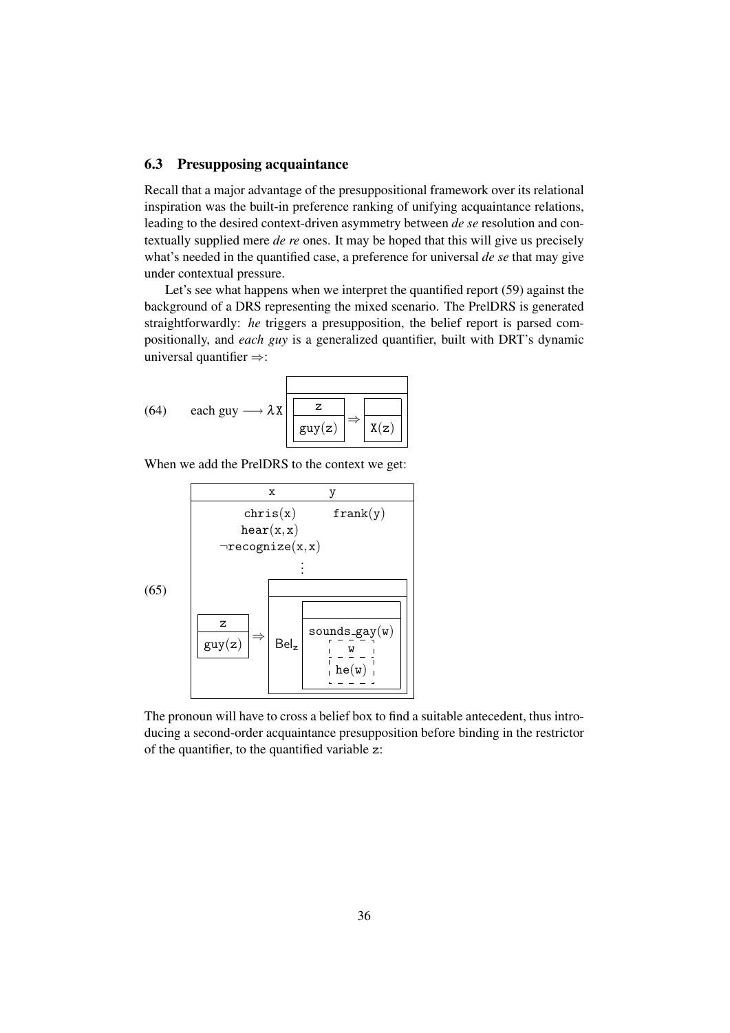### 6.3 Presupposing acquaintance

Recall that a major advantage of the presuppositional framework over its relational inspiration was the built-in preference ranking of unifying acquaintance relations, leading to the desired context-driven asymmetry between *de se* resolution and contextually supplied mere *de re* ones. It may be hoped that this will give us precisely what's needed in the quantified case, a preference for universal *de se* that may give under contextual pressure.

Let's see what happens when we interpret the quantified report (59) against the background of a DRS representing the mixed scenario. The PrelDRS is generated straightforwardly: *he* triggers a presupposition, the belief report is parsed compositionally, and *each guy* is a generalized quantifier, built with DRT's dynamic universal quantifier ⇒:

(64) each guy ⟶ $\lambda X$ [ [ z | guy(z) ] ⇒ [ | X(z) ] ]

When we add the PrelDRS to the context we get:

(65)
```
[ x  y
  chris(x)   frank(y)
  hear(x,x)
  ¬recognize(x,x)
  ⋮
  [ z | guy(z) ] ⇒ [ | Bel_z [ | sounds_gay(w)  [ w | he(w) ]∂ ] ]
]
```

The pronoun will have to cross a belief box to find a suitable antecedent, thus introducing a second-order acquaintance presupposition before binding in the restrictor of the quantifier, to the quantified variable z: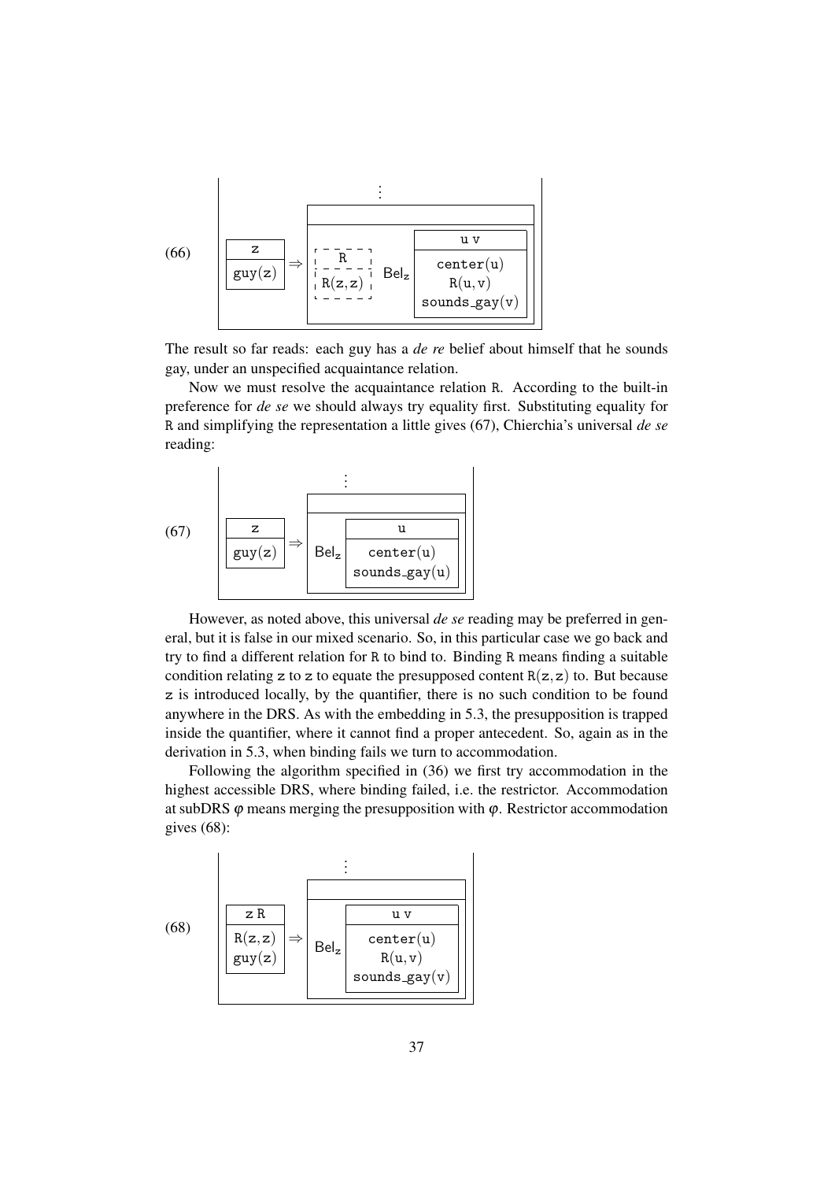(66)

```
        ⋮
 ┌──────────────────────────────────────────┐
 │                                          │
 ├──────────────────────────────────────────┤
 ┌────────┐     ┌ - - - - ┐       ┌───────────────┐
 │   z    │     ¦    R    ¦       │      u v      │
 ├────────┤  ⇒  ¦- - - - -¦ Bel_z ├───────────────┤
 │ guy(z) │     ¦ R(z,z)  ¦       │   center(u)   │
 └────────┘     └ - - - - ┘       │    R(u,v)     │
                                  │ sounds_gay(v) │
                                  └───────────────┘
```

The result so far reads: each guy has a *de re* belief about himself that he sounds gay, under an unspecified acquaintance relation.

Now we must resolve the acquaintance relation R. According to the built-in preference for *de se* we should always try equality first. Substituting equality for R and simplifying the representation a little gives (67), Chierchia's universal *de se* reading:

(67)

```
        ⋮
 ┌────────┐            ┌───────────────┐
 │   z    │            │       u       │
 ├────────┤  ⇒  Bel_z  ├───────────────┤
 │ guy(z) │            │   center(u)   │
 └────────┘            │ sounds_gay(u) │
                       └───────────────┘
```

However, as noted above, this universal *de se* reading may be preferred in general, but it is false in our mixed scenario. So, in this particular case we go back and try to find a different relation for R to bind to. Binding R means finding a suitable condition relating z to z to equate the presupposed content R(z, z) to. But because z is introduced locally, by the quantifier, there is no such condition to be found anywhere in the DRS. As with the embedding in 5.3, the presupposition is trapped inside the quantifier, where it cannot find a proper antecedent. So, again as in the derivation in 5.3, when binding fails we turn to accommodation.

Following the algorithm specified in (36) we first try accommodation in the highest accessible DRS, where binding failed, i.e. the restrictor. Accommodation at subDRS $\varphi$ means merging the presupposition with $\varphi$. Restrictor accommodation gives (68):

(68)

```
        ⋮
 ┌────────┐            ┌───────────────┐
 │  z R   │            │      u v      │
 ├────────┤  ⇒  Bel_z  ├───────────────┤
 │ R(z,z) │            │   center(u)   │
 │ guy(z) │            │    R(u,v)     │
 └────────┘            │ sounds_gay(v) │
                       └───────────────┘
```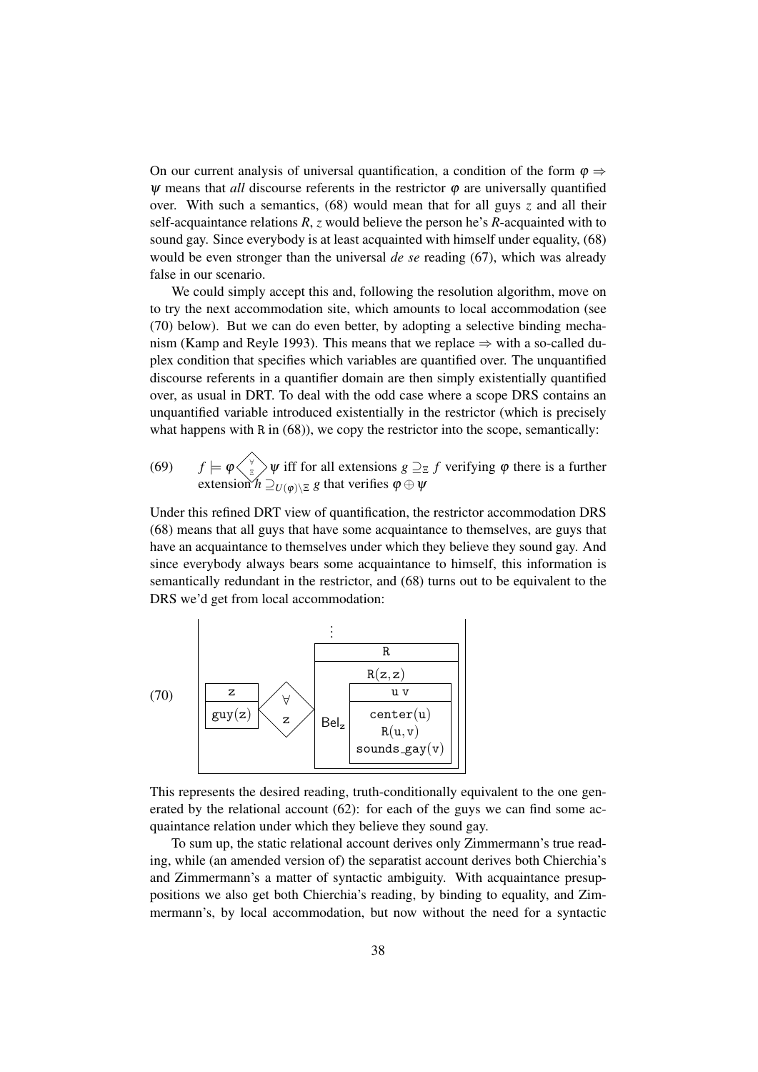On our current analysis of universal quantification, a condition of the form $\varphi \Rightarrow \psi$ means that *all* discourse referents in the restrictor $\varphi$ are universally quantified over. With such a semantics, (68) would mean that for all guys $z$ and all their self-acquaintance relations $R$, $z$ would believe the person he's $R$-acquainted with to sound gay. Since everybody is at least acquainted with himself under equality, (68) would be even stronger than the universal *de se* reading (67), which was already false in our scenario.

We could simply accept this and, following the resolution algorithm, move on to try the next accommodation site, which amounts to local accommodation (see (70) below). But we can do even better, by adopting a selective binding mechanism (Kamp and Reyle 1993). This means that we replace $\Rightarrow$ with a so-called duplex condition that specifies which variables are quantified over. The unquantified discourse referents in a quantifier domain are then simply existentially quantified over, as usual in DRT. To deal with the odd case where a scope DRS contains an unquantified variable introduced existentially in the restrictor (which is precisely what happens with R in (68)), we copy the restrictor into the scope, semantically:

(69) $f \models \varphi \langle \substack{\forall \\ \Xi} \rangle \psi$ iff for all extensions $g \supseteq_{\Xi} f$ verifying $\varphi$ there is a further extension $h \supseteq_{U(\varphi)\setminus\Xi} g$ that verifies $\varphi \oplus \psi$

Under this refined DRT view of quantification, the restrictor accommodation DRS (68) means that all guys that have some acquaintance to themselves, are guys that have an acquaintance to themselves under which they believe they sound gay. And since everybody always bears some acquaintance to himself, this information is semantically redundant in the restrictor, and (68) turns out to be equivalent to the DRS we'd get from local accommodation:

(70)
```
                              ⋮
 [ z      ]   <∀ z>   [ R                                ]
 [ guy(z) ]           [ R(z,z)                           ]
                      [ Bel_z [ u v                    ] ]
                      [       [ center(u)              ] ]
                      [       [ R(u,v)                 ] ]
                      [       [ sounds_gay(v)          ] ]
```

This represents the desired reading, truth-conditionally equivalent to the one generated by the relational account (62): for each of the guys we can find some acquaintance relation under which they believe they sound gay.

To sum up, the static relational account derives only Zimmermann's true reading, while (an amended version of) the separatist account derives both Chierchia's and Zimmermann's a matter of syntactic ambiguity. With acquaintance presuppositions we also get both Chierchia's reading, by binding to equality, and Zimmermann's, by local accommodation, but now without the need for a syntactic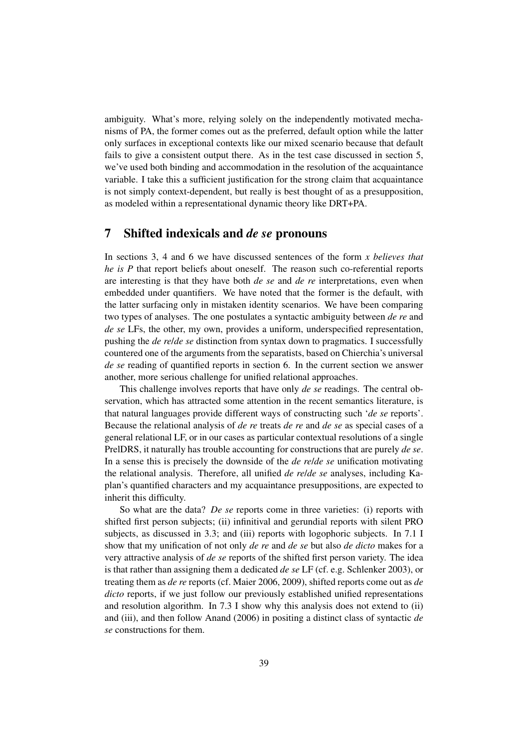ambiguity. What's more, relying solely on the independently motivated mechanisms of PA, the former comes out as the preferred, default option while the latter only surfaces in exceptional contexts like our mixed scenario because that default fails to give a consistent output there. As in the test case discussed in section 5, we've used both binding and accommodation in the resolution of the acquaintance variable. I take this a sufficient justification for the strong claim that acquaintance is not simply context-dependent, but really is best thought of as a presupposition, as modeled within a representational dynamic theory like DRT+PA.

## 7 Shifted indexicals and *de se* pronouns

In sections 3, 4 and 6 we have discussed sentences of the form *x believes that he is P* that report beliefs about oneself. The reason such co-referential reports are interesting is that they have both *de se* and *de re* interpretations, even when embedded under quantifiers. We have noted that the former is the default, with the latter surfacing only in mistaken identity scenarios. We have been comparing two types of analyses. The one postulates a syntactic ambiguity between *de re* and *de se* LFs, the other, my own, provides a uniform, underspecified representation, pushing the *de re*/*de se* distinction from syntax down to pragmatics. I successfully countered one of the arguments from the separatists, based on Chierchia's universal *de se* reading of quantified reports in section 6. In the current section we answer another, more serious challenge for unified relational approaches.

This challenge involves reports that have only *de se* readings. The central observation, which has attracted some attention in the recent semantics literature, is that natural languages provide different ways of constructing such '*de se* reports'. Because the relational analysis of *de re* treats *de re* and *de se* as special cases of a general relational LF, or in our cases as particular contextual resolutions of a single PrelDRS, it naturally has trouble accounting for constructions that are purely *de se*. In a sense this is precisely the downside of the *de re*/*de se* unification motivating the relational analysis. Therefore, all unified *de re*/*de se* analyses, including Kaplan's quantified characters and my acquaintance presuppositions, are expected to inherit this difficulty.

So what are the data? *De se* reports come in three varieties: (i) reports with shifted first person subjects; (ii) infinitival and gerundial reports with silent PRO subjects, as discussed in 3.3; and (iii) reports with logophoric subjects. In 7.1 I show that my unification of not only *de re* and *de se* but also *de dicto* makes for a very attractive analysis of *de se* reports of the shifted first person variety. The idea is that rather than assigning them a dedicated *de se* LF (cf. e.g. Schlenker 2003), or treating them as *de re* reports (cf. Maier 2006, 2009), shifted reports come out as *de dicto* reports, if we just follow our previously established unified representations and resolution algorithm. In 7.3 I show why this analysis does not extend to (ii) and (iii), and then follow Anand (2006) in positing a distinct class of syntactic *de se* constructions for them.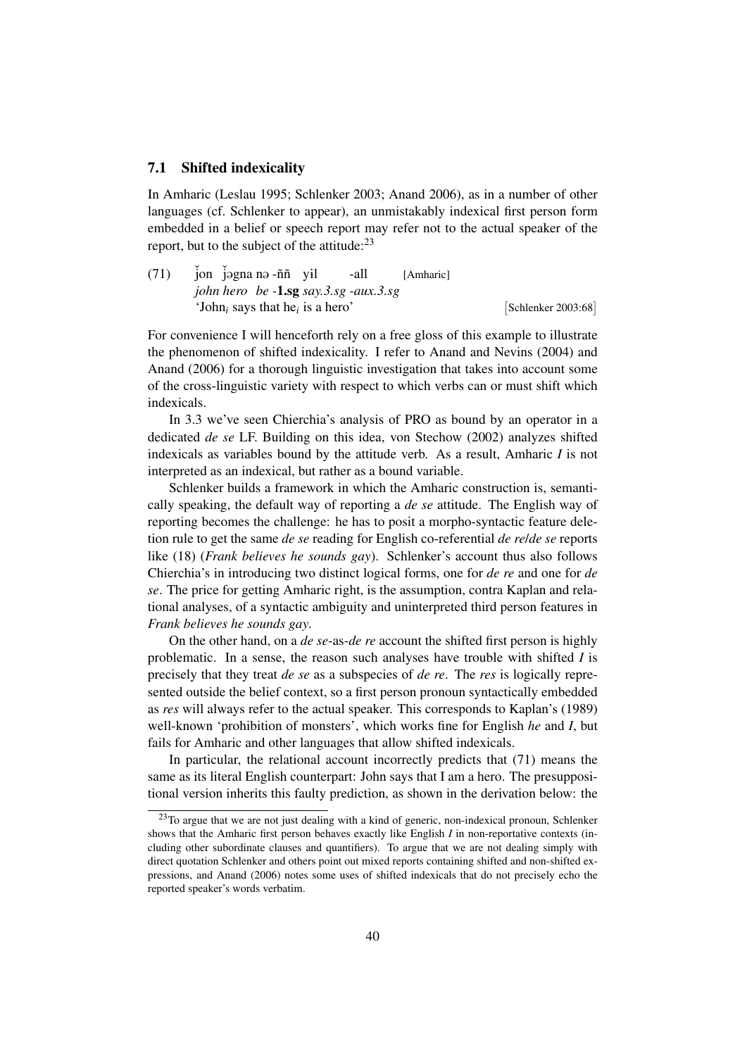### 7.1 Shifted indexicality

In Amharic (Leslau 1995; Schlenker 2003; Anand 2006), as in a number of other languages (cf. Schlenker to appear), an unmistakably indexical first person form embedded in a belief or speech report may refer not to the actual speaker of the report, but to the subject of the attitude:[23]

(71) ǰon ǰəgna nə -ññ yɨl -all [Amharic]
*john hero be* -**1.sg** *say.3.sg -aux.3.sg*
'John$_i$ says that he$_i$ is a hero' [Schlenker 2003:68]

For convenience I will henceforth rely on a free gloss of this example to illustrate the phenomenon of shifted indexicality. I refer to Anand and Nevins (2004) and Anand (2006) for a thorough linguistic investigation that takes into account some of the cross-linguistic variety with respect to which verbs can or must shift which indexicals.

In 3.3 we've seen Chierchia's analysis of PRO as bound by an operator in a dedicated *de se* LF. Building on this idea, von Stechow (2002) analyzes shifted indexicals as variables bound by the attitude verb. As a result, Amharic *I* is not interpreted as an indexical, but rather as a bound variable.

Schlenker builds a framework in which the Amharic construction is, semantically speaking, the default way of reporting a *de se* attitude. The English way of reporting becomes the challenge: he has to posit a morpho-syntactic feature deletion rule to get the same *de se* reading for English co-referential *de re*/*de se* reports like (18) (*Frank believes he sounds gay*). Schlenker's account thus also follows Chierchia's in introducing two distinct logical forms, one for *de re* and one for *de se*. The price for getting Amharic right, is the assumption, contra Kaplan and relational analyses, of a syntactic ambiguity and uninterpreted third person features in *Frank believes he sounds gay*.

On the other hand, on a *de se*-as-*de re* account the shifted first person is highly problematic. In a sense, the reason such analyses have trouble with shifted *I* is precisely that they treat *de se* as a subspecies of *de re*. The *res* is logically represented outside the belief context, so a first person pronoun syntactically embedded as *res* will always refer to the actual speaker. This corresponds to Kaplan's (1989) well-known 'prohibition of monsters', which works fine for English *he* and *I*, but fails for Amharic and other languages that allow shifted indexicals.

In particular, the relational account incorrectly predicts that (71) means the same as its literal English counterpart: John says that I am a hero. The presuppositional version inherits this faulty prediction, as shown in the derivation below: the

[23] To argue that we are not just dealing with a kind of generic, non-indexical pronoun, Schlenker shows that the Amharic first person behaves exactly like English *I* in non-reportative contexts (including other subordinate clauses and quantifiers). To argue that we are not dealing simply with direct quotation Schlenker and others point out mixed reports containing shifted and non-shifted expressions, and Anand (2006) notes some uses of shifted indexicals that do not precisely echo the reported speaker's words verbatim.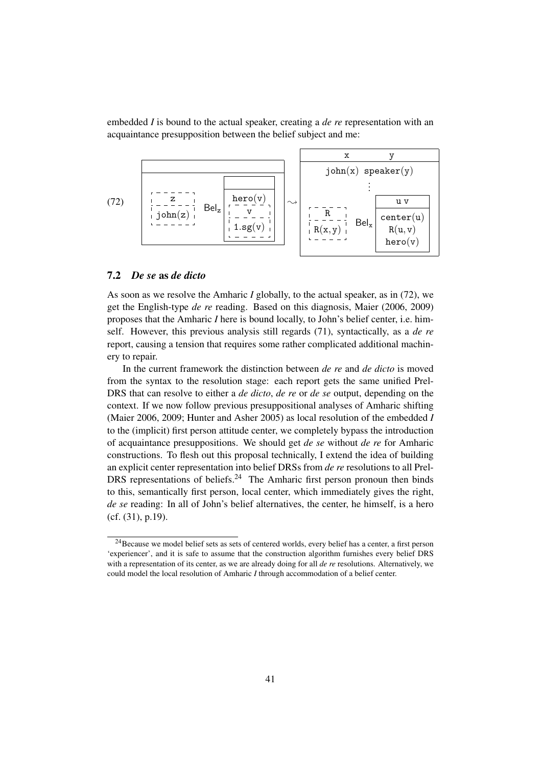embedded *I* is bound to the actual speaker, creating a *de re* representation with an acquaintance presupposition between the belief subject and me:

(72) [ [z | john(z)] $\mathsf{Bel}_z$ [ | hero(v) [v | 1.sg(v)] ] ] $\rightsquigarrow$ [ x y | john(x) speaker(y) ⋮ [R | R(x,y)] $\mathsf{Bel}_x$ [u v | center(u) R(u,v) hero(v)] ]

## 7.2 *De se* as *de dicto*

As soon as we resolve the Amharic *I* globally, to the actual speaker, as in (72), we get the English-type *de re* reading. Based on this diagnosis, Maier (2006, 2009) proposes that the Amharic *I* here is bound locally, to John's belief center, i.e. himself. However, this previous analysis still regards (71), syntactically, as a *de re* report, causing a tension that requires some rather complicated additional machinery to repair.

In the current framework the distinction between *de re* and *de dicto* is moved from the syntax to the resolution stage: each report gets the same unified Prel-DRS that can resolve to either a *de dicto*, *de re* or *de se* output, depending on the context. If we now follow previous presuppositional analyses of Amharic shifting (Maier 2006, 2009; Hunter and Asher 2005) as local resolution of the embedded *I* to the (implicit) first person attitude center, we completely bypass the introduction of acquaintance presuppositions. We should get *de se* without *de re* for Amharic constructions. To flesh out this proposal technically, I extend the idea of building an explicit center representation into belief DRSs from *de re* resolutions to all Prel-DRS representations of beliefs.[24] The Amharic first person pronoun then binds to this, semantically first person, local center, which immediately gives the right, *de se* reading: In all of John's belief alternatives, the center, he himself, is a hero (cf. (31), p.19).

[24] Because we model belief sets as sets of centered worlds, every belief has a center, a first person 'experiencer', and it is safe to assume that the construction algorithm furnishes every belief DRS with a representation of its center, as we are already doing for all *de re* resolutions. Alternatively, we could model the local resolution of Amharic *I* through accommodation of a belief center.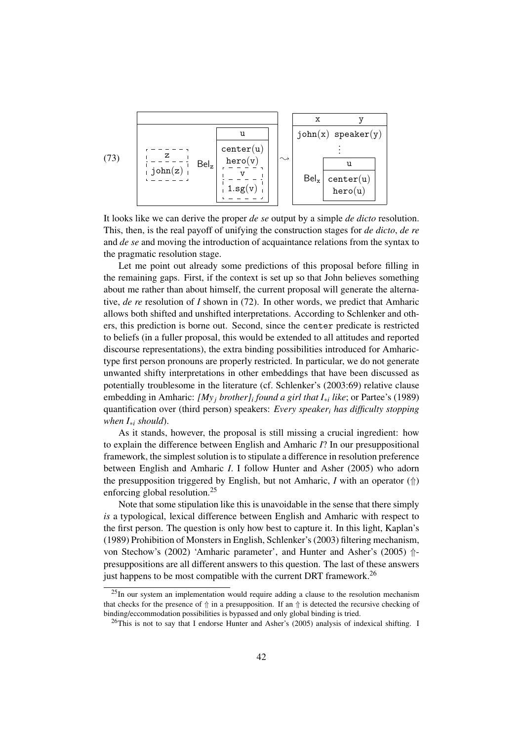(73)

```
┌──────────────────────────────┐     ┌─────────────────────┐
│                              │     │   x          y      │
│                ┌─────────┐   │     ├─────────────────────┤
│                │    u    │   │     │ john(x) speaker(y)  │
│ ┌ - - - - ┐    ├─────────┤   │     │          ⋮          │
│ ¦    z    ¦    │center(u)│   │     │      ┌──────────┐   │
│ ¦ - - - - ¦ Bel_z hero(v) │   │ ⇝   │      │    u     │   │
│ ¦ john(z) ¦    │┌ - - - ┐│   │     │      ├──────────┤   │
│ └ - - - - ┘    │¦   v   ¦│   │     │ Bel_x│center(u) │   │
│                │¦- - - -¦│   │     │      │ hero(u)  │   │
│                │¦1.sg(v)¦│   │     │      └──────────┘   │
│                │└ - - - ┘│   │     │                     │
│                └─────────┘   │     │                     │
└──────────────────────────────┘     └─────────────────────┘
```

It looks like we can derive the proper *de se* output by a simple *de dicto* resolution. This, then, is the real payoff of unifying the construction stages for *de dicto*, *de re* and *de se* and moving the introduction of acquaintance relations from the syntax to the pragmatic resolution stage.

Let me point out already some predictions of this proposal before filling in the remaining gaps. First, if the context is set up so that John believes something about me rather than about himself, the current proposal will generate the alternative, *de re* resolution of *I* shown in (72). In other words, we predict that Amharic allows both shifted and unshifted interpretations. According to Schlenker and others, this prediction is borne out. Second, since the center predicate is restricted to beliefs (in a fuller proposal, this would be extended to all attitudes and reported discourse representations), the extra binding possibilities introduced for Amharic-type first person pronouns are properly restricted. In particular, we do not generate unwanted shifty interpretations in other embeddings that have been discussed as potentially troublesome in the literature (cf. Schlenker's (2003:69) relative clause embedding in Amharic: *[My$_j$ brother]$_i$ found a girl that I$_{*i}$ like*; or Partee's (1989) quantification over (third person) speakers: *Every speaker$_i$ has difficulty stopping when I$_{*i}$ should*).

As it stands, however, the proposal is still missing a crucial ingredient: how to explain the difference between English and Amharic *I*? In our presuppositional framework, the simplest solution is to stipulate a difference in resolution preference between English and Amharic *I*. I follow Hunter and Asher (2005) who adorn the presupposition triggered by English, but not Amharic, *I* with an operator ($\Uparrow$) enforcing global resolution.[25]

Note that some stipulation like this is unavoidable in the sense that there simply *is* a typological, lexical difference between English and Amharic with respect to the first person. The question is only how best to capture it. In this light, Kaplan's (1989) Prohibition of Monsters in English, Schlenker's (2003) filtering mechanism, von Stechow's (2002) 'Amharic parameter', and Hunter and Asher's (2005) $\Uparrow$-presuppositions are all different answers to this question. The last of these answers just happens to be most compatible with the current DRT framework.[26]

[25] In our system an implementation would require adding a clause to the resolution mechanism that checks for the presence of $\Uparrow$ in a presupposition. If an $\Uparrow$ is detected the recursive checking of binding/eccommodation possibilities is bypassed and only global binding is tried.

[26] This is not to say that I endorse Hunter and Asher's (2005) analysis of indexical shifting. I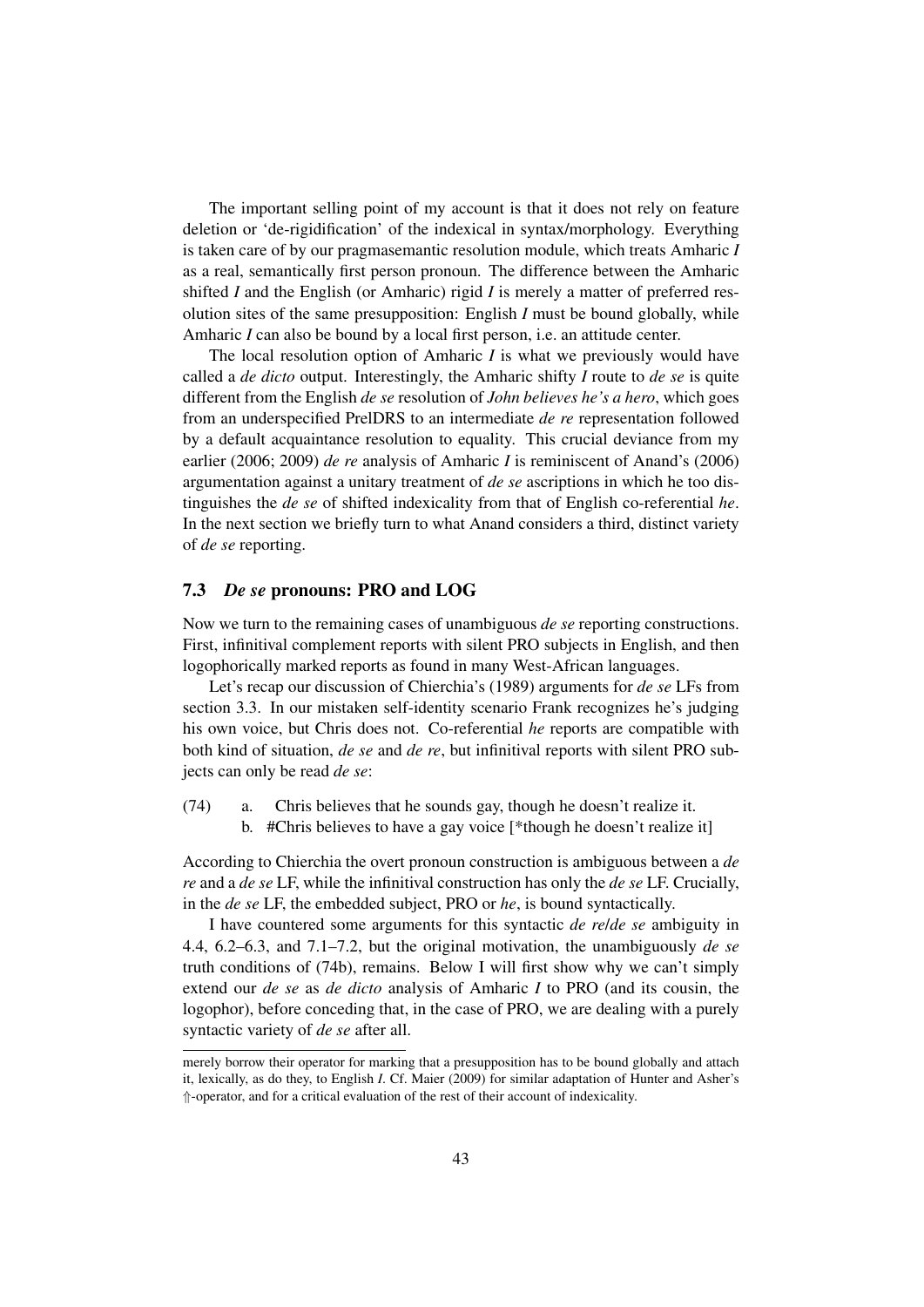The important selling point of my account is that it does not rely on feature deletion or 'de-rigidification' of the indexical in syntax/morphology. Everything is taken care of by our pragmasemantic resolution module, which treats Amharic *I* as a real, semantically first person pronoun. The difference between the Amharic shifted *I* and the English (or Amharic) rigid *I* is merely a matter of preferred resolution sites of the same presupposition: English *I* must be bound globally, while Amharic *I* can also be bound by a local first person, i.e. an attitude center.

The local resolution option of Amharic *I* is what we previously would have called a *de dicto* output. Interestingly, the Amharic shifty *I* route to *de se* is quite different from the English *de se* resolution of *John believes he's a hero*, which goes from an underspecified PrelDRS to an intermediate *de re* representation followed by a default acquaintance resolution to equality. This crucial deviance from my earlier (2006; 2009) *de re* analysis of Amharic *I* is reminiscent of Anand's (2006) argumentation against a unitary treatment of *de se* ascriptions in which he too distinguishes the *de se* of shifted indexicality from that of English co-referential *he*. In the next section we briefly turn to what Anand considers a third, distinct variety of *de se* reporting.

### 7.3 *De se* pronouns: PRO and LOG

Now we turn to the remaining cases of unambiguous *de se* reporting constructions. First, infinitival complement reports with silent PRO subjects in English, and then logophorically marked reports as found in many West-African languages.

Let's recap our discussion of Chierchia's (1989) arguments for *de se* LFs from section 3.3. In our mistaken self-identity scenario Frank recognizes he's judging his own voice, but Chris does not. Co-referential *he* reports are compatible with both kind of situation, *de se* and *de re*, but infinitival reports with silent PRO subjects can only be read *de se*:

(74) a. Chris believes that he sounds gay, though he doesn't realize it.
 b. #Chris believes to have a gay voice [*though he doesn't realize it]

According to Chierchia the overt pronoun construction is ambiguous between a *de re* and a *de se* LF, while the infinitival construction has only the *de se* LF. Crucially, in the *de se* LF, the embedded subject, PRO or *he*, is bound syntactically.

I have countered some arguments for this syntactic *de re*/*de se* ambiguity in 4.4, 6.2–6.3, and 7.1–7.2, but the original motivation, the unambiguously *de se* truth conditions of (74b), remains. Below I will first show why we can't simply extend our *de se* as *de dicto* analysis of Amharic *I* to PRO (and its cousin, the logophor), before conceding that, in the case of PRO, we are dealing with a purely syntactic variety of *de se* after all.

---

merely borrow their operator for marking that a presupposition has to be bound globally and attach it, lexically, as do they, to English *I*. Cf. Maier (2009) for similar adaptation of Hunter and Asher's ⇑-operator, and for a critical evaluation of the rest of their account of indexicality.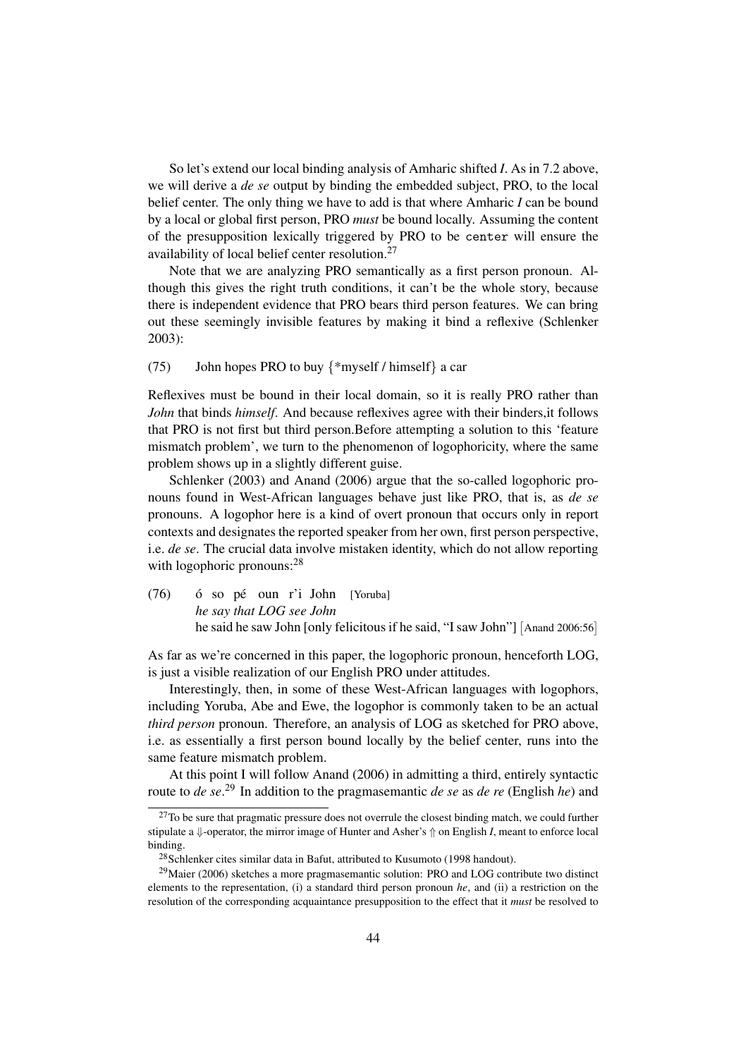So let's extend our local binding analysis of Amharic shifted *I*. As in 7.2 above, we will derive a *de se* output by binding the embedded subject, PRO, to the local belief center. The only thing we have to add is that where Amharic *I* can be bound by a local or global first person, PRO *must* be bound locally. Assuming the content of the presupposition lexically triggered by PRO to be `center` will ensure the availability of local belief center resolution.[27]

Note that we are analyzing PRO semantically as a first person pronoun. Although this gives the right truth conditions, it can't be the whole story, because there is independent evidence that PRO bears third person features. We can bring out these seemingly invisible features by making it bind a reflexive (Schlenker 2003):

(75) John hopes PRO to buy {*myself / himself} a car

Reflexives must be bound in their local domain, so it is really PRO rather than *John* that binds *himself*. And because reflexives agree with their binders,it follows that PRO is not first but third person.Before attempting a solution to this 'feature mismatch problem', we turn to the phenomenon of logophoricity, where the same problem shows up in a slightly different guise.

Schlenker (2003) and Anand (2006) argue that the so-called logophoric pronouns found in West-African languages behave just like PRO, that is, as *de se* pronouns. A logophor here is a kind of overt pronoun that occurs only in report contexts and designates the reported speaker from her own, first person perspective, i.e. *de se*. The crucial data involve mistaken identity, which do not allow reporting with logophoric pronouns:[28]

(76) ó so pé oun r'i John [Yoruba]
*he say that LOG see John*
he said he saw John [only felicitous if he said, "I saw John"] [Anand 2006:56]

As far as we're concerned in this paper, the logophoric pronoun, henceforth LOG, is just a visible realization of our English PRO under attitudes.

Interestingly, then, in some of these West-African languages with logophors, including Yoruba, Abe and Ewe, the logophor is commonly taken to be an actual *third person* pronoun. Therefore, an analysis of LOG as sketched for PRO above, i.e. as essentially a first person bound locally by the belief center, runs into the same feature mismatch problem.

At this point I will follow Anand (2006) in admitting a third, entirely syntactic route to *de se*.[29] In addition to the pragmasemantic *de se* as *de re* (English *he*) and

[27] To be sure that pragmatic pressure does not overrule the closest binding match, we could further stipulate a ⇓-operator, the mirror image of Hunter and Asher's ⇑ on English *I*, meant to enforce local binding.

[28] Schlenker cites similar data in Bafut, attributed to Kusumoto (1998 handout).

[29] Maier (2006) sketches a more pragmasemantic solution: PRO and LOG contribute two distinct elements to the representation, (i) a standard third person pronoun *he*, and (ii) a restriction on the resolution of the corresponding acquaintance presupposition to the effect that it *must* be resolved to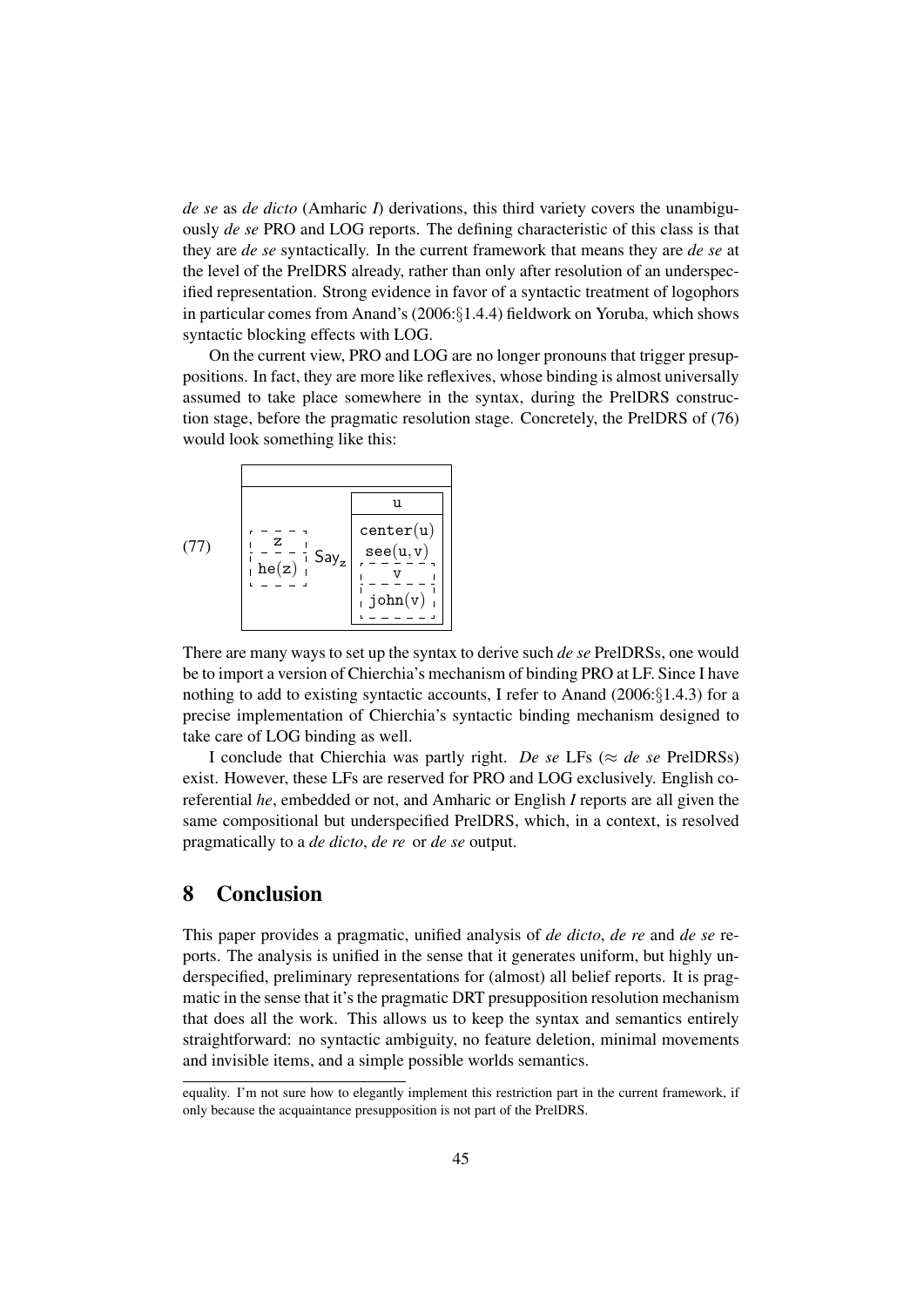*de se* as *de dicto* (Amharic *I*) derivations, this third variety covers the unambiguously *de se* PRO and LOG reports. The defining characteristic of this class is that they are *de se* syntactically. In the current framework that means they are *de se* at the level of the PrelDRS already, rather than only after resolution of an underspecified representation. Strong evidence in favor of a syntactic treatment of logophors in particular comes from Anand's (2006:§1.4.4) fieldwork on Yoruba, which shows syntactic blocking effects with LOG.

On the current view, PRO and LOG are no longer pronouns that trigger presuppositions. In fact, they are more like reflexives, whose binding is almost universally assumed to take place somewhere in the syntax, during the PrelDRS construction stage, before the pragmatic resolution stage. Concretely, the PrelDRS of (76) would look something like this:

(77)

```
┌───────────────────────────────────┐
│                                   │
├───────────────────────────────────┤
│                      ┌──────────┐ │
│                      │    u     │ │
│  ┌ ─ ─ ─ ┐           ├──────────┤ │
│  ¦   z   ¦           │center(u) │ │
│  ├ ─ ─ ─ ┤  Say_z    │ see(u,v) │ │
│  ¦ he(z) ¦           │┌ ─ ─ ─ ┐ │ │
│  └ ─ ─ ─ ┘           │¦   v   ¦ │ │
│                      │├ ─ ─ ─ ┤ │ │
│                      │¦john(v)¦ │ │
│                      │└ ─ ─ ─ ┘ │ │
│                      └──────────┘ │
└───────────────────────────────────┘
```

There are many ways to set up the syntax to derive such *de se* PrelDRSs, one would be to import a version of Chierchia's mechanism of binding PRO at LF. Since I have nothing to add to existing syntactic accounts, I refer to Anand (2006:§1.4.3) for a precise implementation of Chierchia's syntactic binding mechanism designed to take care of LOG binding as well.

I conclude that Chierchia was partly right. *De se* LFs ($\approx$ *de se* PrelDRSs) exist. However, these LFs are reserved for PRO and LOG exclusively. English coreferential *he*, embedded or not, and Amharic or English *I* reports are all given the same compositional but underspecified PrelDRS, which, in a context, is resolved pragmatically to a *de dicto*, *de re* or *de se* output.

# 8 Conclusion

This paper provides a pragmatic, unified analysis of *de dicto*, *de re* and *de se* reports. The analysis is unified in the sense that it generates uniform, but highly underspecified, preliminary representations for (almost) all belief reports. It is pragmatic in the sense that it's the pragmatic DRT presupposition resolution mechanism that does all the work. This allows us to keep the syntax and semantics entirely straightforward: no syntactic ambiguity, no feature deletion, minimal movements and invisible items, and a simple possible worlds semantics.

---

equality. I'm not sure how to elegantly implement this restriction part in the current framework, if only because the acquaintance presupposition is not part of the PrelDRS.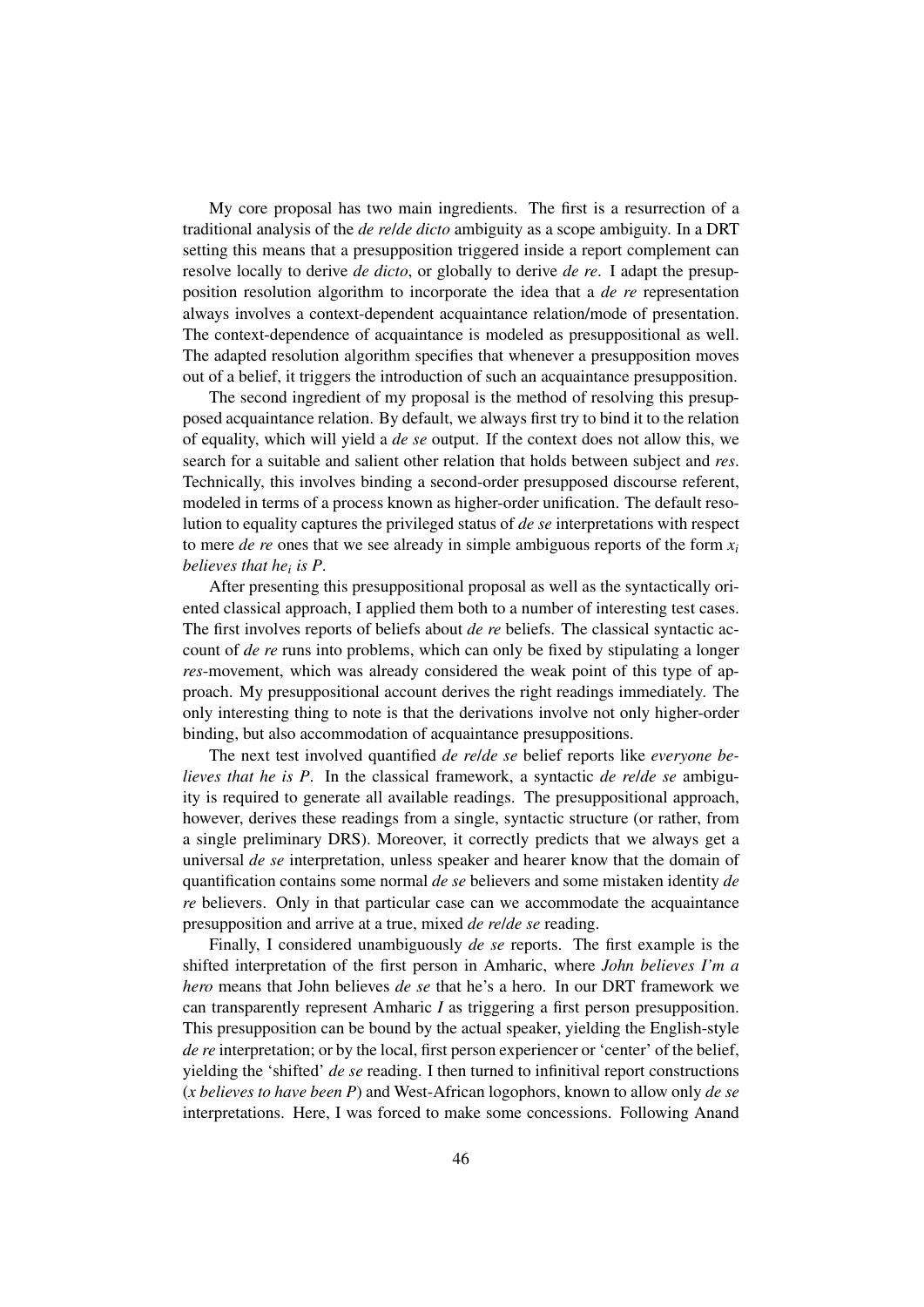My core proposal has two main ingredients. The first is a resurrection of a traditional analysis of the *de re*/*de dicto* ambiguity as a scope ambiguity. In a DRT setting this means that a presupposition triggered inside a report complement can resolve locally to derive *de dicto*, or globally to derive *de re*. I adapt the presupposition resolution algorithm to incorporate the idea that a *de re* representation always involves a context-dependent acquaintance relation/mode of presentation. The context-dependence of acquaintance is modeled as presuppositional as well. The adapted resolution algorithm specifies that whenever a presupposition moves out of a belief, it triggers the introduction of such an acquaintance presupposition.

The second ingredient of my proposal is the method of resolving this presupposed acquaintance relation. By default, we always first try to bind it to the relation of equality, which will yield a *de se* output. If the context does not allow this, we search for a suitable and salient other relation that holds between subject and *res*. Technically, this involves binding a second-order presupposed discourse referent, modeled in terms of a process known as higher-order unification. The default resolution to equality captures the privileged status of *de se* interpretations with respect to mere *de re* ones that we see already in simple ambiguous reports of the form $x_i$ *believes that he*$_i$ *is P*.

After presenting this presuppositional proposal as well as the syntactically oriented classical approach, I applied them both to a number of interesting test cases. The first involves reports of beliefs about *de re* beliefs. The classical syntactic account of *de re* runs into problems, which can only be fixed by stipulating a longer *res*-movement, which was already considered the weak point of this type of approach. My presuppositional account derives the right readings immediately. The only interesting thing to note is that the derivations involve not only higher-order binding, but also accommodation of acquaintance presuppositions.

The next test involved quantified *de re*/*de se* belief reports like *everyone believes that he is P*. In the classical framework, a syntactic *de re*/*de se* ambiguity is required to generate all available readings. The presuppositional approach, however, derives these readings from a single, syntactic structure (or rather, from a single preliminary DRS). Moreover, it correctly predicts that we always get a universal *de se* interpretation, unless speaker and hearer know that the domain of quantification contains some normal *de se* believers and some mistaken identity *de re* believers. Only in that particular case can we accommodate the acquaintance presupposition and arrive at a true, mixed *de re*/*de se* reading.

Finally, I considered unambiguously *de se* reports. The first example is the shifted interpretation of the first person in Amharic, where *John believes I'm a hero* means that John believes *de se* that he's a hero. In our DRT framework we can transparently represent Amharic *I* as triggering a first person presupposition. This presupposition can be bound by the actual speaker, yielding the English-style *de re* interpretation; or by the local, first person experiencer or 'center' of the belief, yielding the 'shifted' *de se* reading. I then turned to infinitival report constructions (*x believes to have been P*) and West-African logophors, known to allow only *de se* interpretations. Here, I was forced to make some concessions. Following Anand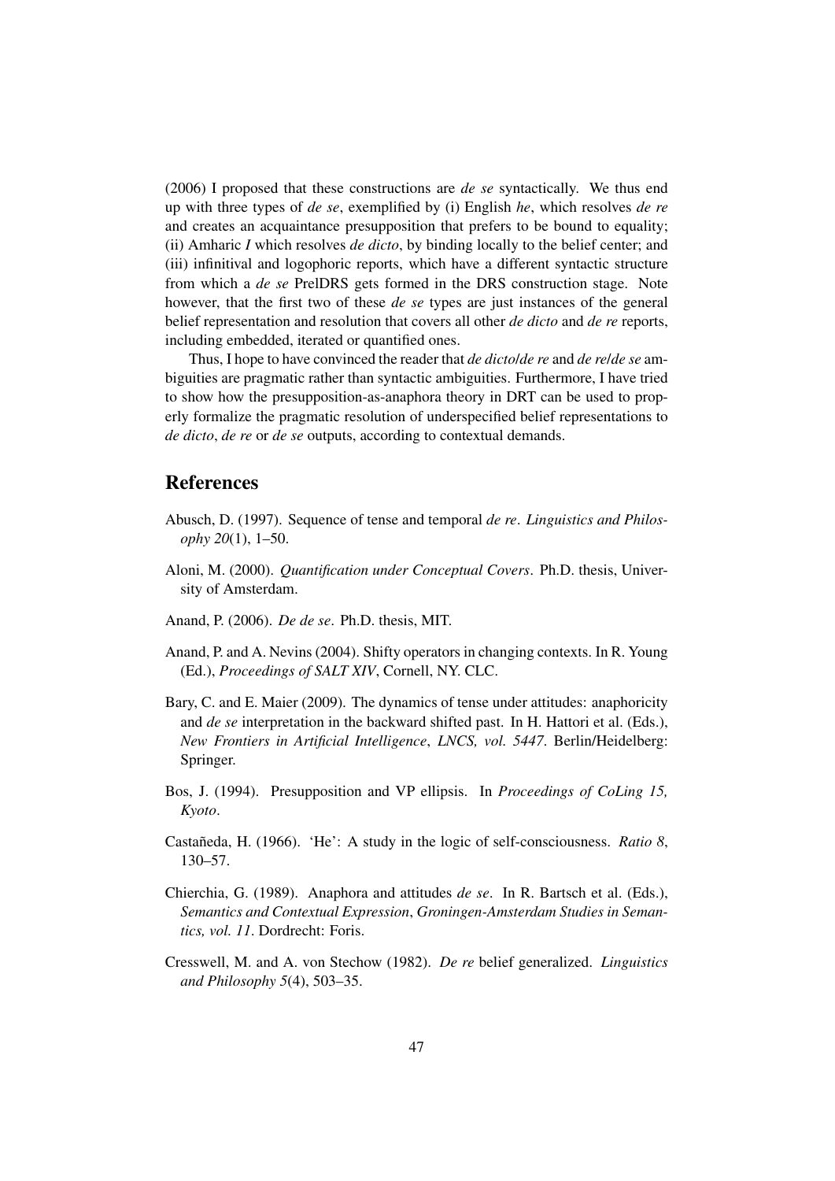(2006) I proposed that these constructions are *de se* syntactically. We thus end up with three types of *de se*, exemplified by (i) English *he*, which resolves *de re* and creates an acquaintance presupposition that prefers to be bound to equality; (ii) Amharic *I* which resolves *de dicto*, by binding locally to the belief center; and (iii) infinitival and logophoric reports, which have a different syntactic structure from which a *de se* PrelDRS gets formed in the DRS construction stage. Note however, that the first two of these *de se* types are just instances of the general belief representation and resolution that covers all other *de dicto* and *de re* reports, including embedded, iterated or quantified ones.

Thus, I hope to have convinced the reader that *de dicto*/*de re* and *de re*/*de se* ambiguities are pragmatic rather than syntactic ambiguities. Furthermore, I have tried to show how the presupposition-as-anaphora theory in DRT can be used to properly formalize the pragmatic resolution of underspecified belief representations to *de dicto*, *de re* or *de se* outputs, according to contextual demands.

## References

Abusch, D. (1997). Sequence of tense and temporal *de re*. *Linguistics and Philosophy 20*(1), 1–50.

Aloni, M. (2000). *Quantification under Conceptual Covers*. Ph.D. thesis, University of Amsterdam.

Anand, P. (2006). *De de se*. Ph.D. thesis, MIT.

Anand, P. and A. Nevins (2004). Shifty operators in changing contexts. In R. Young (Ed.), *Proceedings of SALT XIV*, Cornell, NY. CLC.

Bary, C. and E. Maier (2009). The dynamics of tense under attitudes: anaphoricity and *de se* interpretation in the backward shifted past. In H. Hattori et al. (Eds.), *New Frontiers in Artificial Intelligence*, *LNCS, vol. 5447*. Berlin/Heidelberg: Springer.

Bos, J. (1994). Presupposition and VP ellipsis. In *Proceedings of CoLing 15, Kyoto*.

Castañeda, H. (1966). 'He': A study in the logic of self-consciousness. *Ratio 8*, 130–57.

Chierchia, G. (1989). Anaphora and attitudes *de se*. In R. Bartsch et al. (Eds.), *Semantics and Contextual Expression*, *Groningen-Amsterdam Studies in Semantics, vol. 11*. Dordrecht: Foris.

Cresswell, M. and A. von Stechow (1982). *De re* belief generalized. *Linguistics and Philosophy 5*(4), 503–35.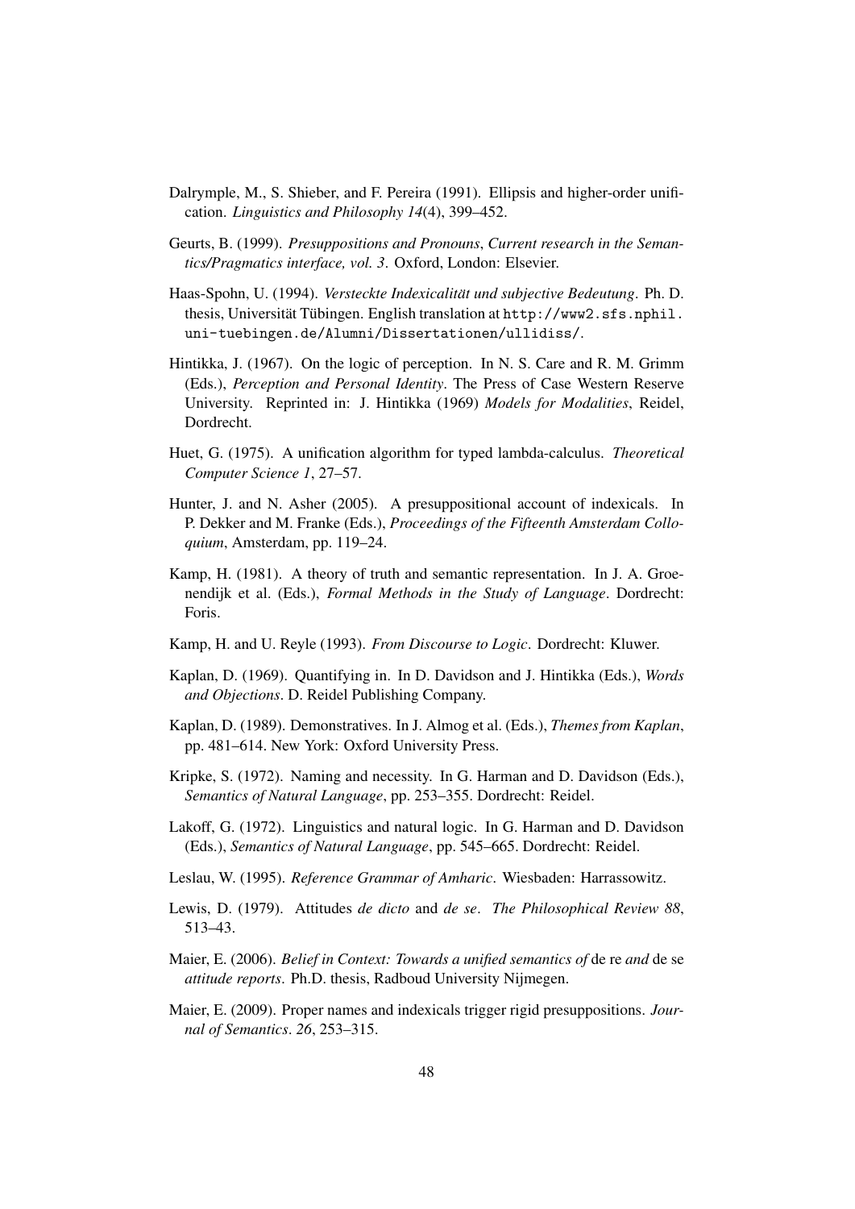Dalrymple, M., S. Shieber, and F. Pereira (1991). Ellipsis and higher-order unification. *Linguistics and Philosophy 14*(4), 399–452.

Geurts, B. (1999). *Presuppositions and Pronouns*, *Current research in the Semantics/Pragmatics interface, vol. 3*. Oxford, London: Elsevier.

Haas-Spohn, U. (1994). *Versteckte Indexicalität und subjective Bedeutung*. Ph. D. thesis, Universität Tübingen. English translation at `http://www2.sfs.nphil.uni-tuebingen.de/Alumni/Dissertationen/ullidiss/`.

Hintikka, J. (1967). On the logic of perception. In N. S. Care and R. M. Grimm (Eds.), *Perception and Personal Identity*. The Press of Case Western Reserve University. Reprinted in: J. Hintikka (1969) *Models for Modalities*, Reidel, Dordrecht.

Huet, G. (1975). A unification algorithm for typed lambda-calculus. *Theoretical Computer Science 1*, 27–57.

Hunter, J. and N. Asher (2005). A presuppositional account of indexicals. In P. Dekker and M. Franke (Eds.), *Proceedings of the Fifteenth Amsterdam Colloquium*, Amsterdam, pp. 119–24.

Kamp, H. (1981). A theory of truth and semantic representation. In J. A. Groenendijk et al. (Eds.), *Formal Methods in the Study of Language*. Dordrecht: Foris.

Kamp, H. and U. Reyle (1993). *From Discourse to Logic*. Dordrecht: Kluwer.

Kaplan, D. (1969). Quantifying in. In D. Davidson and J. Hintikka (Eds.), *Words and Objections*. D. Reidel Publishing Company.

Kaplan, D. (1989). Demonstratives. In J. Almog et al. (Eds.), *Themes from Kaplan*, pp. 481–614. New York: Oxford University Press.

Kripke, S. (1972). Naming and necessity. In G. Harman and D. Davidson (Eds.), *Semantics of Natural Language*, pp. 253–355. Dordrecht: Reidel.

Lakoff, G. (1972). Linguistics and natural logic. In G. Harman and D. Davidson (Eds.), *Semantics of Natural Language*, pp. 545–665. Dordrecht: Reidel.

Leslau, W. (1995). *Reference Grammar of Amharic*. Wiesbaden: Harrassowitz.

Lewis, D. (1979). Attitudes *de dicto* and *de se*. *The Philosophical Review 88*, 513–43.

Maier, E. (2006). *Belief in Context: Towards a unified semantics of* de re *and* de se *attitude reports*. Ph.D. thesis, Radboud University Nijmegen.

Maier, E. (2009). Proper names and indexicals trigger rigid presuppositions. *Journal of Semantics*. *26*, 253–315.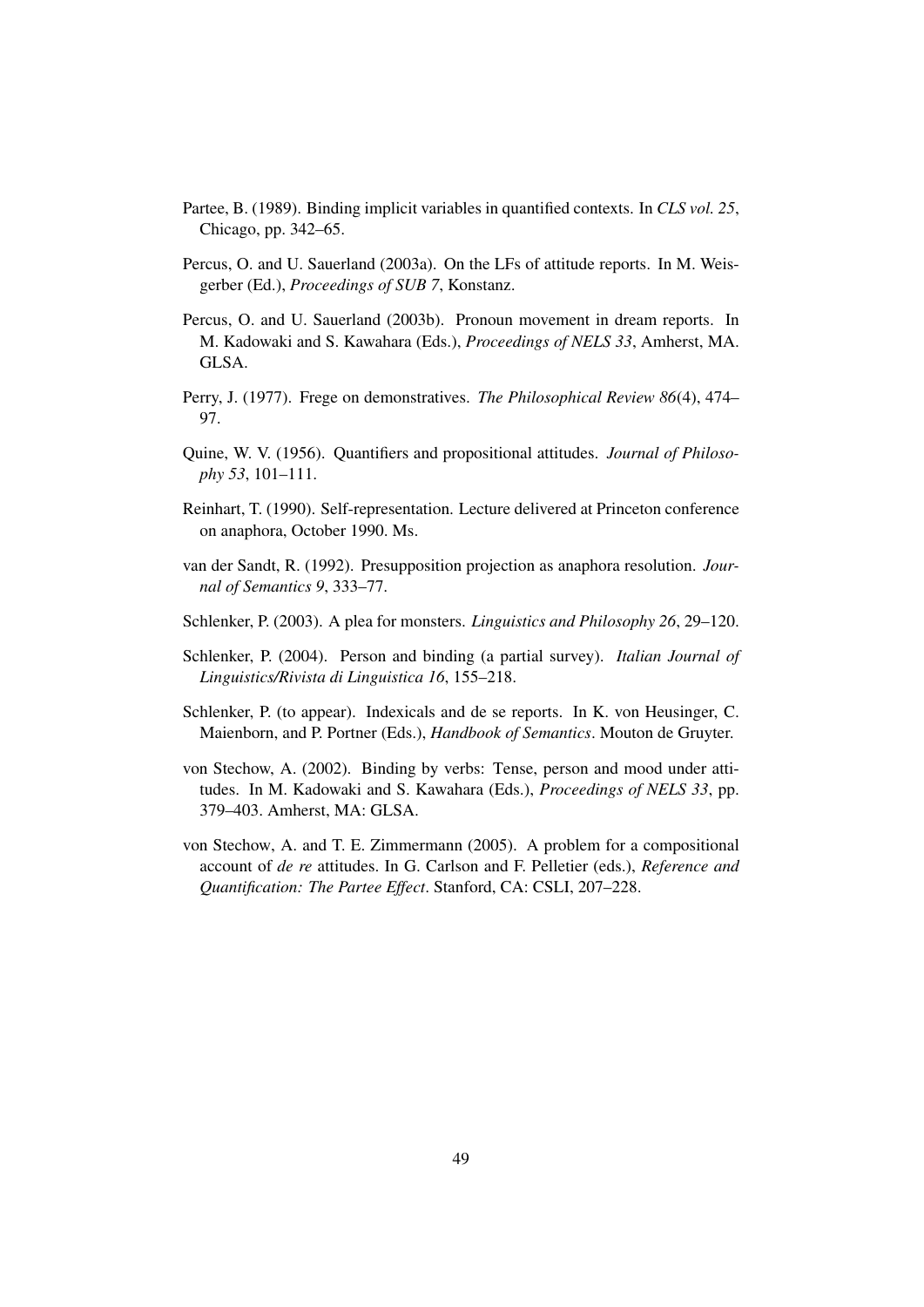Partee, B. (1989). Binding implicit variables in quantified contexts. In *CLS vol. 25*, Chicago, pp. 342–65.

Percus, O. and U. Sauerland (2003a). On the LFs of attitude reports. In M. Weisgerber (Ed.), *Proceedings of SUB 7*, Konstanz.

Percus, O. and U. Sauerland (2003b). Pronoun movement in dream reports. In M. Kadowaki and S. Kawahara (Eds.), *Proceedings of NELS 33*, Amherst, MA. GLSA.

Perry, J. (1977). Frege on demonstratives. *The Philosophical Review 86*(4), 474–97.

Quine, W. V. (1956). Quantifiers and propositional attitudes. *Journal of Philosophy 53*, 101–111.

Reinhart, T. (1990). Self-representation. Lecture delivered at Princeton conference on anaphora, October 1990. Ms.

van der Sandt, R. (1992). Presupposition projection as anaphora resolution. *Journal of Semantics 9*, 333–77.

Schlenker, P. (2003). A plea for monsters. *Linguistics and Philosophy 26*, 29–120.

Schlenker, P. (2004). Person and binding (a partial survey). *Italian Journal of Linguistics/Rivista di Linguistica 16*, 155–218.

Schlenker, P. (to appear). Indexicals and de se reports. In K. von Heusinger, C. Maienborn, and P. Portner (Eds.), *Handbook of Semantics*. Mouton de Gruyter.

von Stechow, A. (2002). Binding by verbs: Tense, person and mood under attitudes. In M. Kadowaki and S. Kawahara (Eds.), *Proceedings of NELS 33*, pp. 379–403. Amherst, MA: GLSA.

von Stechow, A. and T. E. Zimmermann (2005). A problem for a compositional account of *de re* attitudes. In G. Carlson and F. Pelletier (eds.), *Reference and Quantification: The Partee Effect*. Stanford, CA: CSLI, 207–228.